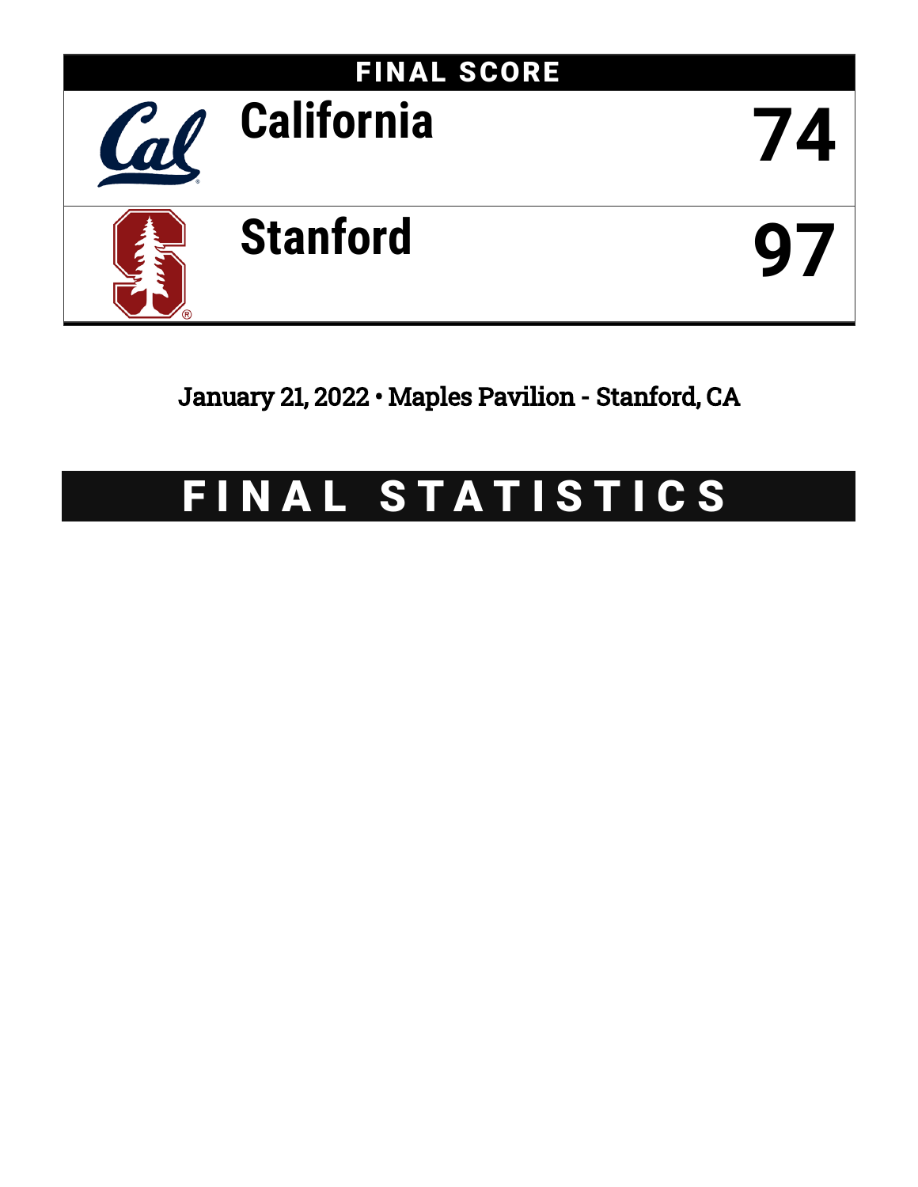## FINAL SCORE

| Team | Score |
| --- | --- |
| California | 74 |
| Stanford | 97 |

January 21, 2022 • Maples Pavilion - Stanford, CA

# FINAL STATISTICS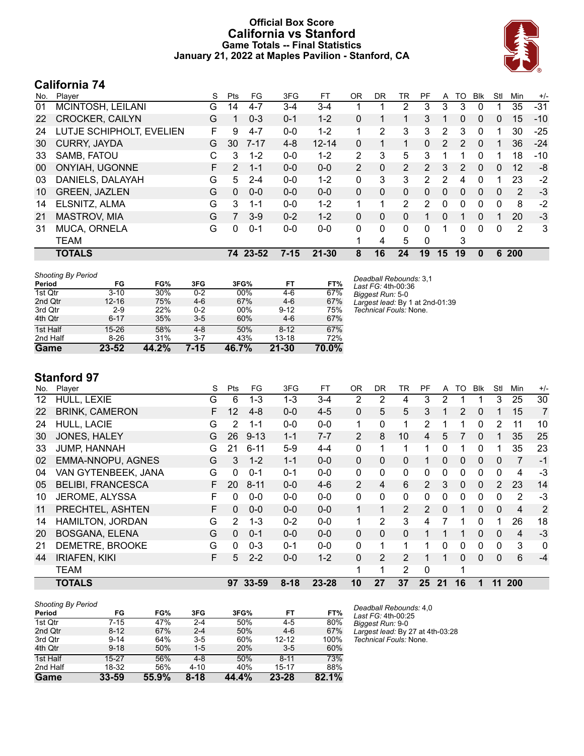# Official Box Score
# California vs Stanford
## Game Totals -- Final Statistics
### January 21, 2022 at Maples Pavilion - Stanford, CA

## California 74

| No. | Player | S | Pts | FG | 3FG | FT | OR | DR | TR | PF | A | TO | Blk | Stl | Min | +/- |
|---|---|---|---|---|---|---|---|---|---|---|---|---|---|---|---|---|
| 01 | MCINTOSH, LEILANI | G | 14 | 4-7 | 3-4 | 3-4 | 1 | 1 | 2 | 3 | 3 | 3 | 0 | 1 | 35 | -31 |
| 22 | CROCKER, CAILYN | G | 1 | 0-3 | 0-1 | 1-2 | 0 | 1 | 1 | 3 | 1 | 0 | 0 | 0 | 15 | -10 |
| 24 | LUTJE SCHIPHOLT, EVELIEN | F | 9 | 4-7 | 0-0 | 1-2 | 1 | 2 | 3 | 3 | 2 | 3 | 0 | 1 | 30 | -25 |
| 30 | CURRY, JAYDA | G | 30 | 7-17 | 4-8 | 12-14 | 0 | 1 | 1 | 0 | 2 | 2 | 0 | 1 | 36 | -24 |
| 33 | SAMB, FATOU | C | 3 | 1-2 | 0-0 | 1-2 | 2 | 3 | 5 | 3 | 1 | 1 | 0 | 1 | 18 | -10 |
| 00 | ONYIAH, UGONNE | F | 2 | 1-1 | 0-0 | 0-0 | 2 | 0 | 2 | 2 | 3 | 2 | 0 | 0 | 12 | -8 |
| 03 | DANIELS, DALAYAH | G | 5 | 2-4 | 0-0 | 1-2 | 0 | 3 | 3 | 2 | 2 | 4 | 0 | 1 | 23 | -2 |
| 10 | GREEN, JAZLEN | G | 0 | 0-0 | 0-0 | 0-0 | 0 | 0 | 0 | 0 | 0 | 0 | 0 | 0 | 2 | -3 |
| 14 | ELSNITZ, ALMA | G | 3 | 1-1 | 0-0 | 1-2 | 1 | 1 | 2 | 2 | 0 | 0 | 0 | 0 | 8 | -2 |
| 21 | MASTROV, MIA | G | 7 | 3-9 | 0-2 | 1-2 | 0 | 0 | 0 | 1 | 0 | 1 | 0 | 1 | 20 | -3 |
| 31 | MUCA, ORNELA | G | 0 | 0-1 | 0-0 | 0-0 | 0 | 0 | 0 | 0 | 1 | 0 | 0 | 0 | 2 | 3 |
| | TEAM | | | | | | 1 | 4 | 5 | 0 | | 3 | | | | |
| | **TOTALS** | | **74** | **23-52** | **7-15** | **21-30** | **8** | **16** | **24** | **19** | **15** | **19** | **0** | **6** | **200** | |

*Shooting By Period*

| Period | FG | FG% | 3FG | 3FG% | FT | FT% |
|---|---|---|---|---|---|---|
| 1st Qtr | 3-10 | 30% | 0-2 | 00% | 4-6 | 67% |
| 2nd Qtr | 12-16 | 75% | 4-6 | 67% | 4-6 | 67% |
| 3rd Qtr | 2-9 | 22% | 0-2 | 00% | 9-12 | 75% |
| 4th Qtr | 6-17 | 35% | 3-5 | 60% | 4-6 | 67% |
| 1st Half | 15-26 | 58% | 4-8 | 50% | 8-12 | 67% |
| 2nd Half | 8-26 | 31% | 3-7 | 43% | 13-18 | 72% |
| **Game** | **23-52** | **44.2%** | **7-15** | **46.7%** | **21-30** | **70.0%** |

*Deadball Rebounds:* 3,1
*Last FG:* 4th-00:36
*Biggest Run:* 5-0
*Largest lead:* By 1 at 2nd-01:39
*Technical Fouls:* None.

## Stanford 97

| No. | Player | S | Pts | FG | 3FG | FT | OR | DR | TR | PF | A | TO | Blk | Stl | Min | +/- |
|---|---|---|---|---|---|---|---|---|---|---|---|---|---|---|---|---|
| 12 | HULL, LEXIE | G | 6 | 1-3 | 1-3 | 3-4 | 2 | 2 | 4 | 3 | 2 | 1 | 1 | 3 | 25 | 30 |
| 22 | BRINK, CAMERON | F | 12 | 4-8 | 0-0 | 4-5 | 0 | 5 | 5 | 3 | 1 | 2 | 0 | 1 | 15 | 7 |
| 24 | HULL, LACIE | G | 2 | 1-1 | 0-0 | 0-0 | 1 | 0 | 1 | 2 | 1 | 1 | 0 | 2 | 11 | 10 |
| 30 | JONES, HALEY | G | 26 | 9-13 | 1-1 | 7-7 | 2 | 8 | 10 | 4 | 5 | 7 | 0 | 1 | 35 | 25 |
| 33 | JUMP, HANNAH | G | 21 | 6-11 | 5-9 | 4-4 | 0 | 1 | 1 | 1 | 0 | 1 | 0 | 1 | 35 | 23 |
| 02 | EMMA-NNOPU, AGNES | G | 3 | 1-2 | 1-1 | 0-0 | 0 | 0 | 0 | 1 | 0 | 0 | 0 | 0 | 7 | -1 |
| 04 | VAN GYTENBEEK, JANA | G | 0 | 0-1 | 0-1 | 0-0 | 0 | 0 | 0 | 0 | 0 | 0 | 0 | 0 | 4 | -3 |
| 05 | BELIBI, FRANCESCA | F | 20 | 8-11 | 0-0 | 4-6 | 2 | 4 | 6 | 2 | 3 | 0 | 0 | 2 | 23 | 14 |
| 10 | JEROME, ALYSSA | F | 0 | 0-0 | 0-0 | 0-0 | 0 | 0 | 0 | 0 | 0 | 0 | 0 | 0 | 2 | -3 |
| 11 | PRECHTEL, ASHTEN | F | 0 | 0-0 | 0-0 | 0-0 | 1 | 1 | 2 | 2 | 0 | 1 | 0 | 0 | 4 | 2 |
| 14 | HAMILTON, JORDAN | G | 2 | 1-3 | 0-2 | 0-0 | 1 | 2 | 3 | 4 | 7 | 1 | 0 | 1 | 26 | 18 |
| 20 | BOSGANA, ELENA | G | 0 | 0-1 | 0-0 | 0-0 | 0 | 0 | 0 | 1 | 1 | 1 | 0 | 0 | 4 | -3 |
| 21 | DEMETRE, BROOKE | G | 0 | 0-3 | 0-1 | 0-0 | 0 | 1 | 1 | 1 | 0 | 0 | 0 | 0 | 3 | 0 |
| 44 | IRIAFEN, KIKI | F | 5 | 2-2 | 0-0 | 1-2 | 0 | 2 | 2 | 1 | 1 | 0 | 0 | 0 | 6 | -4 |
| | TEAM | | | | | | 1 | 1 | 2 | 0 | | 1 | | | | |
| | **TOTALS** | | **97** | **33-59** | **8-18** | **23-28** | **10** | **27** | **37** | **25** | **21** | **16** | **1** | **11** | **200** | |

*Shooting By Period*

| Period | FG | FG% | 3FG | 3FG% | FT | FT% |
|---|---|---|---|---|---|---|
| 1st Qtr | 7-15 | 47% | 2-4 | 50% | 4-5 | 80% |
| 2nd Qtr | 8-12 | 67% | 2-4 | 50% | 4-6 | 67% |
| 3rd Qtr | 9-14 | 64% | 3-5 | 60% | 12-12 | 100% |
| 4th Qtr | 9-18 | 50% | 1-5 | 20% | 3-5 | 60% |
| 1st Half | 15-27 | 56% | 4-8 | 50% | 8-11 | 73% |
| 2nd Half | 18-32 | 56% | 4-10 | 40% | 15-17 | 88% |
| **Game** | **33-59** | **55.9%** | **8-18** | **44.4%** | **23-28** | **82.1%** |

*Deadball Rebounds:* 4,0
*Last FG:* 4th-00:25
*Biggest Run:* 9-0
*Largest lead:* By 27 at 4th-03:28
*Technical Fouls:* None.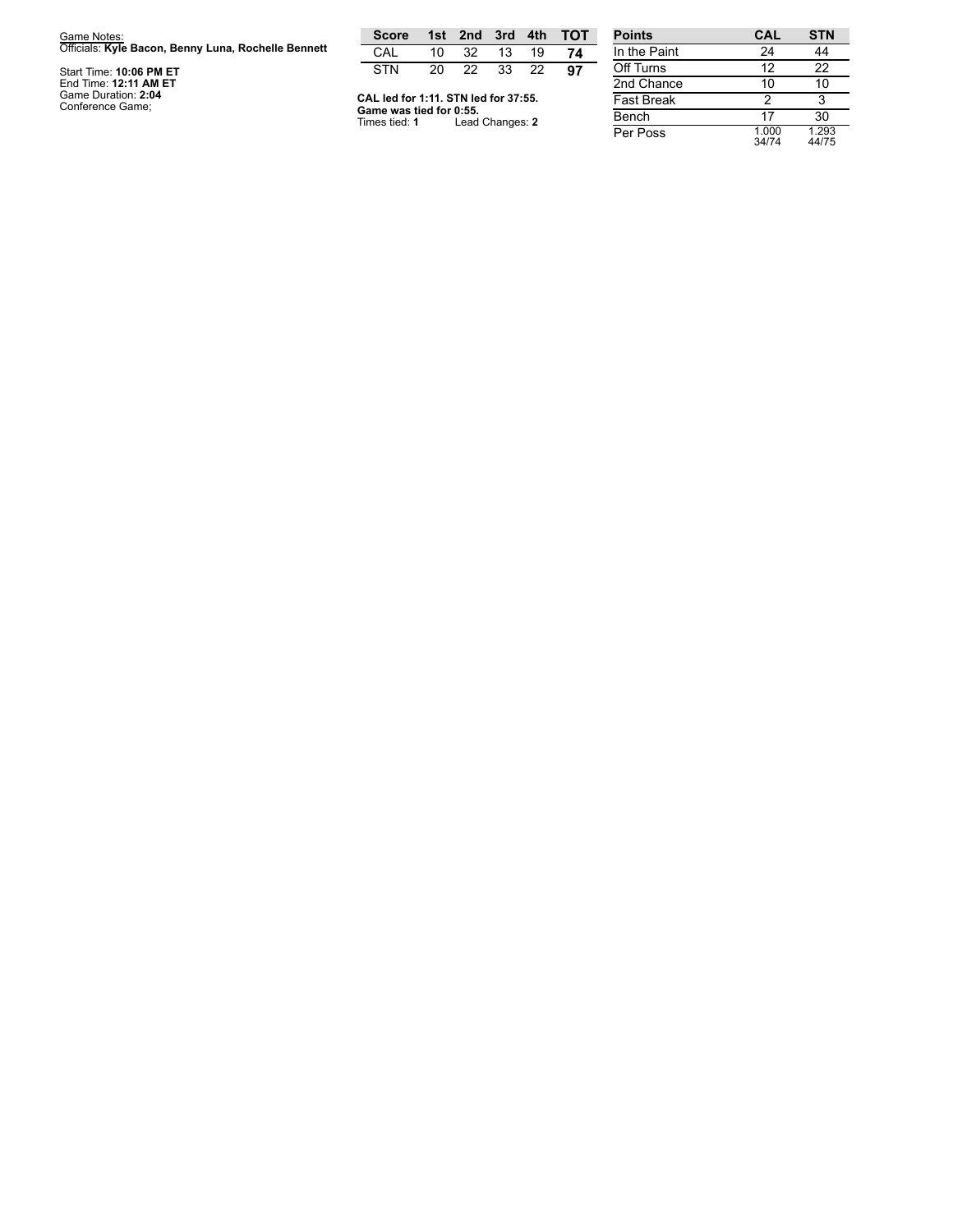Game Notes:
Officials: **Kyle Bacon, Benny Luna, Rochelle Bennett**

Start Time: **10:06 PM ET**
End Time: **12:11 AM ET**
Game Duration: **2:04**
Conference Game;

| Score | 1st | 2nd | 3rd | 4th | TOT |
|---|---|---|---|---|---|
| CAL | 10 | 32 | 13 | 19 | **74** |
| STN | 20 | 22 | 33 | 22 | **97** |

**CAL led for 1:11. STN led for 37:55.**
**Game was tied for 0:55.**
Times tied: **1** Lead Changes: **2**

| Points | CAL | STN |
|---|---|---|
| In the Paint | 24 | 44 |
| Off Turns | 12 | 22 |
| 2nd Chance | 10 | 10 |
| Fast Break | 2 | 3 |
| Bench | 17 | 30 |
| Per Poss | 1.000 34/74 | 1.293 44/75 |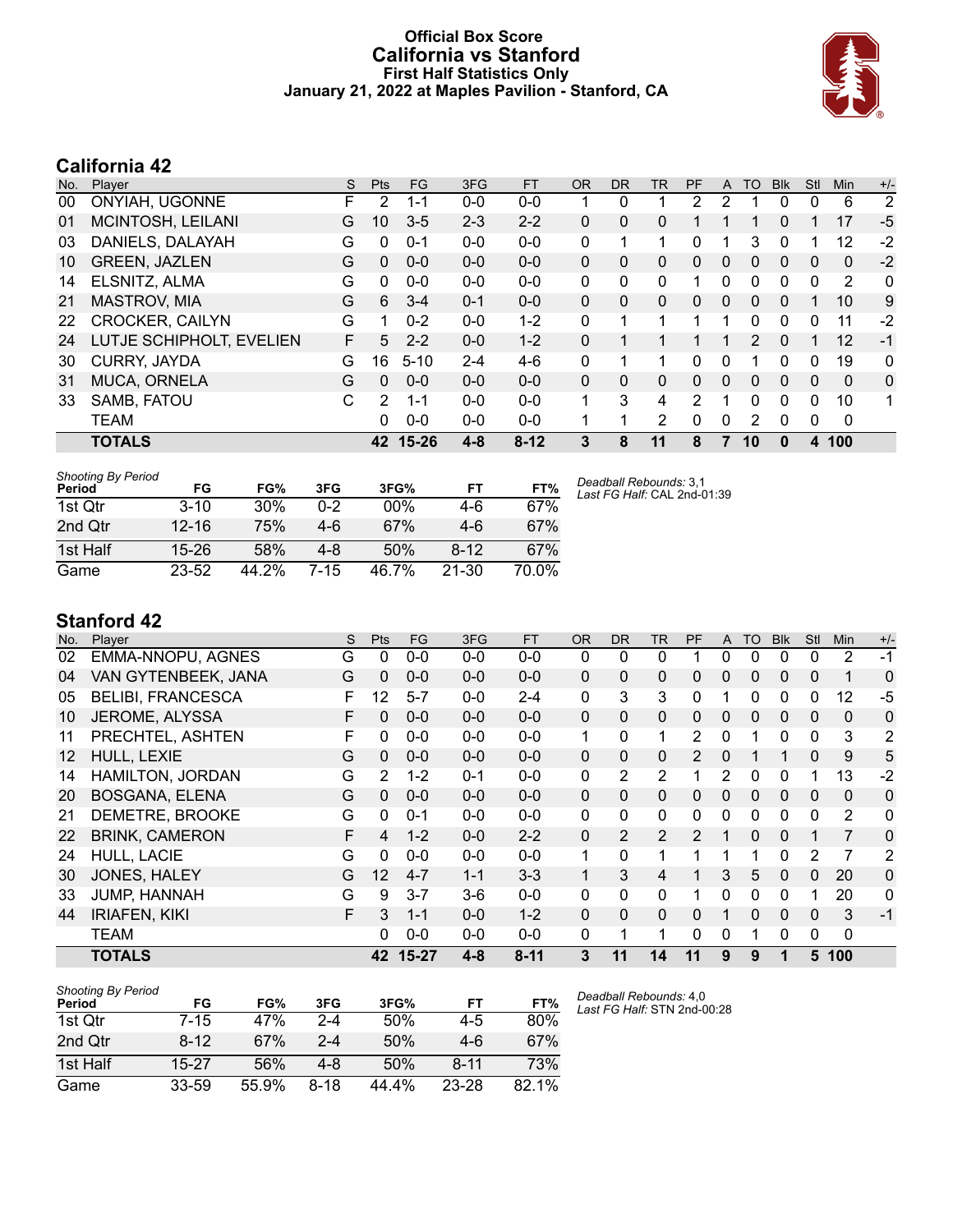# Official Box Score
## California vs Stanford
### First Half Statistics Only
### January 21, 2022 at Maples Pavilion - Stanford, CA

## California 42

| No. | Player | S | Pts | FG | 3FG | FT | OR | DR | TR | PF | A | TO | Blk | Stl | Min | +/- |
|---|---|---|---|---|---|---|---|---|---|---|---|---|---|---|---|---|
| 00 | ONYIAH, UGONNE | F | 2 | 1-1 | 0-0 | 0-0 | 1 | 0 | 1 | 2 | 2 | 1 | 0 | 0 | 6 | 2 |
| 01 | MCINTOSH, LEILANI | G | 10 | 3-5 | 2-3 | 2-2 | 0 | 0 | 0 | 1 | 1 | 1 | 0 | 1 | 17 | -5 |
| 03 | DANIELS, DALAYAH | G | 0 | 0-1 | 0-0 | 0-0 | 0 | 1 | 1 | 0 | 1 | 3 | 0 | 1 | 12 | -2 |
| 10 | GREEN, JAZLEN | G | 0 | 0-0 | 0-0 | 0-0 | 0 | 0 | 0 | 0 | 0 | 0 | 0 | 0 | 0 | -2 |
| 14 | ELSNITZ, ALMA | G | 0 | 0-0 | 0-0 | 0-0 | 0 | 0 | 0 | 1 | 0 | 0 | 0 | 0 | 2 | 0 |
| 21 | MASTROV, MIA | G | 6 | 3-4 | 0-1 | 0-0 | 0 | 0 | 0 | 0 | 0 | 0 | 0 | 1 | 10 | 9 |
| 22 | CROCKER, CAILYN | G | 1 | 0-2 | 0-0 | 1-2 | 0 | 1 | 1 | 1 | 1 | 0 | 0 | 0 | 11 | -2 |
| 24 | LUTJE SCHIPHOLT, EVELIEN | F | 5 | 2-2 | 0-0 | 1-2 | 0 | 1 | 1 | 1 | 1 | 2 | 0 | 1 | 12 | -1 |
| 30 | CURRY, JAYDA | G | 16 | 5-10 | 2-4 | 4-6 | 0 | 1 | 1 | 0 | 0 | 1 | 0 | 0 | 19 | 0 |
| 31 | MUCA, ORNELA | G | 0 | 0-0 | 0-0 | 0-0 | 0 | 0 | 0 | 0 | 0 | 0 | 0 | 0 | 0 | 0 |
| 33 | SAMB, FATOU | C | 2 | 1-1 | 0-0 | 0-0 | 1 | 3 | 4 | 2 | 1 | 0 | 0 | 0 | 10 | 1 |
| | TEAM | | 0 | 0-0 | 0-0 | 0-0 | 1 | 1 | 2 | 0 | 0 | 2 | 0 | 0 | 0 | |
| | **TOTALS** | | **42** | **15-26** | **4-8** | **8-12** | **3** | **8** | **11** | **8** | **7** | **10** | **0** | **4** | **100** | |

*Shooting By Period*

| Period | FG | FG% | 3FG | 3FG% | FT | FT% |
|---|---|---|---|---|---|---|
| 1st Qtr | 3-10 | 30% | 0-2 | 00% | 4-6 | 67% |
| 2nd Qtr | 12-16 | 75% | 4-6 | 67% | 4-6 | 67% |
| 1st Half | 15-26 | 58% | 4-8 | 50% | 8-12 | 67% |
| Game | 23-52 | 44.2% | 7-15 | 46.7% | 21-30 | 70.0% |

*Deadball Rebounds:* 3,1
*Last FG Half:* CAL 2nd-01:39

## Stanford 42

| No. | Player | S | Pts | FG | 3FG | FT | OR | DR | TR | PF | A | TO | Blk | Stl | Min | +/- |
|---|---|---|---|---|---|---|---|---|---|---|---|---|---|---|---|---|
| 02 | EMMA-NNOPU, AGNES | G | 0 | 0-0 | 0-0 | 0-0 | 0 | 0 | 0 | 1 | 0 | 0 | 0 | 0 | 2 | -1 |
| 04 | VAN GYTENBEEK, JANA | G | 0 | 0-0 | 0-0 | 0-0 | 0 | 0 | 0 | 0 | 0 | 0 | 0 | 0 | 1 | 0 |
| 05 | BELIBI, FRANCESCA | F | 12 | 5-7 | 0-0 | 2-4 | 0 | 3 | 3 | 0 | 1 | 0 | 0 | 0 | 12 | -5 |
| 10 | JEROME, ALYSSA | F | 0 | 0-0 | 0-0 | 0-0 | 0 | 0 | 0 | 0 | 0 | 0 | 0 | 0 | 0 | 0 |
| 11 | PRECHTEL, ASHTEN | F | 0 | 0-0 | 0-0 | 0-0 | 1 | 0 | 1 | 2 | 0 | 1 | 0 | 0 | 3 | 2 |
| 12 | HULL, LEXIE | G | 0 | 0-0 | 0-0 | 0-0 | 0 | 0 | 0 | 2 | 0 | 1 | 1 | 0 | 9 | 5 |
| 14 | HAMILTON, JORDAN | G | 2 | 1-2 | 0-1 | 0-0 | 0 | 2 | 2 | 1 | 2 | 0 | 0 | 1 | 13 | -2 |
| 20 | BOSGANA, ELENA | G | 0 | 0-0 | 0-0 | 0-0 | 0 | 0 | 0 | 0 | 0 | 0 | 0 | 0 | 0 | 0 |
| 21 | DEMETRE, BROOKE | G | 0 | 0-1 | 0-0 | 0-0 | 0 | 0 | 0 | 0 | 0 | 0 | 0 | 0 | 2 | 0 |
| 22 | BRINK, CAMERON | F | 4 | 1-2 | 0-0 | 2-2 | 0 | 2 | 2 | 2 | 1 | 0 | 0 | 1 | 7 | 0 |
| 24 | HULL, LACIE | G | 0 | 0-0 | 0-0 | 0-0 | 1 | 0 | 1 | 1 | 1 | 1 | 0 | 2 | 7 | 2 |
| 30 | JONES, HALEY | G | 12 | 4-7 | 1-1 | 3-3 | 1 | 3 | 4 | 1 | 3 | 5 | 0 | 0 | 20 | 0 |
| 33 | JUMP, HANNAH | G | 9 | 3-7 | 3-6 | 0-0 | 0 | 0 | 0 | 1 | 0 | 0 | 0 | 1 | 20 | 0 |
| 44 | IRIAFEN, KIKI | F | 3 | 1-1 | 0-0 | 1-2 | 0 | 0 | 0 | 0 | 1 | 0 | 0 | 0 | 3 | -1 |
| | TEAM | | 0 | 0-0 | 0-0 | 0-0 | 0 | 1 | 1 | 0 | 0 | 1 | 0 | 0 | 0 | |
| | **TOTALS** | | **42** | **15-27** | **4-8** | **8-11** | **3** | **11** | **14** | **11** | **9** | **9** | **1** | **5** | **100** | |

*Shooting By Period*

| Period | FG | FG% | 3FG | 3FG% | FT | FT% |
|---|---|---|---|---|---|---|
| 1st Qtr | 7-15 | 47% | 2-4 | 50% | 4-5 | 80% |
| 2nd Qtr | 8-12 | 67% | 2-4 | 50% | 4-6 | 67% |
| 1st Half | 15-27 | 56% | 4-8 | 50% | 8-11 | 73% |
| Game | 33-59 | 55.9% | 8-18 | 44.4% | 23-28 | 82.1% |

*Deadball Rebounds:* 4,0
*Last FG Half:* STN 2nd-00:28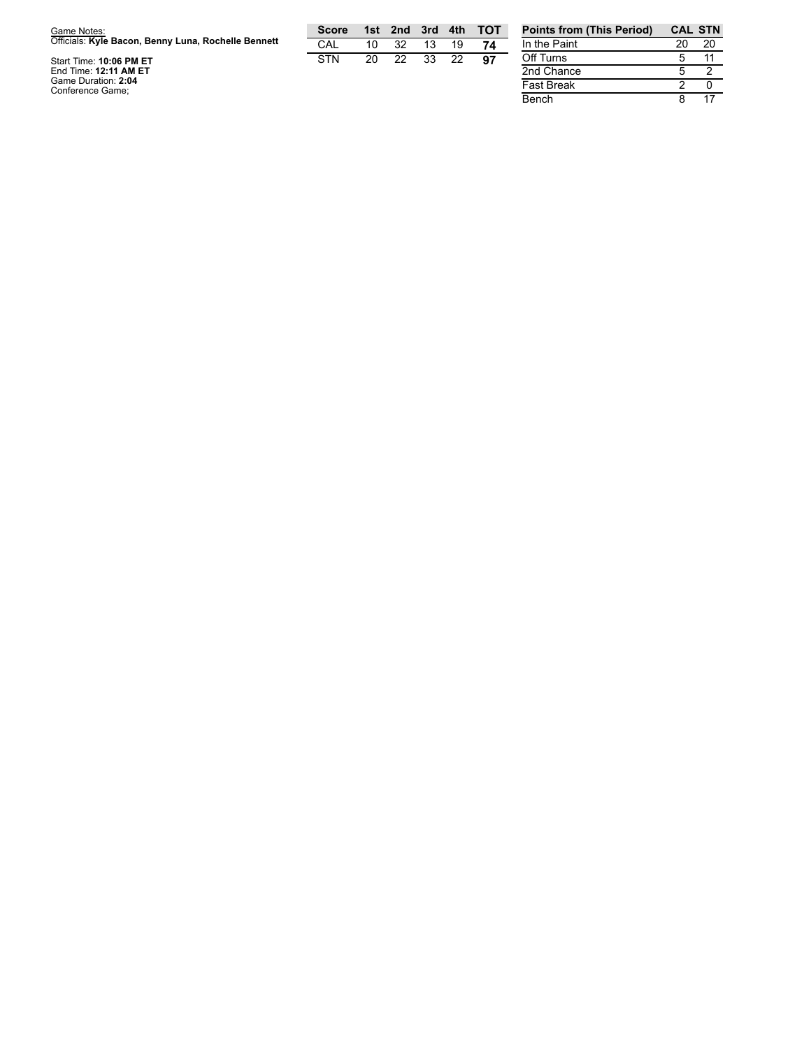Game Notes:
Officials: **Kyle Bacon, Benny Luna, Rochelle Bennett**

Start Time: **10:06 PM ET**
End Time: **12:11 AM ET**
Game Duration: **2:04**
Conference Game;

| Score | 1st | 2nd | 3rd | 4th | TOT |
|---|---|---|---|---|---|
| CAL | 10 | 32 | 13 | 19 | **74** |
| STN | 20 | 22 | 33 | 22 | **97** |

| Points from (This Period) | CAL | STN |
|---|---|---|
| In the Paint | 20 | 20 |
| Off Turns | 5 | 11 |
| 2nd Chance | 5 | 2 |
| Fast Break | 2 | 0 |
| Bench | 8 | 17 |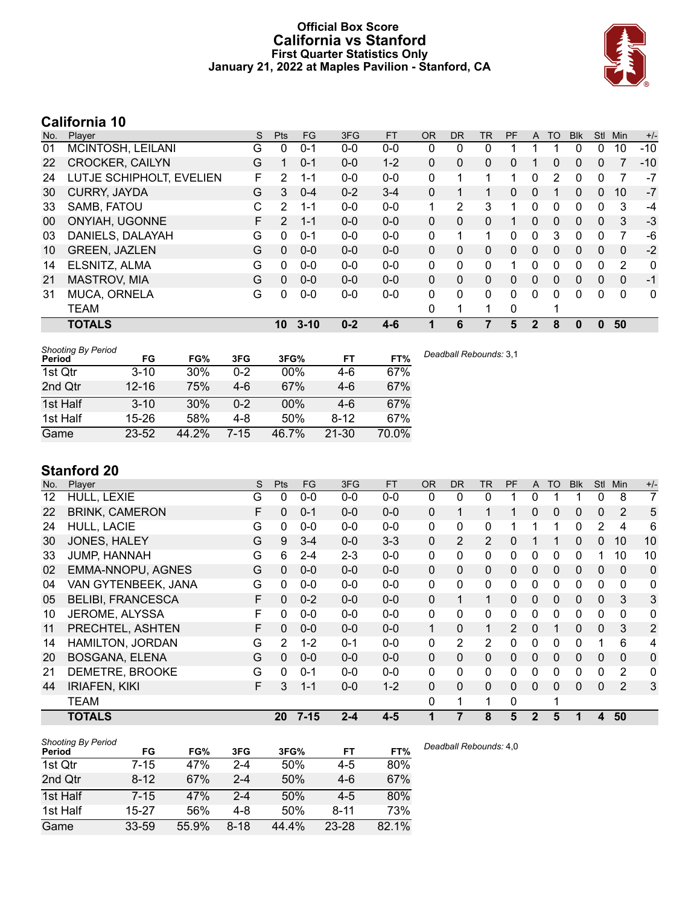# Official Box Score
## California vs Stanford
### First Quarter Statistics Only
### January 21, 2022 at Maples Pavilion - Stanford, CA

## California 10

| No. | Player | S | Pts | FG | 3FG | FT | OR | DR | TR | PF | A | TO | Blk | Stl | Min | +/- |
|---|---|---|---|---|---|---|---|---|---|---|---|---|---|---|---|---|
| 01 | MCINTOSH, LEILANI | G | 0 | 0-1 | 0-0 | 0-0 | 0 | 0 | 0 | 1 | 1 | 1 | 0 | 0 | 10 | -10 |
| 22 | CROCKER, CAILYN | G | 1 | 0-1 | 0-0 | 1-2 | 0 | 0 | 0 | 0 | 1 | 0 | 0 | 0 | 7 | -10 |
| 24 | LUTJE SCHIPHOLT, EVELIEN | F | 2 | 1-1 | 0-0 | 0-0 | 0 | 1 | 1 | 1 | 0 | 2 | 0 | 0 | 7 | -7 |
| 30 | CURRY, JAYDA | G | 3 | 0-4 | 0-2 | 3-4 | 0 | 1 | 1 | 0 | 0 | 1 | 0 | 0 | 10 | -7 |
| 33 | SAMB, FATOU | C | 2 | 1-1 | 0-0 | 0-0 | 1 | 2 | 3 | 1 | 0 | 0 | 0 | 0 | 3 | -4 |
| 00 | ONYIAH, UGONNE | F | 2 | 1-1 | 0-0 | 0-0 | 0 | 0 | 0 | 1 | 0 | 0 | 0 | 0 | 3 | -3 |
| 03 | DANIELS, DALAYAH | G | 0 | 0-1 | 0-0 | 0-0 | 0 | 1 | 1 | 0 | 0 | 3 | 0 | 0 | 7 | -6 |
| 10 | GREEN, JAZLEN | G | 0 | 0-0 | 0-0 | 0-0 | 0 | 0 | 0 | 0 | 0 | 0 | 0 | 0 | 0 | -2 |
| 14 | ELSNITZ, ALMA | G | 0 | 0-0 | 0-0 | 0-0 | 0 | 0 | 0 | 1 | 0 | 0 | 0 | 0 | 2 | 0 |
| 21 | MASTROV, MIA | G | 0 | 0-0 | 0-0 | 0-0 | 0 | 0 | 0 | 0 | 0 | 0 | 0 | 0 | 0 | -1 |
| 31 | MUCA, ORNELA | G | 0 | 0-0 | 0-0 | 0-0 | 0 | 0 | 0 | 0 | 0 | 0 | 0 | 0 | 0 | 0 |
| | TEAM | | | | | | 0 | 1 | 1 | 0 | | 1 | | | | |
| | **TOTALS** | | **10** | **3-10** | **0-2** | **4-6** | **1** | **6** | **7** | **5** | **2** | **8** | **0** | **0** | **50** | |

*Shooting By Period*

| Period | FG | FG% | 3FG | 3FG% | FT | FT% |
|---|---|---|---|---|---|---|
| 1st Qtr | 3-10 | 30% | 0-2 | 00% | 4-6 | 67% |
| 2nd Qtr | 12-16 | 75% | 4-6 | 67% | 4-6 | 67% |
| 1st Half | 3-10 | 30% | 0-2 | 00% | 4-6 | 67% |
| 1st Half | 15-26 | 58% | 4-8 | 50% | 8-12 | 67% |
| Game | 23-52 | 44.2% | 7-15 | 46.7% | 21-30 | 70.0% |

*Deadball Rebounds:* 3,1

## Stanford 20

| No. | Player | S | Pts | FG | 3FG | FT | OR | DR | TR | PF | A | TO | Blk | Stl | Min | +/- |
|---|---|---|---|---|---|---|---|---|---|---|---|---|---|---|---|---|
| 12 | HULL, LEXIE | G | 0 | 0-0 | 0-0 | 0-0 | 0 | 0 | 0 | 1 | 0 | 1 | 1 | 0 | 8 | 7 |
| 22 | BRINK, CAMERON | F | 0 | 0-1 | 0-0 | 0-0 | 0 | 1 | 1 | 1 | 0 | 0 | 0 | 0 | 2 | 5 |
| 24 | HULL, LACIE | G | 0 | 0-0 | 0-0 | 0-0 | 0 | 0 | 0 | 1 | 1 | 1 | 0 | 2 | 4 | 6 |
| 30 | JONES, HALEY | G | 9 | 3-4 | 0-0 | 3-3 | 0 | 2 | 2 | 0 | 1 | 1 | 0 | 0 | 10 | 10 |
| 33 | JUMP, HANNAH | G | 6 | 2-4 | 2-3 | 0-0 | 0 | 0 | 0 | 0 | 0 | 0 | 0 | 1 | 10 | 10 |
| 02 | EMMA-NNOPU, AGNES | G | 0 | 0-0 | 0-0 | 0-0 | 0 | 0 | 0 | 0 | 0 | 0 | 0 | 0 | 0 | 0 |
| 04 | VAN GYTENBEEK, JANA | G | 0 | 0-0 | 0-0 | 0-0 | 0 | 0 | 0 | 0 | 0 | 0 | 0 | 0 | 0 | 0 |
| 05 | BELIBI, FRANCESCA | F | 0 | 0-2 | 0-0 | 0-0 | 0 | 1 | 1 | 0 | 0 | 0 | 0 | 0 | 3 | 3 |
| 10 | JEROME, ALYSSA | F | 0 | 0-0 | 0-0 | 0-0 | 0 | 0 | 0 | 0 | 0 | 0 | 0 | 0 | 0 | 0 |
| 11 | PRECHTEL, ASHTEN | F | 0 | 0-0 | 0-0 | 0-0 | 1 | 0 | 1 | 2 | 0 | 1 | 0 | 0 | 3 | 2 |
| 14 | HAMILTON, JORDAN | G | 2 | 1-2 | 0-1 | 0-0 | 0 | 2 | 2 | 0 | 0 | 0 | 0 | 1 | 6 | 4 |
| 20 | BOSGANA, ELENA | G | 0 | 0-0 | 0-0 | 0-0 | 0 | 0 | 0 | 0 | 0 | 0 | 0 | 0 | 0 | 0 |
| 21 | DEMETRE, BROOKE | G | 0 | 0-1 | 0-0 | 0-0 | 0 | 0 | 0 | 0 | 0 | 0 | 0 | 0 | 2 | 0 |
| 44 | IRIAFEN, KIKI | F | 3 | 1-1 | 0-0 | 1-2 | 0 | 0 | 0 | 0 | 0 | 0 | 0 | 0 | 2 | 3 |
| | TEAM | | | | | | 0 | 1 | 1 | 0 | | 1 | | | | |
| | **TOTALS** | | **20** | **7-15** | **2-4** | **4-5** | **1** | **7** | **8** | **5** | **2** | **5** | **1** | **4** | **50** | |

*Shooting By Period*

| Period | FG | FG% | 3FG | 3FG% | FT | FT% |
|---|---|---|---|---|---|---|
| 1st Qtr | 7-15 | 47% | 2-4 | 50% | 4-5 | 80% |
| 2nd Qtr | 8-12 | 67% | 2-4 | 50% | 4-6 | 67% |
| 1st Half | 7-15 | 47% | 2-4 | 50% | 4-5 | 80% |
| 1st Half | 15-27 | 56% | 4-8 | 50% | 8-11 | 73% |
| Game | 33-59 | 55.9% | 8-18 | 44.4% | 23-28 | 82.1% |

*Deadball Rebounds:* 4,0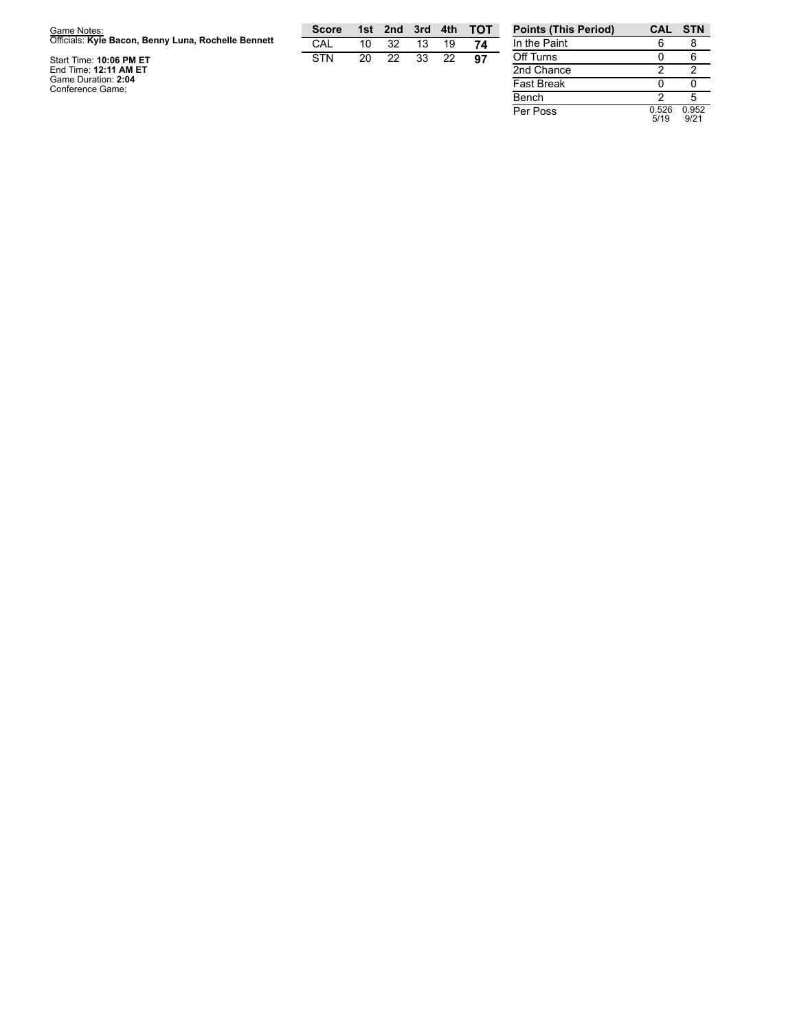Game Notes:
Officials: **Kyle Bacon, Benny Luna, Rochelle Bennett**

Start Time: **10:06 PM ET**
End Time: **12:11 AM ET**
Game Duration: **2:04**
Conference Game;

| Score | 1st | 2nd | 3rd | 4th | TOT |
|---|---|---|---|---|---|
| CAL | 10 | 32 | 13 | 19 | **74** |
| STN | 20 | 22 | 33 | 22 | **97** |

| Points (This Period) | CAL | STN |
|---|---|---|
| In the Paint | 6 | 8 |
| Off Turns | 0 | 6 |
| 2nd Chance | 2 | 2 |
| Fast Break | 0 | 0 |
| Bench | 2 | 5 |
| Per Poss | 0.526 5/19 | 0.952 9/21 |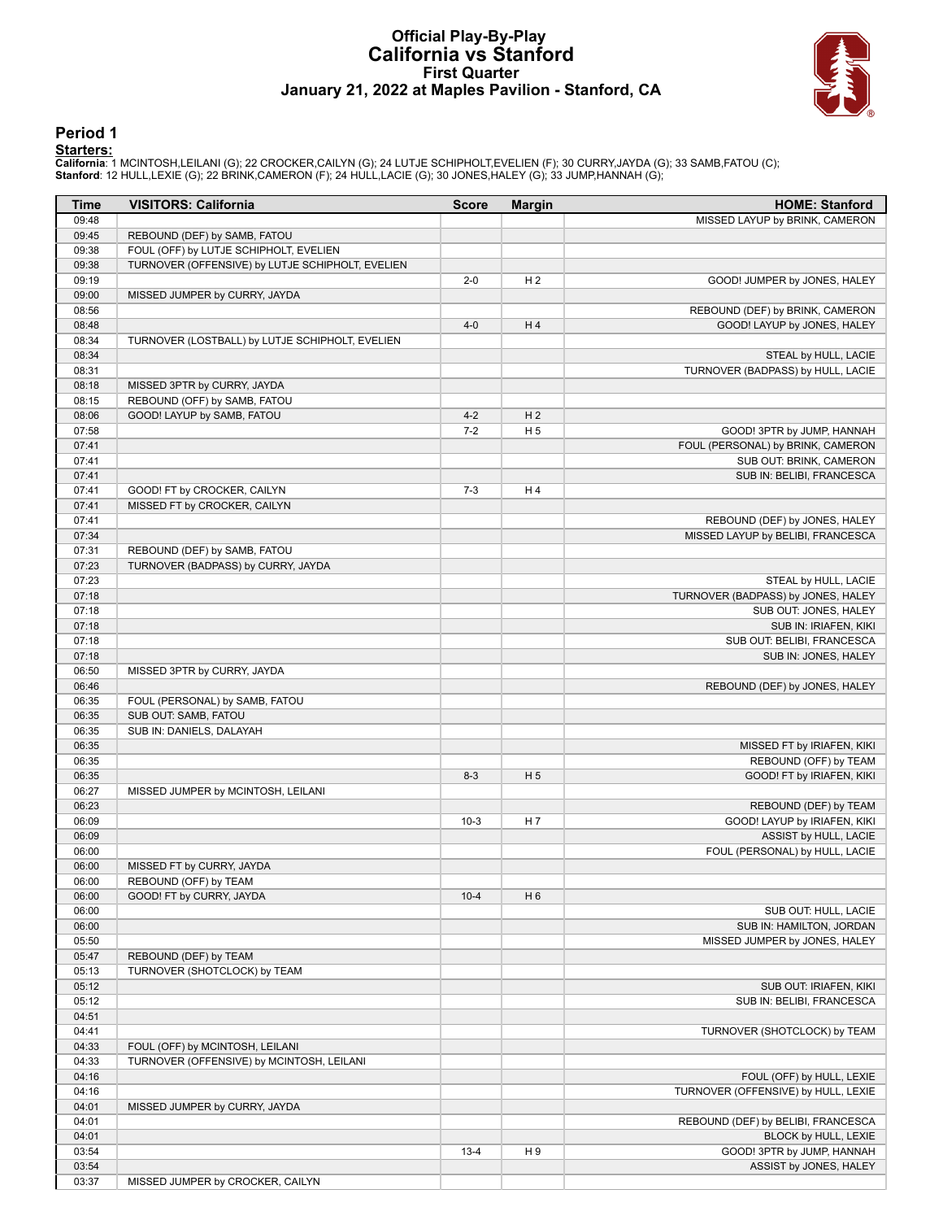# Official Play-By-Play
## California vs Stanford
### First Quarter
### January 21, 2022 at Maples Pavilion - Stanford, CA

## Period 1

**Starters:**

**California**: 1 MCINTOSH,LEILANI (G); 22 CROCKER,CAILYN (G); 24 LUTJE SCHIPHOLT,EVELIEN (F); 30 CURRY,JAYDA (G); 33 SAMB,FATOU (C);
**Stanford**: 12 HULL,LEXIE (G); 22 BRINK,CAMERON (F); 24 HULL,LACIE (G); 30 JONES,HALEY (G); 33 JUMP,HANNAH (G);

| Time | VISITORS: California | Score | Margin | HOME: Stanford |
|---|---|---|---|---|
| 09:48 | | | | MISSED LAYUP by BRINK, CAMERON |
| 09:45 | REBOUND (DEF) by SAMB, FATOU | | | |
| 09:38 | FOUL (OFF) by LUTJE SCHIPHOLT, EVELIEN | | | |
| 09:38 | TURNOVER (OFFENSIVE) by LUTJE SCHIPHOLT, EVELIEN | | | |
| 09:19 | | 2-0 | H 2 | GOOD! JUMPER by JONES, HALEY |
| 09:00 | MISSED JUMPER by CURRY, JAYDA | | | |
| 08:56 | | | | REBOUND (DEF) by BRINK, CAMERON |
| 08:48 | | 4-0 | H 4 | GOOD! LAYUP by JONES, HALEY |
| 08:34 | TURNOVER (LOSTBALL) by LUTJE SCHIPHOLT, EVELIEN | | | |
| 08:34 | | | | STEAL by HULL, LACIE |
| 08:31 | | | | TURNOVER (BADPASS) by HULL, LACIE |
| 08:18 | MISSED 3PTR by CURRY, JAYDA | | | |
| 08:15 | REBOUND (OFF) by SAMB, FATOU | | | |
| 08:06 | GOOD! LAYUP by SAMB, FATOU | 4-2 | H 2 | |
| 07:58 | | 7-2 | H 5 | GOOD! 3PTR by JUMP, HANNAH |
| 07:41 | | | | FOUL (PERSONAL) by BRINK, CAMERON |
| 07:41 | | | | SUB OUT: BRINK, CAMERON |
| 07:41 | | | | SUB IN: BELIBI, FRANCESCA |
| 07:41 | GOOD! FT by CROCKER, CAILYN | 7-3 | H 4 | |
| 07:41 | MISSED FT by CROCKER, CAILYN | | | |
| 07:41 | | | | REBOUND (DEF) by JONES, HALEY |
| 07:34 | | | | MISSED LAYUP by BELIBI, FRANCESCA |
| 07:31 | REBOUND (DEF) by SAMB, FATOU | | | |
| 07:23 | TURNOVER (BADPASS) by CURRY, JAYDA | | | |
| 07:23 | | | | STEAL by HULL, LACIE |
| 07:18 | | | | TURNOVER (BADPASS) by JONES, HALEY |
| 07:18 | | | | SUB OUT: JONES, HALEY |
| 07:18 | | | | SUB IN: IRIAFEN, KIKI |
| 07:18 | | | | SUB OUT: BELIBI, FRANCESCA |
| 07:18 | | | | SUB IN: JONES, HALEY |
| 06:50 | MISSED 3PTR by CURRY, JAYDA | | | |
| 06:46 | | | | REBOUND (DEF) by JONES, HALEY |
| 06:35 | FOUL (PERSONAL) by SAMB, FATOU | | | |
| 06:35 | SUB OUT: SAMB, FATOU | | | |
| 06:35 | SUB IN: DANIELS, DALAYAH | | | |
| 06:35 | | | | MISSED FT by IRIAFEN, KIKI |
| 06:35 | | | | REBOUND (OFF) by TEAM |
| 06:35 | | 8-3 | H 5 | GOOD! FT by IRIAFEN, KIKI |
| 06:27 | MISSED JUMPER by MCINTOSH, LEILANI | | | |
| 06:23 | | | | REBOUND (DEF) by TEAM |
| 06:09 | | 10-3 | H 7 | GOOD! LAYUP by IRIAFEN, KIKI |
| 06:09 | | | | ASSIST by HULL, LACIE |
| 06:00 | | | | FOUL (PERSONAL) by HULL, LACIE |
| 06:00 | MISSED FT by CURRY, JAYDA | | | |
| 06:00 | REBOUND (OFF) by TEAM | | | |
| 06:00 | GOOD! FT by CURRY, JAYDA | 10-4 | H 6 | |
| 06:00 | | | | SUB OUT: HULL, LACIE |
| 06:00 | | | | SUB IN: HAMILTON, JORDAN |
| 05:50 | | | | MISSED JUMPER by JONES, HALEY |
| 05:47 | REBOUND (DEF) by TEAM | | | |
| 05:13 | TURNOVER (SHOTCLOCK) by TEAM | | | |
| 05:12 | | | | SUB OUT: IRIAFEN, KIKI |
| 05:12 | | | | SUB IN: BELIBI, FRANCESCA |
| 04:51 | | | | |
| 04:41 | | | | TURNOVER (SHOTCLOCK) by TEAM |
| 04:33 | FOUL (OFF) by MCINTOSH, LEILANI | | | |
| 04:33 | TURNOVER (OFFENSIVE) by MCINTOSH, LEILANI | | | |
| 04:16 | | | | FOUL (OFF) by HULL, LEXIE |
| 04:16 | | | | TURNOVER (OFFENSIVE) by HULL, LEXIE |
| 04:01 | MISSED JUMPER by CURRY, JAYDA | | | |
| 04:01 | | | | REBOUND (DEF) by BELIBI, FRANCESCA |
| 04:01 | | | | BLOCK by HULL, LEXIE |
| 03:54 | | 13-4 | H 9 | GOOD! 3PTR by JUMP, HANNAH |
| 03:54 | | | | ASSIST by JONES, HALEY |
| 03:37 | MISSED JUMPER by CROCKER, CAILYN | | | |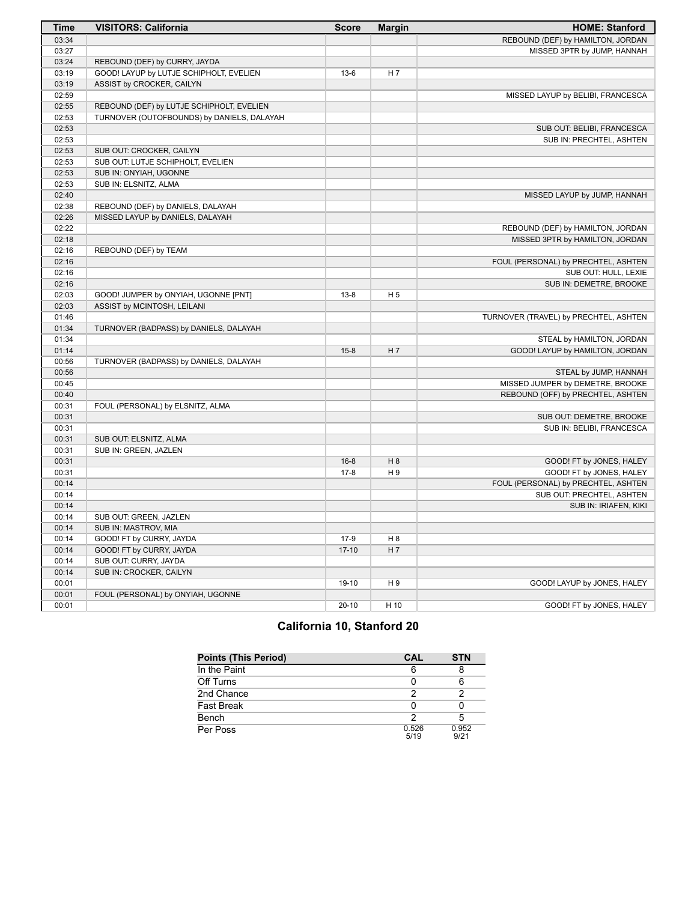| Time | VISITORS: California | Score | Margin | HOME: Stanford |
| --- | --- | --- | --- | --- |
| 03:34 | | | | REBOUND (DEF) by HAMILTON, JORDAN |
| 03:27 | | | | MISSED 3PTR by JUMP, HANNAH |
| 03:24 | REBOUND (DEF) by CURRY, JAYDA | | | |
| 03:19 | GOOD! LAYUP by LUTJE SCHIPHOLT, EVELIEN | 13-6 | H 7 | |
| 03:19 | ASSIST by CROCKER, CAILYN | | | |
| 02:59 | | | | MISSED LAYUP by BELIBI, FRANCESCA |
| 02:55 | REBOUND (DEF) by LUTJE SCHIPHOLT, EVELIEN | | | |
| 02:53 | TURNOVER (OUTOFBOUNDS) by DANIELS, DALAYAH | | | |
| 02:53 | | | | SUB OUT: BELIBI, FRANCESCA |
| 02:53 | | | | SUB IN: PRECHTEL, ASHTEN |
| 02:53 | SUB OUT: CROCKER, CAILYN | | | |
| 02:53 | SUB OUT: LUTJE SCHIPHOLT, EVELIEN | | | |
| 02:53 | SUB IN: ONYIAH, UGONNE | | | |
| 02:53 | SUB IN: ELSNITZ, ALMA | | | |
| 02:40 | | | | MISSED LAYUP by JUMP, HANNAH |
| 02:38 | REBOUND (DEF) by DANIELS, DALAYAH | | | |
| 02:26 | MISSED LAYUP by DANIELS, DALAYAH | | | |
| 02:22 | | | | REBOUND (DEF) by HAMILTON, JORDAN |
| 02:18 | | | | MISSED 3PTR by HAMILTON, JORDAN |
| 02:16 | REBOUND (DEF) by TEAM | | | |
| 02:16 | | | | FOUL (PERSONAL) by PRECHTEL, ASHTEN |
| 02:16 | | | | SUB OUT: HULL, LEXIE |
| 02:16 | | | | SUB IN: DEMETRE, BROOKE |
| 02:03 | GOOD! JUMPER by ONYIAH, UGONNE [PNT] | 13-8 | H 5 | |
| 02:03 | ASSIST by MCINTOSH, LEILANI | | | |
| 01:46 | | | | TURNOVER (TRAVEL) by PRECHTEL, ASHTEN |
| 01:34 | TURNOVER (BADPASS) by DANIELS, DALAYAH | | | |
| 01:34 | | | | STEAL by HAMILTON, JORDAN |
| 01:14 | | 15-8 | H 7 | GOOD! LAYUP by HAMILTON, JORDAN |
| 00:56 | TURNOVER (BADPASS) by DANIELS, DALAYAH | | | |
| 00:56 | | | | STEAL by JUMP, HANNAH |
| 00:45 | | | | MISSED JUMPER by DEMETRE, BROOKE |
| 00:40 | | | | REBOUND (OFF) by PRECHTEL, ASHTEN |
| 00:31 | FOUL (PERSONAL) by ELSNITZ, ALMA | | | |
| 00:31 | | | | SUB OUT: DEMETRE, BROOKE |
| 00:31 | | | | SUB IN: BELIBI, FRANCESCA |
| 00:31 | SUB OUT: ELSNITZ, ALMA | | | |
| 00:31 | SUB IN: GREEN, JAZLEN | | | |
| 00:31 | | 16-8 | H 8 | GOOD! FT by JONES, HALEY |
| 00:31 | | 17-8 | H 9 | GOOD! FT by JONES, HALEY |
| 00:14 | | | | FOUL (PERSONAL) by PRECHTEL, ASHTEN |
| 00:14 | | | | SUB OUT: PRECHTEL, ASHTEN |
| 00:14 | | | | SUB IN: IRIAFEN, KIKI |
| 00:14 | SUB OUT: GREEN, JAZLEN | | | |
| 00:14 | SUB IN: MASTROV, MIA | | | |
| 00:14 | GOOD! FT by CURRY, JAYDA | 17-9 | H 8 | |
| 00:14 | GOOD! FT by CURRY, JAYDA | 17-10 | H 7 | |
| 00:14 | SUB OUT: CURRY, JAYDA | | | |
| 00:14 | SUB IN: CROCKER, CAILYN | | | |
| 00:01 | | 19-10 | H 9 | GOOD! LAYUP by JONES, HALEY |
| 00:01 | FOUL (PERSONAL) by ONYIAH, UGONNE | | | |
| 00:01 | | 20-10 | H 10 | GOOD! FT by JONES, HALEY |

## California 10, Stanford 20

| Points (This Period) | CAL | STN |
| --- | --- | --- |
| In the Paint | 6 | 8 |
| Off Turns | 0 | 6 |
| 2nd Chance | 2 | 2 |
| Fast Break | 0 | 0 |
| Bench | 2 | 5 |
| Per Poss | 0.526 5/19 | 0.952 9/21 |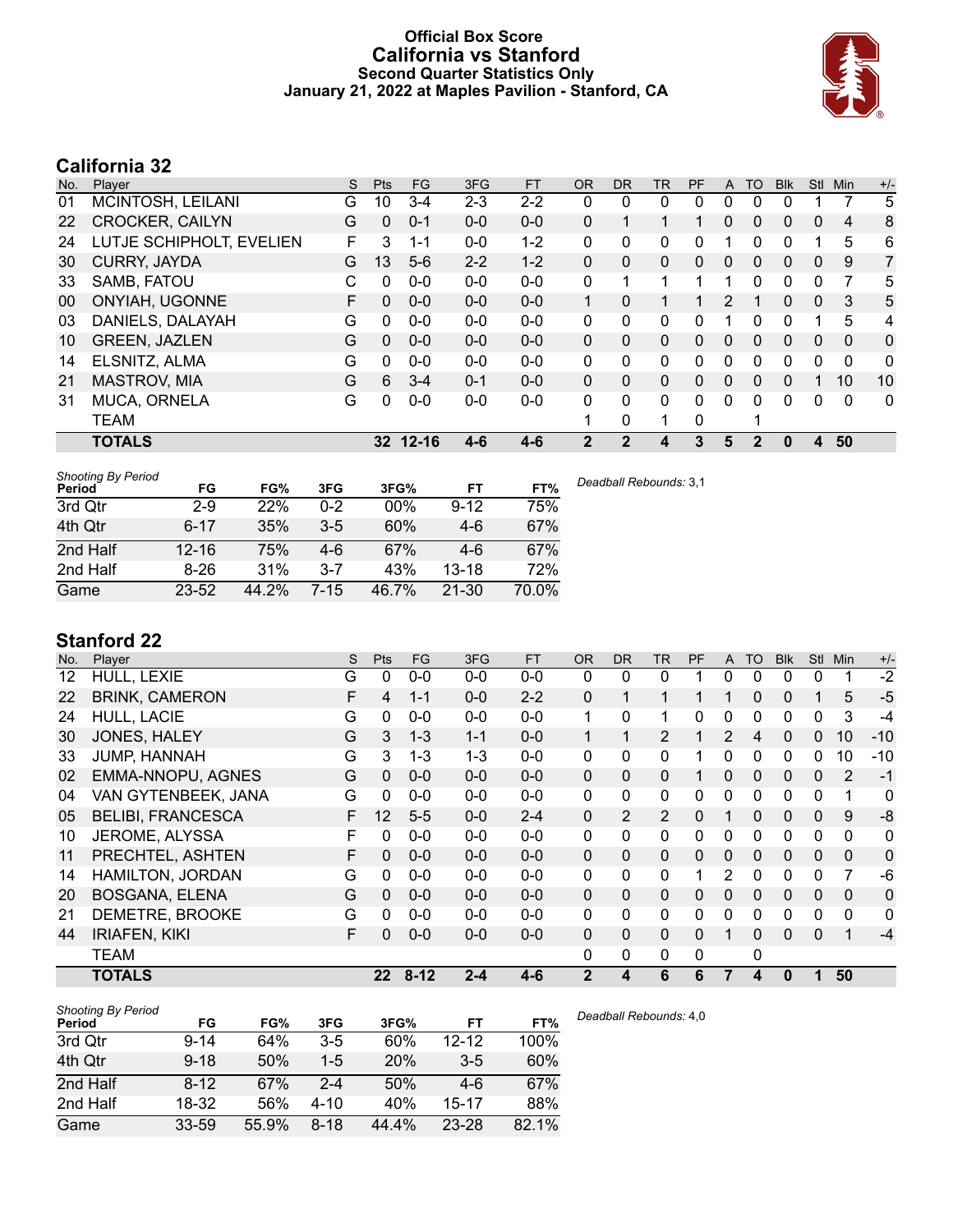# Official Box Score
## California vs Stanford
### Second Quarter Statistics Only
### January 21, 2022 at Maples Pavilion - Stanford, CA

## California 32

| No. | Player | S | Pts | FG | 3FG | FT | OR | DR | TR | PF | A | TO | Blk | Stl | Min | +/- |
|---|---|---|---|---|---|---|---|---|---|---|---|---|---|---|---|---|
| 01 | MCINTOSH, LEILANI | G | 10 | 3-4 | 2-3 | 2-2 | 0 | 0 | 0 | 0 | 0 | 0 | 0 | 1 | 7 | 5 |
| 22 | CROCKER, CAILYN | G | 0 | 0-1 | 0-0 | 0-0 | 0 | 1 | 1 | 1 | 0 | 0 | 0 | 0 | 4 | 8 |
| 24 | LUTJE SCHIPHOLT, EVELIEN | F | 3 | 1-1 | 0-0 | 1-2 | 0 | 0 | 0 | 0 | 1 | 0 | 0 | 1 | 5 | 6 |
| 30 | CURRY, JAYDA | G | 13 | 5-6 | 2-2 | 1-2 | 0 | 0 | 0 | 0 | 0 | 0 | 0 | 0 | 9 | 7 |
| 33 | SAMB, FATOU | C | 0 | 0-0 | 0-0 | 0-0 | 0 | 1 | 1 | 1 | 1 | 0 | 0 | 0 | 7 | 5 |
| 00 | ONYIAH, UGONNE | F | 0 | 0-0 | 0-0 | 0-0 | 1 | 0 | 1 | 1 | 2 | 1 | 0 | 0 | 3 | 5 |
| 03 | DANIELS, DALAYAH | G | 0 | 0-0 | 0-0 | 0-0 | 0 | 0 | 0 | 0 | 1 | 0 | 0 | 1 | 5 | 4 |
| 10 | GREEN, JAZLEN | G | 0 | 0-0 | 0-0 | 0-0 | 0 | 0 | 0 | 0 | 0 | 0 | 0 | 0 | 0 | 0 |
| 14 | ELSNITZ, ALMA | G | 0 | 0-0 | 0-0 | 0-0 | 0 | 0 | 0 | 0 | 0 | 0 | 0 | 0 | 0 | 0 |
| 21 | MASTROV, MIA | G | 6 | 3-4 | 0-1 | 0-0 | 0 | 0 | 0 | 0 | 0 | 0 | 0 | 1 | 10 | 10 |
| 31 | MUCA, ORNELA | G | 0 | 0-0 | 0-0 | 0-0 | 0 | 0 | 0 | 0 | 0 | 0 | 0 | 0 | 0 | 0 |
| | TEAM | | | | | | 1 | 0 | 1 | 0 | | 1 | | | | |
| | **TOTALS** | | **32** | **12-16** | **4-6** | **4-6** | **2** | **2** | **4** | **3** | **5** | **2** | **0** | **4** | **50** | |

*Shooting By Period*

| Period | FG | FG% | 3FG | 3FG% | FT | FT% |
|---|---|---|---|---|---|---|
| 3rd Qtr | 2-9 | 22% | 0-2 | 00% | 9-12 | 75% |
| 4th Qtr | 6-17 | 35% | 3-5 | 60% | 4-6 | 67% |
| 2nd Half | 12-16 | 75% | 4-6 | 67% | 4-6 | 67% |
| 2nd Half | 8-26 | 31% | 3-7 | 43% | 13-18 | 72% |
| Game | 23-52 | 44.2% | 7-15 | 46.7% | 21-30 | 70.0% |

*Deadball Rebounds:* 3,1

## Stanford 22

| No. | Player | S | Pts | FG | 3FG | FT | OR | DR | TR | PF | A | TO | Blk | Stl | Min | +/- |
|---|---|---|---|---|---|---|---|---|---|---|---|---|---|---|---|---|
| 12 | HULL, LEXIE | G | 0 | 0-0 | 0-0 | 0-0 | 0 | 0 | 0 | 1 | 0 | 0 | 0 | 0 | 1 | -2 |
| 22 | BRINK, CAMERON | F | 4 | 1-1 | 0-0 | 2-2 | 0 | 1 | 1 | 1 | 1 | 0 | 0 | 1 | 5 | -5 |
| 24 | HULL, LACIE | G | 0 | 0-0 | 0-0 | 0-0 | 1 | 0 | 1 | 0 | 0 | 0 | 0 | 0 | 3 | -4 |
| 30 | JONES, HALEY | G | 3 | 1-3 | 1-1 | 0-0 | 1 | 1 | 2 | 1 | 2 | 4 | 0 | 0 | 10 | -10 |
| 33 | JUMP, HANNAH | G | 3 | 1-3 | 1-3 | 0-0 | 0 | 0 | 0 | 1 | 0 | 0 | 0 | 0 | 10 | -10 |
| 02 | EMMA-NNOPU, AGNES | G | 0 | 0-0 | 0-0 | 0-0 | 0 | 0 | 0 | 1 | 0 | 0 | 0 | 0 | 2 | -1 |
| 04 | VAN GYTENBEEK, JANA | G | 0 | 0-0 | 0-0 | 0-0 | 0 | 0 | 0 | 0 | 0 | 0 | 0 | 0 | 1 | 0 |
| 05 | BELIBI, FRANCESCA | F | 12 | 5-5 | 0-0 | 2-4 | 0 | 2 | 2 | 0 | 1 | 0 | 0 | 0 | 9 | -8 |
| 10 | JEROME, ALYSSA | F | 0 | 0-0 | 0-0 | 0-0 | 0 | 0 | 0 | 0 | 0 | 0 | 0 | 0 | 0 | 0 |
| 11 | PRECHTEL, ASHTEN | F | 0 | 0-0 | 0-0 | 0-0 | 0 | 0 | 0 | 0 | 0 | 0 | 0 | 0 | 0 | 0 |
| 14 | HAMILTON, JORDAN | G | 0 | 0-0 | 0-0 | 0-0 | 0 | 0 | 0 | 1 | 2 | 0 | 0 | 0 | 7 | -6 |
| 20 | BOSGANA, ELENA | G | 0 | 0-0 | 0-0 | 0-0 | 0 | 0 | 0 | 0 | 0 | 0 | 0 | 0 | 0 | 0 |
| 21 | DEMETRE, BROOKE | G | 0 | 0-0 | 0-0 | 0-0 | 0 | 0 | 0 | 0 | 0 | 0 | 0 | 0 | 0 | 0 |
| 44 | IRIAFEN, KIKI | F | 0 | 0-0 | 0-0 | 0-0 | 0 | 0 | 0 | 0 | 1 | 0 | 0 | 0 | 1 | -4 |
| | TEAM | | | | | | 0 | 0 | 0 | 0 | | 0 | | | | |
| | **TOTALS** | | **22** | **8-12** | **2-4** | **4-6** | **2** | **4** | **6** | **6** | **7** | **4** | **0** | **1** | **50** | |

*Shooting By Period*

| Period | FG | FG% | 3FG | 3FG% | FT | FT% |
|---|---|---|---|---|---|---|
| 3rd Qtr | 9-14 | 64% | 3-5 | 60% | 12-12 | 100% |
| 4th Qtr | 9-18 | 50% | 1-5 | 20% | 3-5 | 60% |
| 2nd Half | 8-12 | 67% | 2-4 | 50% | 4-6 | 67% |
| 2nd Half | 18-32 | 56% | 4-10 | 40% | 15-17 | 88% |
| Game | 33-59 | 55.9% | 8-18 | 44.4% | 23-28 | 82.1% |

*Deadball Rebounds:* 4,0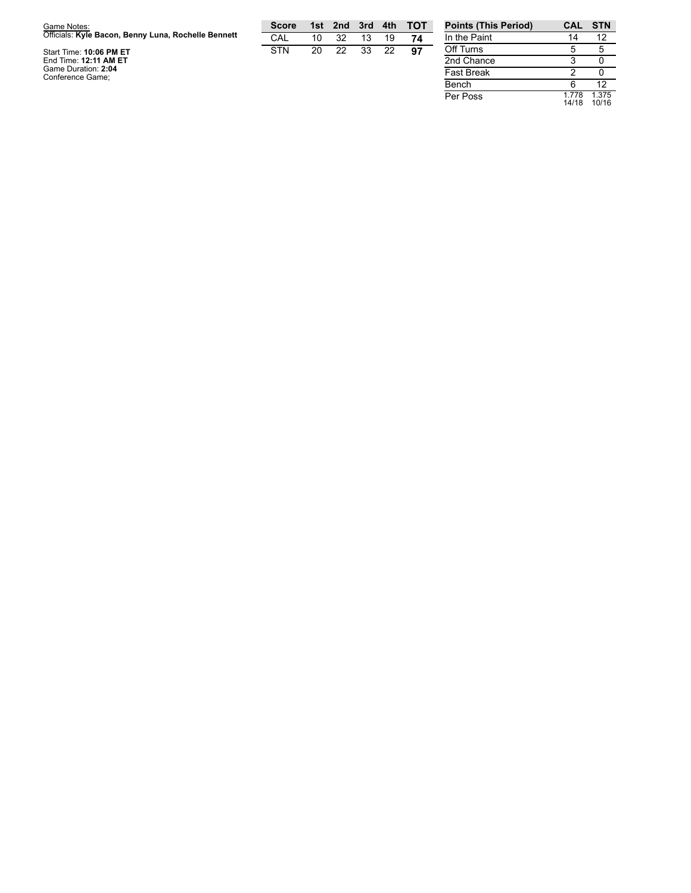Game Notes:
Officials: **Kyle Bacon, Benny Luna, Rochelle Bennett**

Start Time: **10:06 PM ET**
End Time: **12:11 AM ET**
Game Duration: **2:04**
Conference Game;

| Score | 1st | 2nd | 3rd | 4th | TOT |
|---|---|---|---|---|---|
| CAL | 10 | 32 | 13 | 19 | **74** |
| STN | 20 | 22 | 33 | 22 | **97** |

| Points (This Period) | CAL | STN |
|---|---|---|
| In the Paint | 14 | 12 |
| Off Turns | 5 | 5 |
| 2nd Chance | 3 | 0 |
| Fast Break | 2 | 0 |
| Bench | 6 | 12 |
| Per Poss | 1.778 14/18 | 1.375 10/16 |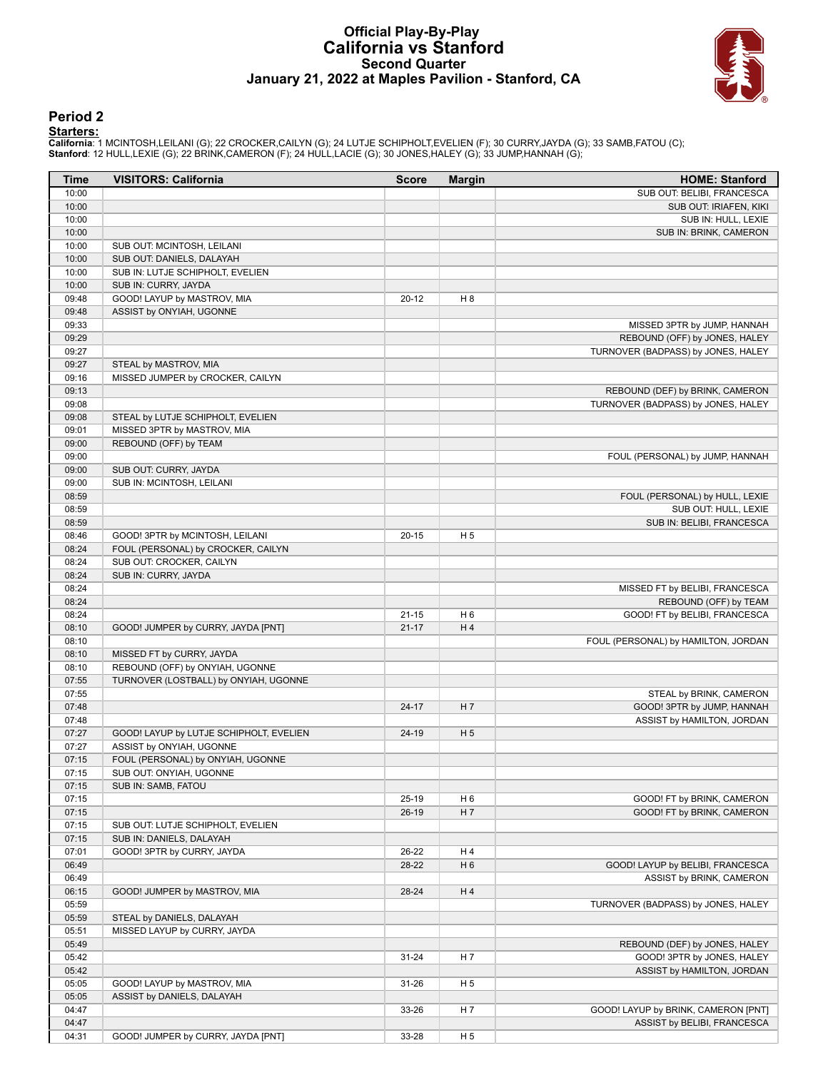# Official Play-By-Play
# California vs Stanford
## Second Quarter
## January 21, 2022 at Maples Pavilion - Stanford, CA

### Period 2

**Starters:**

**California**: 1 MCINTOSH,LEILANI (G); 22 CROCKER,CAILYN (G); 24 LUTJE SCHIPHOLT,EVELIEN (F); 30 CURRY,JAYDA (G); 33 SAMB,FATOU (C);
**Stanford**: 12 HULL,LEXIE (G); 22 BRINK,CAMERON (F); 24 HULL,LACIE (G); 30 JONES,HALEY (G); 33 JUMP,HANNAH (G);

| Time | VISITORS: California | Score | Margin | HOME: Stanford |
|---|---|---|---|---|
| 10:00 | | | | SUB OUT: BELIBI, FRANCESCA |
| 10:00 | | | | SUB OUT: IRIAFEN, KIKI |
| 10:00 | | | | SUB IN: HULL, LEXIE |
| 10:00 | | | | SUB IN: BRINK, CAMERON |
| 10:00 | SUB OUT: MCINTOSH, LEILANI | | | |
| 10:00 | SUB OUT: DANIELS, DALAYAH | | | |
| 10:00 | SUB IN: LUTJE SCHIPHOLT, EVELIEN | | | |
| 10:00 | SUB IN: CURRY, JAYDA | | | |
| 09:48 | GOOD! LAYUP by MASTROV, MIA | 20-12 | H 8 | |
| 09:48 | ASSIST by ONYIAH, UGONNE | | | |
| 09:33 | | | | MISSED 3PTR by JUMP, HANNAH |
| 09:29 | | | | REBOUND (OFF) by JONES, HALEY |
| 09:27 | | | | TURNOVER (BADPASS) by JONES, HALEY |
| 09:27 | STEAL by MASTROV, MIA | | | |
| 09:16 | MISSED JUMPER by CROCKER, CAILYN | | | |
| 09:13 | | | | REBOUND (DEF) by BRINK, CAMERON |
| 09:08 | | | | TURNOVER (BADPASS) by JONES, HALEY |
| 09:08 | STEAL by LUTJE SCHIPHOLT, EVELIEN | | | |
| 09:01 | MISSED 3PTR by MASTROV, MIA | | | |
| 09:00 | REBOUND (OFF) by TEAM | | | |
| 09:00 | | | | FOUL (PERSONAL) by JUMP, HANNAH |
| 09:00 | SUB OUT: CURRY, JAYDA | | | |
| 09:00 | SUB IN: MCINTOSH, LEILANI | | | |
| 08:59 | | | | FOUL (PERSONAL) by HULL, LEXIE |
| 08:59 | | | | SUB OUT: HULL, LEXIE |
| 08:59 | | | | SUB IN: BELIBI, FRANCESCA |
| 08:46 | GOOD! 3PTR by MCINTOSH, LEILANI | 20-15 | H 5 | |
| 08:24 | FOUL (PERSONAL) by CROCKER, CAILYN | | | |
| 08:24 | SUB OUT: CROCKER, CAILYN | | | |
| 08:24 | SUB IN: CURRY, JAYDA | | | |
| 08:24 | | | | MISSED FT by BELIBI, FRANCESCA |
| 08:24 | | | | REBOUND (OFF) by TEAM |
| 08:24 | | 21-15 | H 6 | GOOD! FT by BELIBI, FRANCESCA |
| 08:10 | GOOD! JUMPER by CURRY, JAYDA [PNT] | 21-17 | H 4 | |
| 08:10 | | | | FOUL (PERSONAL) by HAMILTON, JORDAN |
| 08:10 | MISSED FT by CURRY, JAYDA | | | |
| 08:10 | REBOUND (OFF) by ONYIAH, UGONNE | | | |
| 07:55 | TURNOVER (LOSTBALL) by ONYIAH, UGONNE | | | |
| 07:55 | | | | STEAL by BRINK, CAMERON |
| 07:48 | | 24-17 | H 7 | GOOD! 3PTR by JUMP, HANNAH |
| 07:48 | | | | ASSIST by HAMILTON, JORDAN |
| 07:27 | GOOD! LAYUP by LUTJE SCHIPHOLT, EVELIEN | 24-19 | H 5 | |
| 07:27 | ASSIST by ONYIAH, UGONNE | | | |
| 07:15 | FOUL (PERSONAL) by ONYIAH, UGONNE | | | |
| 07:15 | SUB OUT: ONYIAH, UGONNE | | | |
| 07:15 | SUB IN: SAMB, FATOU | | | |
| 07:15 | | 25-19 | H 6 | GOOD! FT by BRINK, CAMERON |
| 07:15 | | 26-19 | H 7 | GOOD! FT by BRINK, CAMERON |
| 07:15 | SUB OUT: LUTJE SCHIPHOLT, EVELIEN | | | |
| 07:15 | SUB IN: DANIELS, DALAYAH | | | |
| 07:01 | GOOD! 3PTR by CURRY, JAYDA | 26-22 | H 4 | |
| 06:49 | | 28-22 | H 6 | GOOD! LAYUP by BELIBI, FRANCESCA |
| 06:49 | | | | ASSIST by BRINK, CAMERON |
| 06:15 | GOOD! JUMPER by MASTROV, MIA | 28-24 | H 4 | |
| 05:59 | | | | TURNOVER (BADPASS) by JONES, HALEY |
| 05:59 | STEAL by DANIELS, DALAYAH | | | |
| 05:51 | MISSED LAYUP by CURRY, JAYDA | | | |
| 05:49 | | | | REBOUND (DEF) by JONES, HALEY |
| 05:42 | | 31-24 | H 7 | GOOD! 3PTR by JONES, HALEY |
| 05:42 | | | | ASSIST by HAMILTON, JORDAN |
| 05:05 | GOOD! LAYUP by MASTROV, MIA | 31-26 | H 5 | |
| 05:05 | ASSIST by DANIELS, DALAYAH | | | |
| 04:47 | | 33-26 | H 7 | GOOD! LAYUP by BRINK, CAMERON [PNT] |
| 04:47 | | | | ASSIST by BELIBI, FRANCESCA |
| 04:31 | GOOD! JUMPER by CURRY, JAYDA [PNT] | 33-28 | H 5 | |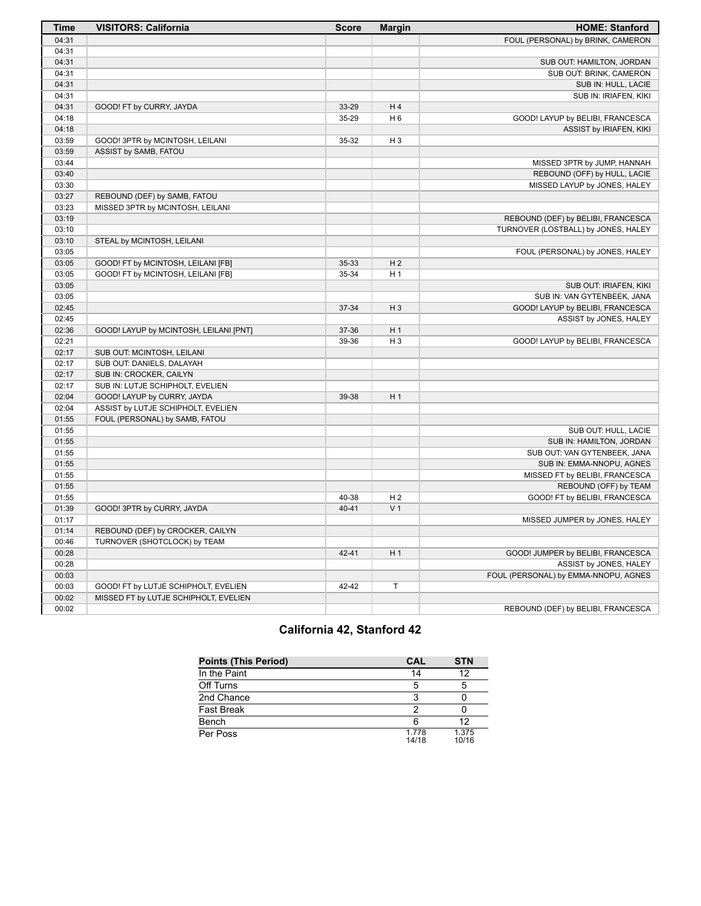| Time | VISITORS: California | Score | Margin | HOME: Stanford |
| --- | --- | --- | --- | --- |
| 04:31 | | | | FOUL (PERSONAL) by BRINK, CAMERON |
| 04:31 | | | | |
| 04:31 | | | | SUB OUT: HAMILTON, JORDAN |
| 04:31 | | | | SUB OUT: BRINK, CAMERON |
| 04:31 | | | | SUB IN: HULL, LACIE |
| 04:31 | | | | SUB IN: IRIAFEN, KIKI |
| 04:31 | GOOD! FT by CURRY, JAYDA | 33-29 | H 4 | |
| 04:18 | | 35-29 | H 6 | GOOD! LAYUP by BELIBI, FRANCESCA |
| 04:18 | | | | ASSIST by IRIAFEN, KIKI |
| 03:59 | GOOD! 3PTR by MCINTOSH, LEILANI | 35-32 | H 3 | |
| 03:59 | ASSIST by SAMB, FATOU | | | |
| 03:44 | | | | MISSED 3PTR by JUMP, HANNAH |
| 03:40 | | | | REBOUND (OFF) by HULL, LACIE |
| 03:30 | | | | MISSED LAYUP by JONES, HALEY |
| 03:27 | REBOUND (DEF) by SAMB, FATOU | | | |
| 03:23 | MISSED 3PTR by MCINTOSH, LEILANI | | | |
| 03:19 | | | | REBOUND (DEF) by BELIBI, FRANCESCA |
| 03:10 | | | | TURNOVER (LOSTBALL) by JONES, HALEY |
| 03:10 | STEAL by MCINTOSH, LEILANI | | | |
| 03:05 | | | | FOUL (PERSONAL) by JONES, HALEY |
| 03:05 | GOOD! FT by MCINTOSH, LEILANI [FB] | 35-33 | H 2 | |
| 03:05 | GOOD! FT by MCINTOSH, LEILANI [FB] | 35-34 | H 1 | |
| 03:05 | | | | SUB OUT: IRIAFEN, KIKI |
| 03:05 | | | | SUB IN: VAN GYTENBEEK, JANA |
| 02:45 | | 37-34 | H 3 | GOOD! LAYUP by BELIBI, FRANCESCA |
| 02:45 | | | | ASSIST by JONES, HALEY |
| 02:36 | GOOD! LAYUP by MCINTOSH, LEILANI [PNT] | 37-36 | H 1 | |
| 02:21 | | 39-36 | H 3 | GOOD! LAYUP by BELIBI, FRANCESCA |
| 02:17 | SUB OUT: MCINTOSH, LEILANI | | | |
| 02:17 | SUB OUT: DANIELS, DALAYAH | | | |
| 02:17 | SUB IN: CROCKER, CAILYN | | | |
| 02:17 | SUB IN: LUTJE SCHIPHOLT, EVELIEN | | | |
| 02:04 | GOOD! LAYUP by CURRY, JAYDA | 39-38 | H 1 | |
| 02:04 | ASSIST by LUTJE SCHIPHOLT, EVELIEN | | | |
| 01:55 | FOUL (PERSONAL) by SAMB, FATOU | | | |
| 01:55 | | | | SUB OUT: HULL, LACIE |
| 01:55 | | | | SUB IN: HAMILTON, JORDAN |
| 01:55 | | | | SUB OUT: VAN GYTENBEEK, JANA |
| 01:55 | | | | SUB IN: EMMA-NNOPU, AGNES |
| 01:55 | | | | MISSED FT by BELIBI, FRANCESCA |
| 01:55 | | | | REBOUND (OFF) by TEAM |
| 01:55 | | 40-38 | H 2 | GOOD! FT by BELIBI, FRANCESCA |
| 01:39 | GOOD! 3PTR by CURRY, JAYDA | 40-41 | V 1 | |
| 01:17 | | | | MISSED JUMPER by JONES, HALEY |
| 01:14 | REBOUND (DEF) by CROCKER, CAILYN | | | |
| 00:46 | TURNOVER (SHOTCLOCK) by TEAM | | | |
| 00:28 | | 42-41 | H 1 | GOOD! JUMPER by BELIBI, FRANCESCA |
| 00:28 | | | | ASSIST by JONES, HALEY |
| 00:03 | | | | FOUL (PERSONAL) by EMMA-NNOPU, AGNES |
| 00:03 | GOOD! FT by LUTJE SCHIPHOLT, EVELIEN | 42-42 | T | |
| 00:02 | MISSED FT by LUTJE SCHIPHOLT, EVELIEN | | | |
| 00:02 | | | | REBOUND (DEF) by BELIBI, FRANCESCA |

## California 42, Stanford 42

| Points (This Period) | CAL | STN |
| --- | --- | --- |
| In the Paint | 14 | 12 |
| Off Turns | 5 | 5 |
| 2nd Chance | 3 | 0 |
| Fast Break | 2 | 0 |
| Bench | 6 | 12 |
| Per Poss | 1.778 14/18 | 1.375 10/16 |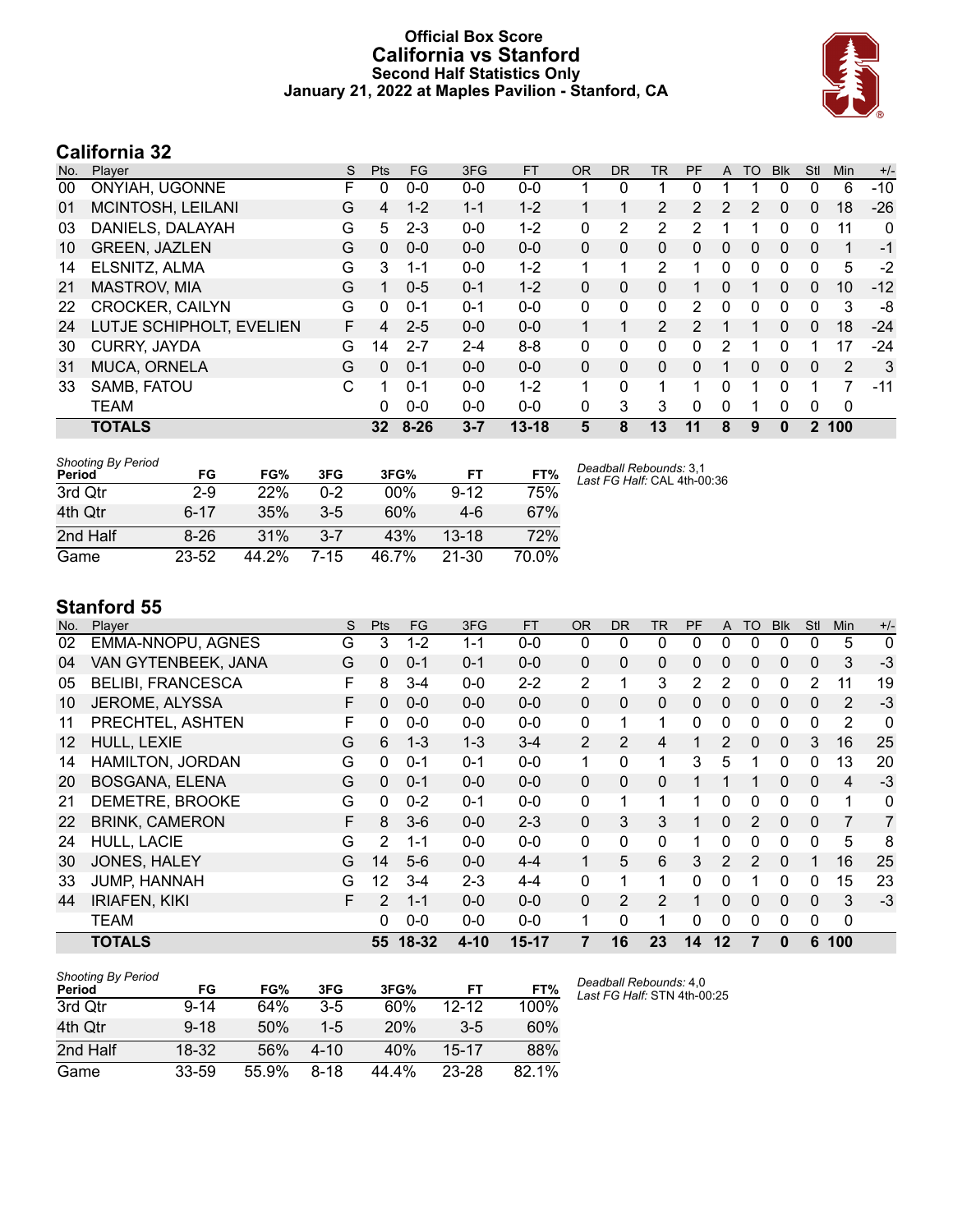# Official Box Score
## California vs Stanford
### Second Half Statistics Only
### January 21, 2022 at Maples Pavilion - Stanford, CA

## California 32

| No. | Player | S | Pts | FG | 3FG | FT | OR | DR | TR | PF | A | TO | Blk | Stl | Min | +/- |
|---|---|---|---|---|---|---|---|---|---|---|---|---|---|---|---|---|
| 00 | ONYIAH, UGONNE | F | 0 | 0-0 | 0-0 | 0-0 | 1 | 0 | 1 | 0 | 1 | 1 | 0 | 0 | 6 | -10 |
| 01 | MCINTOSH, LEILANI | G | 4 | 1-2 | 1-1 | 1-2 | 1 | 1 | 2 | 2 | 2 | 2 | 0 | 0 | 18 | -26 |
| 03 | DANIELS, DALAYAH | G | 5 | 2-3 | 0-0 | 1-2 | 0 | 2 | 2 | 2 | 1 | 1 | 0 | 0 | 11 | 0 |
| 10 | GREEN, JAZLEN | G | 0 | 0-0 | 0-0 | 0-0 | 0 | 0 | 0 | 0 | 0 | 0 | 0 | 0 | 1 | -1 |
| 14 | ELSNITZ, ALMA | G | 3 | 1-1 | 0-0 | 1-2 | 1 | 1 | 2 | 1 | 0 | 0 | 0 | 0 | 5 | -2 |
| 21 | MASTROV, MIA | G | 1 | 0-5 | 0-1 | 1-2 | 0 | 0 | 0 | 1 | 0 | 1 | 0 | 0 | 10 | -12 |
| 22 | CROCKER, CAILYN | G | 0 | 0-1 | 0-1 | 0-0 | 0 | 0 | 0 | 2 | 0 | 0 | 0 | 0 | 3 | -8 |
| 24 | LUTJE SCHIPHOLT, EVELIEN | F | 4 | 2-5 | 0-0 | 0-0 | 1 | 1 | 2 | 2 | 1 | 1 | 0 | 0 | 18 | -24 |
| 30 | CURRY, JAYDA | G | 14 | 2-7 | 2-4 | 8-8 | 0 | 0 | 0 | 0 | 2 | 1 | 0 | 1 | 17 | -24 |
| 31 | MUCA, ORNELA | G | 0 | 0-1 | 0-0 | 0-0 | 0 | 0 | 0 | 0 | 1 | 0 | 0 | 0 | 2 | 3 |
| 33 | SAMB, FATOU | C | 1 | 0-1 | 0-0 | 1-2 | 1 | 0 | 1 | 1 | 0 | 1 | 0 | 1 | 7 | -11 |
| | TEAM | | 0 | 0-0 | 0-0 | 0-0 | 0 | 3 | 3 | 0 | 0 | 1 | 0 | 0 | 0 | |
| | **TOTALS** | | **32** | **8-26** | **3-7** | **13-18** | **5** | **8** | **13** | **11** | **8** | **9** | **0** | **2** | **100** | |

*Shooting By Period*

| Period | FG | FG% | 3FG | 3FG% | FT | FT% |
|---|---|---|---|---|---|---|
| 3rd Qtr | 2-9 | 22% | 0-2 | 00% | 9-12 | 75% |
| 4th Qtr | 6-17 | 35% | 3-5 | 60% | 4-6 | 67% |
| 2nd Half | 8-26 | 31% | 3-7 | 43% | 13-18 | 72% |
| Game | 23-52 | 44.2% | 7-15 | 46.7% | 21-30 | 70.0% |

*Deadball Rebounds:* 3,1
*Last FG Half:* CAL 4th-00:36

## Stanford 55

| No. | Player | S | Pts | FG | 3FG | FT | OR | DR | TR | PF | A | TO | Blk | Stl | Min | +/- |
|---|---|---|---|---|---|---|---|---|---|---|---|---|---|---|---|---|
| 02 | EMMA-NNOPU, AGNES | G | 3 | 1-2 | 1-1 | 0-0 | 0 | 0 | 0 | 0 | 0 | 0 | 0 | 0 | 5 | 0 |
| 04 | VAN GYTENBEEK, JANA | G | 0 | 0-1 | 0-1 | 0-0 | 0 | 0 | 0 | 0 | 0 | 0 | 0 | 0 | 3 | -3 |
| 05 | BELIBI, FRANCESCA | F | 8 | 3-4 | 0-0 | 2-2 | 2 | 1 | 3 | 2 | 2 | 0 | 0 | 2 | 11 | 19 |
| 10 | JEROME, ALYSSA | F | 0 | 0-0 | 0-0 | 0-0 | 0 | 0 | 0 | 0 | 0 | 0 | 0 | 0 | 2 | -3 |
| 11 | PRECHTEL, ASHTEN | F | 0 | 0-0 | 0-0 | 0-0 | 0 | 1 | 1 | 0 | 0 | 0 | 0 | 0 | 2 | 0 |
| 12 | HULL, LEXIE | G | 6 | 1-3 | 1-3 | 3-4 | 2 | 2 | 4 | 1 | 2 | 0 | 0 | 3 | 16 | 25 |
| 14 | HAMILTON, JORDAN | G | 0 | 0-1 | 0-1 | 0-0 | 1 | 0 | 1 | 3 | 5 | 1 | 0 | 0 | 13 | 20 |
| 20 | BOSGANA, ELENA | G | 0 | 0-1 | 0-0 | 0-0 | 0 | 0 | 0 | 1 | 1 | 1 | 0 | 0 | 4 | -3 |
| 21 | DEMETRE, BROOKE | G | 0 | 0-2 | 0-1 | 0-0 | 0 | 1 | 1 | 1 | 0 | 0 | 0 | 0 | 1 | 0 |
| 22 | BRINK, CAMERON | F | 8 | 3-6 | 0-0 | 2-3 | 0 | 3 | 3 | 1 | 0 | 2 | 0 | 0 | 7 | 7 |
| 24 | HULL, LACIE | G | 2 | 1-1 | 0-0 | 0-0 | 0 | 0 | 0 | 1 | 0 | 0 | 0 | 0 | 5 | 8 |
| 30 | JONES, HALEY | G | 14 | 5-6 | 0-0 | 4-4 | 1 | 5 | 6 | 3 | 2 | 2 | 0 | 1 | 16 | 25 |
| 33 | JUMP, HANNAH | G | 12 | 3-4 | 2-3 | 4-4 | 0 | 1 | 1 | 0 | 0 | 1 | 0 | 0 | 15 | 23 |
| 44 | IRIAFEN, KIKI | F | 2 | 1-1 | 0-0 | 0-0 | 0 | 2 | 2 | 1 | 0 | 0 | 0 | 0 | 3 | -3 |
| | TEAM | | 0 | 0-0 | 0-0 | 0-0 | 1 | 0 | 1 | 0 | 0 | 0 | 0 | 0 | 0 | |
| | **TOTALS** | | **55** | **18-32** | **4-10** | **15-17** | **7** | **16** | **23** | **14** | **12** | **7** | **0** | **6** | **100** | |

*Shooting By Period*

| Period | FG | FG% | 3FG | 3FG% | FT | FT% |
|---|---|---|---|---|---|---|
| 3rd Qtr | 9-14 | 64% | 3-5 | 60% | 12-12 | 100% |
| 4th Qtr | 9-18 | 50% | 1-5 | 20% | 3-5 | 60% |
| 2nd Half | 18-32 | 56% | 4-10 | 40% | 15-17 | 88% |
| Game | 33-59 | 55.9% | 8-18 | 44.4% | 23-28 | 82.1% |

*Deadball Rebounds:* 4,0
*Last FG Half:* STN 4th-00:25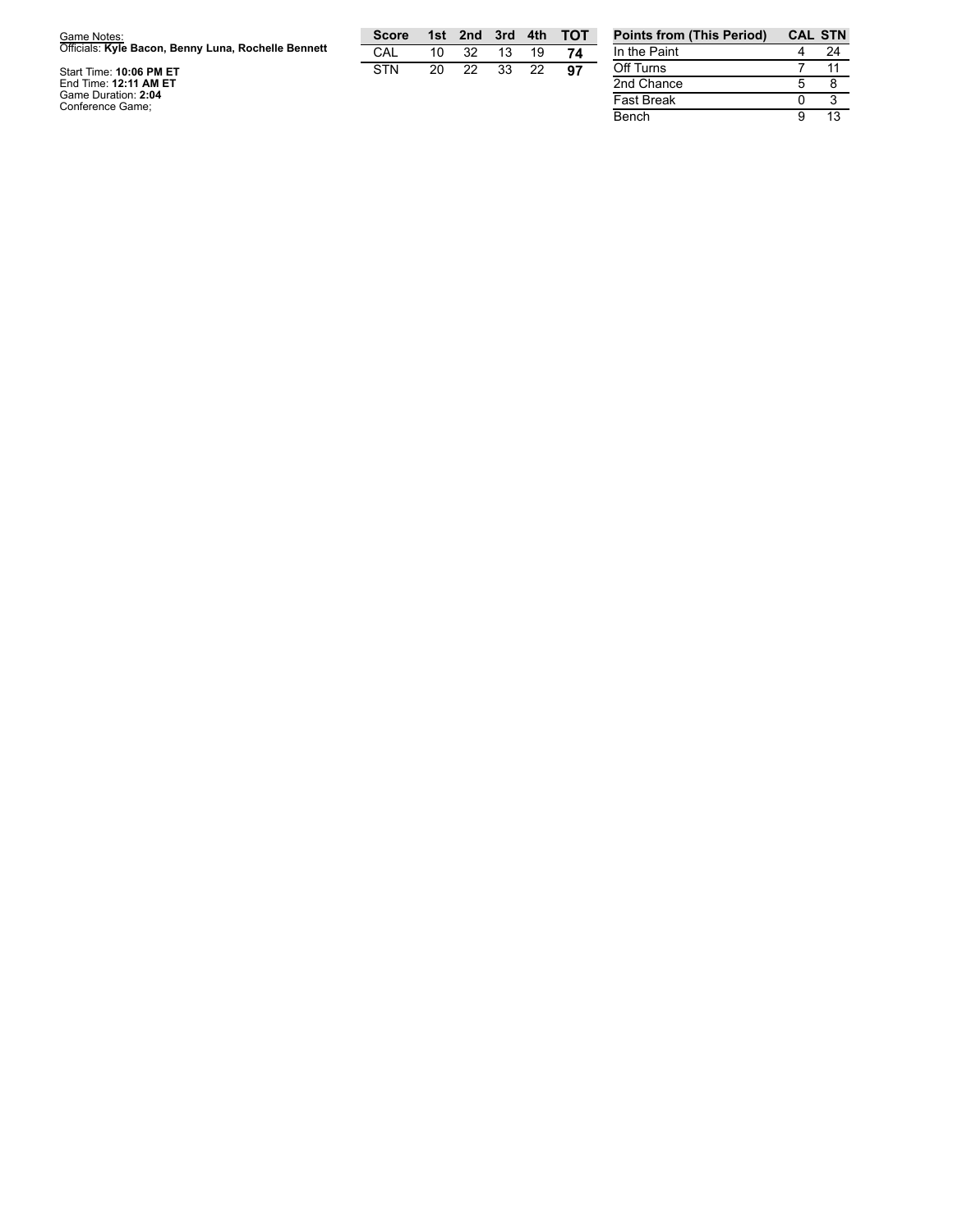Game Notes:
Officials: **Kyle Bacon, Benny Luna, Rochelle Bennett**

Start Time: **10:06 PM ET**
End Time: **12:11 AM ET**
Game Duration: **2:04**
Conference Game;

| Score | 1st | 2nd | 3rd | 4th | TOT |
|---|---|---|---|---|---|
| CAL | 10 | 32 | 13 | 19 | **74** |
| STN | 20 | 22 | 33 | 22 | **97** |

| Points from (This Period) | CAL | STN |
|---|---|---|
| In the Paint | 4 | 24 |
| Off Turns | 7 | 11 |
| 2nd Chance | 5 | 8 |
| Fast Break | 0 | 3 |
| Bench | 9 | 13 |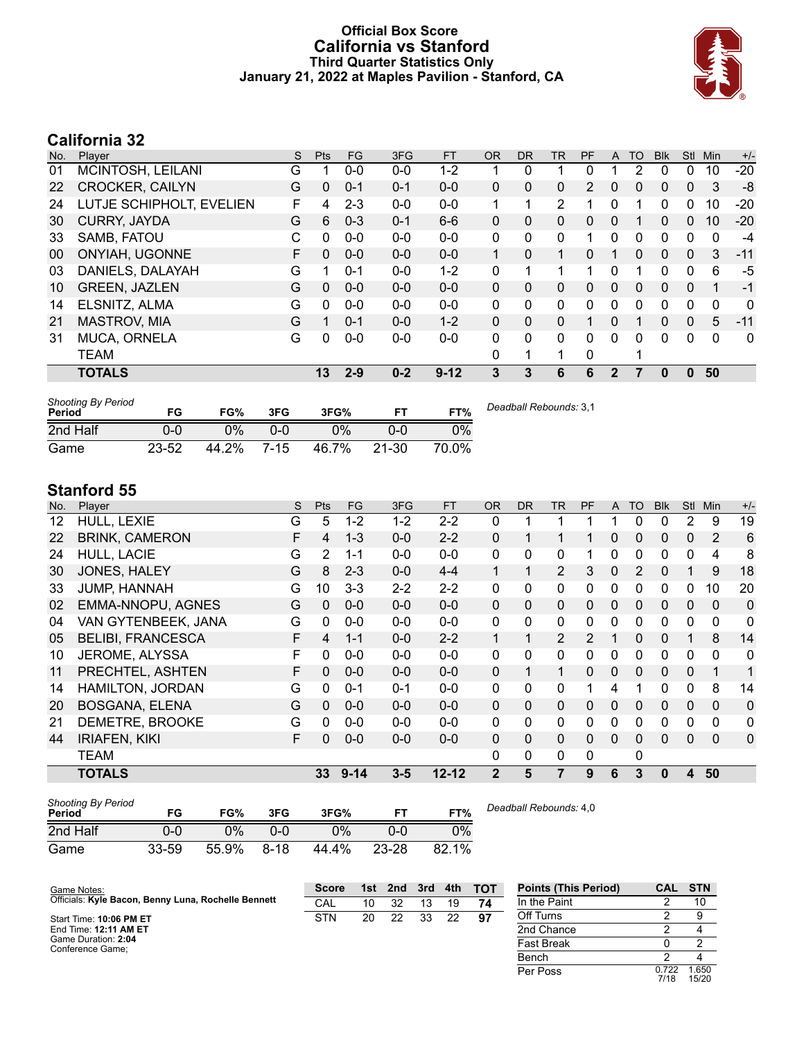# Official Box Score
## California vs Stanford
### Third Quarter Statistics Only
### January 21, 2022 at Maples Pavilion - Stanford, CA

## California 32

| No. | Player | S | Pts | FG | 3FG | FT | OR | DR | TR | PF | A | TO | Blk | Stl | Min | +/- |
|---|---|---|---|---|---|---|---|---|---|---|---|---|---|---|---|---|
| 01 | MCINTOSH, LEILANI | G | 1 | 0-0 | 0-0 | 1-2 | 1 | 0 | 1 | 0 | 1 | 2 | 0 | 0 | 10 | -20 |
| 22 | CROCKER, CAILYN | G | 0 | 0-1 | 0-1 | 0-0 | 0 | 0 | 0 | 2 | 0 | 0 | 0 | 0 | 3 | -8 |
| 24 | LUTJE SCHIPHOLT, EVELIEN | F | 4 | 2-3 | 0-0 | 0-0 | 1 | 1 | 2 | 1 | 0 | 1 | 0 | 0 | 10 | -20 |
| 30 | CURRY, JAYDA | G | 6 | 0-3 | 0-1 | 6-6 | 0 | 0 | 0 | 0 | 0 | 1 | 0 | 0 | 10 | -20 |
| 33 | SAMB, FATOU | C | 0 | 0-0 | 0-0 | 0-0 | 0 | 0 | 0 | 1 | 0 | 0 | 0 | 0 | 0 | -4 |
| 00 | ONYIAH, UGONNE | F | 0 | 0-0 | 0-0 | 0-0 | 1 | 0 | 1 | 0 | 1 | 0 | 0 | 0 | 3 | -11 |
| 03 | DANIELS, DALAYAH | G | 1 | 0-1 | 0-0 | 1-2 | 0 | 1 | 1 | 1 | 0 | 1 | 0 | 0 | 6 | -5 |
| 10 | GREEN, JAZLEN | G | 0 | 0-0 | 0-0 | 0-0 | 0 | 0 | 0 | 0 | 0 | 0 | 0 | 0 | 1 | -1 |
| 14 | ELSNITZ, ALMA | G | 0 | 0-0 | 0-0 | 0-0 | 0 | 0 | 0 | 0 | 0 | 0 | 0 | 0 | 0 | 0 |
| 21 | MASTROV, MIA | G | 1 | 0-1 | 0-0 | 1-2 | 0 | 0 | 0 | 1 | 0 | 1 | 0 | 0 | 5 | -11 |
| 31 | MUCA, ORNELA | G | 0 | 0-0 | 0-0 | 0-0 | 0 | 0 | 0 | 0 | 0 | 0 | 0 | 0 | 0 | 0 |
| | TEAM | | | | | | 0 | 1 | 1 | 0 | | 1 | | | | |
| | **TOTALS** | | **13** | **2-9** | **0-2** | **9-12** | **3** | **3** | **6** | **6** | **2** | **7** | **0** | **0** | **50** | |

*Shooting By Period*

| Period | FG | FG% | 3FG | 3FG% | FT | FT% |
|---|---|---|---|---|---|---|
| 2nd Half | 0-0 | 0% | 0-0 | 0% | 0-0 | 0% |
| Game | 23-52 | 44.2% | 7-15 | 46.7% | 21-30 | 70.0% |

*Deadball Rebounds:* 3,1

## Stanford 55

| No. | Player | S | Pts | FG | 3FG | FT | OR | DR | TR | PF | A | TO | Blk | Stl | Min | +/- |
|---|---|---|---|---|---|---|---|---|---|---|---|---|---|---|---|---|
| 12 | HULL, LEXIE | G | 5 | 1-2 | 1-2 | 2-2 | 0 | 1 | 1 | 1 | 1 | 0 | 0 | 2 | 9 | 19 |
| 22 | BRINK, CAMERON | F | 4 | 1-3 | 0-0 | 2-2 | 0 | 1 | 1 | 1 | 0 | 0 | 0 | 0 | 2 | 6 |
| 24 | HULL, LACIE | G | 2 | 1-1 | 0-0 | 0-0 | 0 | 0 | 0 | 1 | 0 | 0 | 0 | 0 | 4 | 8 |
| 30 | JONES, HALEY | G | 8 | 2-3 | 0-0 | 4-4 | 1 | 1 | 2 | 3 | 0 | 2 | 0 | 1 | 9 | 18 |
| 33 | JUMP, HANNAH | G | 10 | 3-3 | 2-2 | 2-2 | 0 | 0 | 0 | 0 | 0 | 0 | 0 | 0 | 10 | 20 |
| 02 | EMMA-NNOPU, AGNES | G | 0 | 0-0 | 0-0 | 0-0 | 0 | 0 | 0 | 0 | 0 | 0 | 0 | 0 | 0 | 0 |
| 04 | VAN GYTENBEEK, JANA | G | 0 | 0-0 | 0-0 | 0-0 | 0 | 0 | 0 | 0 | 0 | 0 | 0 | 0 | 0 | 0 |
| 05 | BELIBI, FRANCESCA | F | 4 | 1-1 | 0-0 | 2-2 | 1 | 1 | 2 | 2 | 1 | 0 | 0 | 1 | 8 | 14 |
| 10 | JEROME, ALYSSA | F | 0 | 0-0 | 0-0 | 0-0 | 0 | 0 | 0 | 0 | 0 | 0 | 0 | 0 | 0 | 0 |
| 11 | PRECHTEL, ASHTEN | F | 0 | 0-0 | 0-0 | 0-0 | 0 | 1 | 1 | 0 | 0 | 0 | 0 | 0 | 1 | 1 |
| 14 | HAMILTON, JORDAN | G | 0 | 0-1 | 0-1 | 0-0 | 0 | 0 | 0 | 1 | 4 | 1 | 0 | 0 | 8 | 14 |
| 20 | BOSGANA, ELENA | G | 0 | 0-0 | 0-0 | 0-0 | 0 | 0 | 0 | 0 | 0 | 0 | 0 | 0 | 0 | 0 |
| 21 | DEMETRE, BROOKE | G | 0 | 0-0 | 0-0 | 0-0 | 0 | 0 | 0 | 0 | 0 | 0 | 0 | 0 | 0 | 0 |
| 44 | IRIAFEN, KIKI | F | 0 | 0-0 | 0-0 | 0-0 | 0 | 0 | 0 | 0 | 0 | 0 | 0 | 0 | 0 | 0 |
| | TEAM | | | | | | 0 | 0 | 0 | 0 | | 0 | | | | |
| | **TOTALS** | | **33** | **9-14** | **3-5** | **12-12** | **2** | **5** | **7** | **9** | **6** | **3** | **0** | **4** | **50** | |

*Shooting By Period*

| Period | FG | FG% | 3FG | 3FG% | FT | FT% |
|---|---|---|---|---|---|---|
| 2nd Half | 0-0 | 0% | 0-0 | 0% | 0-0 | 0% |
| Game | 33-59 | 55.9% | 8-18 | 44.4% | 23-28 | 82.1% |

*Deadball Rebounds:* 4,0

Game Notes:
Officials: **Kyle Bacon, Benny Luna, Rochelle Bennett**

Start Time: **10:06 PM ET**
End Time: **12:11 AM ET**
Game Duration: **2:04**
Conference Game;

| Score | 1st | 2nd | 3rd | 4th | TOT |
|---|---|---|---|---|---|
| CAL | 10 | 32 | 13 | 19 | **74** |
| STN | 20 | 22 | 33 | 22 | **97** |

| Points (This Period) | CAL | STN |
|---|---|---|
| In the Paint | 2 | 10 |
| Off Turns | 2 | 9 |
| 2nd Chance | 2 | 4 |
| Fast Break | 0 | 2 |
| Bench | 2 | 4 |
| Per Poss | 0.722 7/18 | 1.650 15/20 |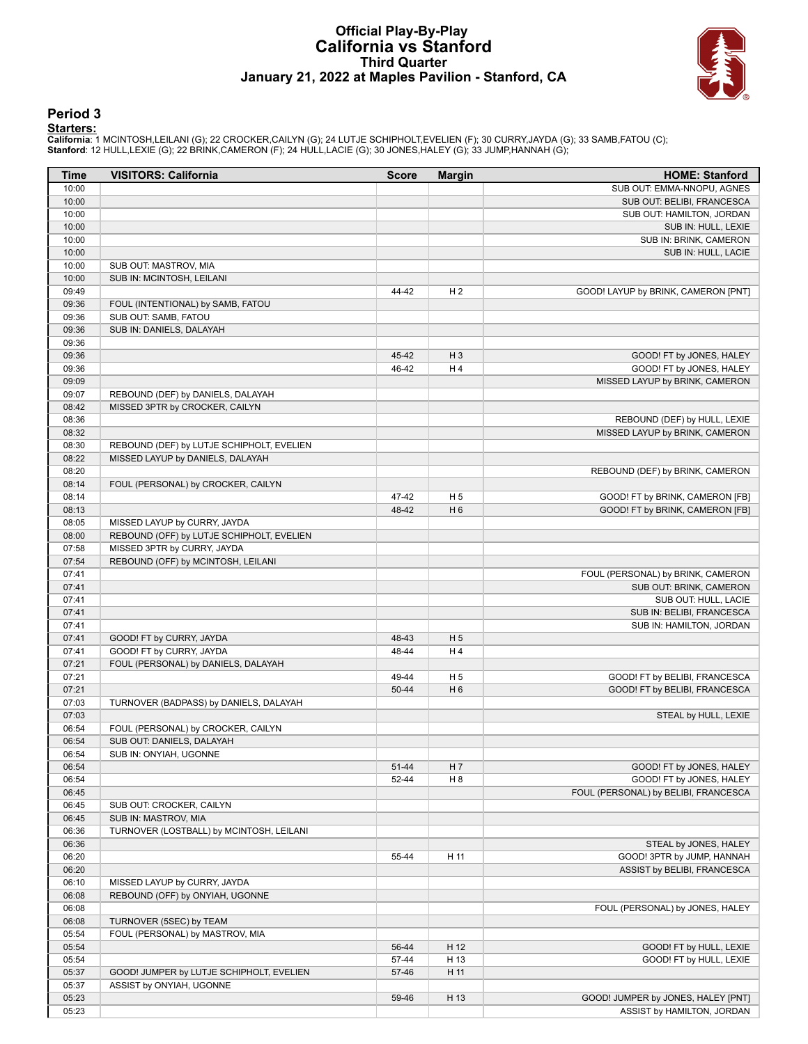# Official Play-By-Play
## California vs Stanford
### Third Quarter
### January 21, 2022 at Maples Pavilion - Stanford, CA

## Period 3

**Starters:**

**California**: 1 MCINTOSH,LEILANI (G); 22 CROCKER,CAILYN (G); 24 LUTJE SCHIPHOLT,EVELIEN (F); 30 CURRY,JAYDA (G); 33 SAMB,FATOU (C);
**Stanford**: 12 HULL,LEXIE (G); 22 BRINK,CAMERON (F); 24 HULL,LACIE (G); 30 JONES,HALEY (G); 33 JUMP,HANNAH (G);

| Time | VISITORS: California | Score | Margin | HOME: Stanford |
|---|---|---|---|---|
| 10:00 | | | | SUB OUT: EMMA-NNOPU, AGNES |
| 10:00 | | | | SUB OUT: BELIBI, FRANCESCA |
| 10:00 | | | | SUB OUT: HAMILTON, JORDAN |
| 10:00 | | | | SUB IN: HULL, LEXIE |
| 10:00 | | | | SUB IN: BRINK, CAMERON |
| 10:00 | | | | SUB IN: HULL, LACIE |
| 10:00 | SUB OUT: MASTROV, MIA | | | |
| 10:00 | SUB IN: MCINTOSH, LEILANI | | | |
| 09:49 | | 44-42 | H 2 | GOOD! LAYUP by BRINK, CAMERON [PNT] |
| 09:36 | FOUL (INTENTIONAL) by SAMB, FATOU | | | |
| 09:36 | SUB OUT: SAMB, FATOU | | | |
| 09:36 | SUB IN: DANIELS, DALAYAH | | | |
| 09:36 | | | | |
| 09:36 | | 45-42 | H 3 | GOOD! FT by JONES, HALEY |
| 09:36 | | 46-42 | H 4 | GOOD! FT by JONES, HALEY |
| 09:09 | | | | MISSED LAYUP by BRINK, CAMERON |
| 09:07 | REBOUND (DEF) by DANIELS, DALAYAH | | | |
| 08:42 | MISSED 3PTR by CROCKER, CAILYN | | | |
| 08:36 | | | | REBOUND (DEF) by HULL, LEXIE |
| 08:32 | | | | MISSED LAYUP by BRINK, CAMERON |
| 08:30 | REBOUND (DEF) by LUTJE SCHIPHOLT, EVELIEN | | | |
| 08:22 | MISSED LAYUP by DANIELS, DALAYAH | | | |
| 08:20 | | | | REBOUND (DEF) by BRINK, CAMERON |
| 08:14 | FOUL (PERSONAL) by CROCKER, CAILYN | | | |
| 08:14 | | 47-42 | H 5 | GOOD! FT by BRINK, CAMERON [FB] |
| 08:13 | | 48-42 | H 6 | GOOD! FT by BRINK, CAMERON [FB] |
| 08:05 | MISSED LAYUP by CURRY, JAYDA | | | |
| 08:00 | REBOUND (OFF) by LUTJE SCHIPHOLT, EVELIEN | | | |
| 07:58 | MISSED 3PTR by CURRY, JAYDA | | | |
| 07:54 | REBOUND (OFF) by MCINTOSH, LEILANI | | | |
| 07:41 | | | | FOUL (PERSONAL) by BRINK, CAMERON |
| 07:41 | | | | SUB OUT: BRINK, CAMERON |
| 07:41 | | | | SUB OUT: HULL, LACIE |
| 07:41 | | | | SUB IN: BELIBI, FRANCESCA |
| 07:41 | | | | SUB IN: HAMILTON, JORDAN |
| 07:41 | GOOD! FT by CURRY, JAYDA | 48-43 | H 5 | |
| 07:41 | GOOD! FT by CURRY, JAYDA | 48-44 | H 4 | |
| 07:21 | FOUL (PERSONAL) by DANIELS, DALAYAH | | | |
| 07:21 | | 49-44 | H 5 | GOOD! FT by BELIBI, FRANCESCA |
| 07:21 | | 50-44 | H 6 | GOOD! FT by BELIBI, FRANCESCA |
| 07:03 | TURNOVER (BADPASS) by DANIELS, DALAYAH | | | |
| 07:03 | | | | STEAL by HULL, LEXIE |
| 06:54 | FOUL (PERSONAL) by CROCKER, CAILYN | | | |
| 06:54 | SUB OUT: DANIELS, DALAYAH | | | |
| 06:54 | SUB IN: ONYIAH, UGONNE | | | |
| 06:54 | | 51-44 | H 7 | GOOD! FT by JONES, HALEY |
| 06:54 | | 52-44 | H 8 | GOOD! FT by JONES, HALEY |
| 06:45 | | | | FOUL (PERSONAL) by BELIBI, FRANCESCA |
| 06:45 | SUB OUT: CROCKER, CAILYN | | | |
| 06:45 | SUB IN: MASTROV, MIA | | | |
| 06:36 | TURNOVER (LOSTBALL) by MCINTOSH, LEILANI | | | |
| 06:36 | | | | STEAL by JONES, HALEY |
| 06:20 | | 55-44 | H 11 | GOOD! 3PTR by JUMP, HANNAH |
| 06:20 | | | | ASSIST by BELIBI, FRANCESCA |
| 06:10 | MISSED LAYUP by CURRY, JAYDA | | | |
| 06:08 | REBOUND (OFF) by ONYIAH, UGONNE | | | |
| 06:08 | | | | FOUL (PERSONAL) by JONES, HALEY |
| 06:08 | TURNOVER (5SEC) by TEAM | | | |
| 05:54 | FOUL (PERSONAL) by MASTROV, MIA | | | |
| 05:54 | | 56-44 | H 12 | GOOD! FT by HULL, LEXIE |
| 05:54 | | 57-44 | H 13 | GOOD! FT by HULL, LEXIE |
| 05:37 | GOOD! JUMPER by LUTJE SCHIPHOLT, EVELIEN | 57-46 | H 11 | |
| 05:37 | ASSIST by ONYIAH, UGONNE | | | |
| 05:23 | | 59-46 | H 13 | GOOD! JUMPER by JONES, HALEY [PNT] |
| 05:23 | | | | ASSIST by HAMILTON, JORDAN |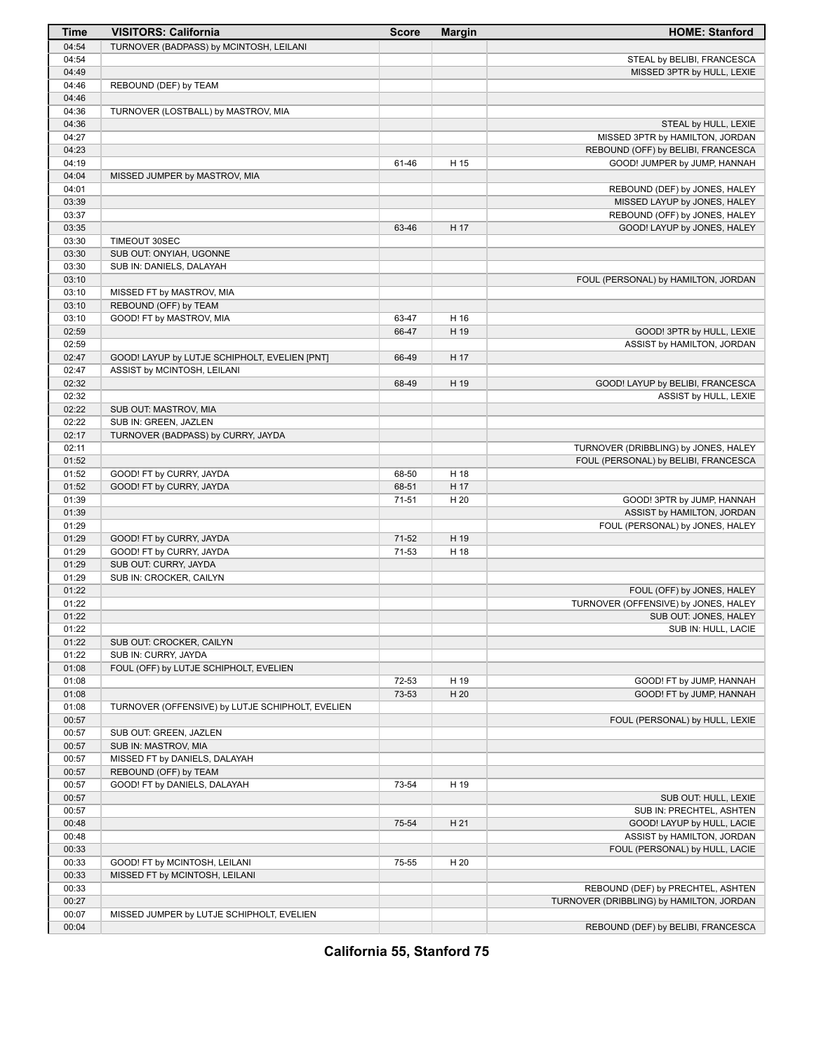| Time | VISITORS: California | Score | Margin | HOME: Stanford |
| --- | --- | --- | --- | --- |
| 04:54 | TURNOVER (BADPASS) by MCINTOSH, LEILANI | | | |
| 04:54 | | | | STEAL by BELIBI, FRANCESCA |
| 04:49 | | | | MISSED 3PTR by HULL, LEXIE |
| 04:46 | REBOUND (DEF) by TEAM | | | |
| 04:46 | | | | |
| 04:36 | TURNOVER (LOSTBALL) by MASTROV, MIA | | | |
| 04:36 | | | | STEAL by HULL, LEXIE |
| 04:27 | | | | MISSED 3PTR by HAMILTON, JORDAN |
| 04:23 | | | | REBOUND (OFF) by BELIBI, FRANCESCA |
| 04:19 | | 61-46 | H 15 | GOOD! JUMPER by JUMP, HANNAH |
| 04:04 | MISSED JUMPER by MASTROV, MIA | | | |
| 04:01 | | | | REBOUND (DEF) by JONES, HALEY |
| 03:39 | | | | MISSED LAYUP by JONES, HALEY |
| 03:37 | | | | REBOUND (OFF) by JONES, HALEY |
| 03:35 | | 63-46 | H 17 | GOOD! LAYUP by JONES, HALEY |
| 03:30 | TIMEOUT 30SEC | | | |
| 03:30 | SUB OUT: ONYIAH, UGONNE | | | |
| 03:30 | SUB IN: DANIELS, DALAYAH | | | |
| 03:10 | | | | FOUL (PERSONAL) by HAMILTON, JORDAN |
| 03:10 | MISSED FT by MASTROV, MIA | | | |
| 03:10 | REBOUND (OFF) by TEAM | | | |
| 03:10 | GOOD! FT by MASTROV, MIA | 63-47 | H 16 | |
| 02:59 | | 66-47 | H 19 | GOOD! 3PTR by HULL, LEXIE |
| 02:59 | | | | ASSIST by HAMILTON, JORDAN |
| 02:47 | GOOD! LAYUP by LUTJE SCHIPHOLT, EVELIEN [PNT] | 66-49 | H 17 | |
| 02:47 | ASSIST by MCINTOSH, LEILANI | | | |
| 02:32 | | 68-49 | H 19 | GOOD! LAYUP by BELIBI, FRANCESCA |
| 02:32 | | | | ASSIST by HULL, LEXIE |
| 02:22 | SUB OUT: MASTROV, MIA | | | |
| 02:22 | SUB IN: GREEN, JAZLEN | | | |
| 02:17 | TURNOVER (BADPASS) by CURRY, JAYDA | | | |
| 02:11 | | | | TURNOVER (DRIBBLING) by JONES, HALEY |
| 01:52 | | | | FOUL (PERSONAL) by BELIBI, FRANCESCA |
| 01:52 | GOOD! FT by CURRY, JAYDA | 68-50 | H 18 | |
| 01:52 | GOOD! FT by CURRY, JAYDA | 68-51 | H 17 | |
| 01:39 | | 71-51 | H 20 | GOOD! 3PTR by JUMP, HANNAH |
| 01:39 | | | | ASSIST by HAMILTON, JORDAN |
| 01:29 | | | | FOUL (PERSONAL) by JONES, HALEY |
| 01:29 | GOOD! FT by CURRY, JAYDA | 71-52 | H 19 | |
| 01:29 | GOOD! FT by CURRY, JAYDA | 71-53 | H 18 | |
| 01:29 | SUB OUT: CURRY, JAYDA | | | |
| 01:29 | SUB IN: CROCKER, CAILYN | | | |
| 01:22 | | | | FOUL (OFF) by JONES, HALEY |
| 01:22 | | | | TURNOVER (OFFENSIVE) by JONES, HALEY |
| 01:22 | | | | SUB OUT: JONES, HALEY |
| 01:22 | | | | SUB IN: HULL, LACIE |
| 01:22 | SUB OUT: CROCKER, CAILYN | | | |
| 01:22 | SUB IN: CURRY, JAYDA | | | |
| 01:08 | FOUL (OFF) by LUTJE SCHIPHOLT, EVELIEN | | | |
| 01:08 | | 72-53 | H 19 | GOOD! FT by JUMP, HANNAH |
| 01:08 | | 73-53 | H 20 | GOOD! FT by JUMP, HANNAH |
| 01:08 | TURNOVER (OFFENSIVE) by LUTJE SCHIPHOLT, EVELIEN | | | |
| 00:57 | | | | FOUL (PERSONAL) by HULL, LEXIE |
| 00:57 | SUB OUT: GREEN, JAZLEN | | | |
| 00:57 | SUB IN: MASTROV, MIA | | | |
| 00:57 | MISSED FT by DANIELS, DALAYAH | | | |
| 00:57 | REBOUND (OFF) by TEAM | | | |
| 00:57 | GOOD! FT by DANIELS, DALAYAH | 73-54 | H 19 | |
| 00:57 | | | | SUB OUT: HULL, LEXIE |
| 00:57 | | | | SUB IN: PRECHTEL, ASHTEN |
| 00:48 | | 75-54 | H 21 | GOOD! LAYUP by HULL, LACIE |
| 00:48 | | | | ASSIST by HAMILTON, JORDAN |
| 00:33 | | | | FOUL (PERSONAL) by HULL, LACIE |
| 00:33 | GOOD! FT by MCINTOSH, LEILANI | 75-55 | H 20 | |
| 00:33 | MISSED FT by MCINTOSH, LEILANI | | | |
| 00:33 | | | | REBOUND (DEF) by PRECHTEL, ASHTEN |
| 00:27 | | | | TURNOVER (DRIBBLING) by HAMILTON, JORDAN |
| 00:07 | MISSED JUMPER by LUTJE SCHIPHOLT, EVELIEN | | | |
| 00:04 | | | | REBOUND (DEF) by BELIBI, FRANCESCA |

**California 55, Stanford 75**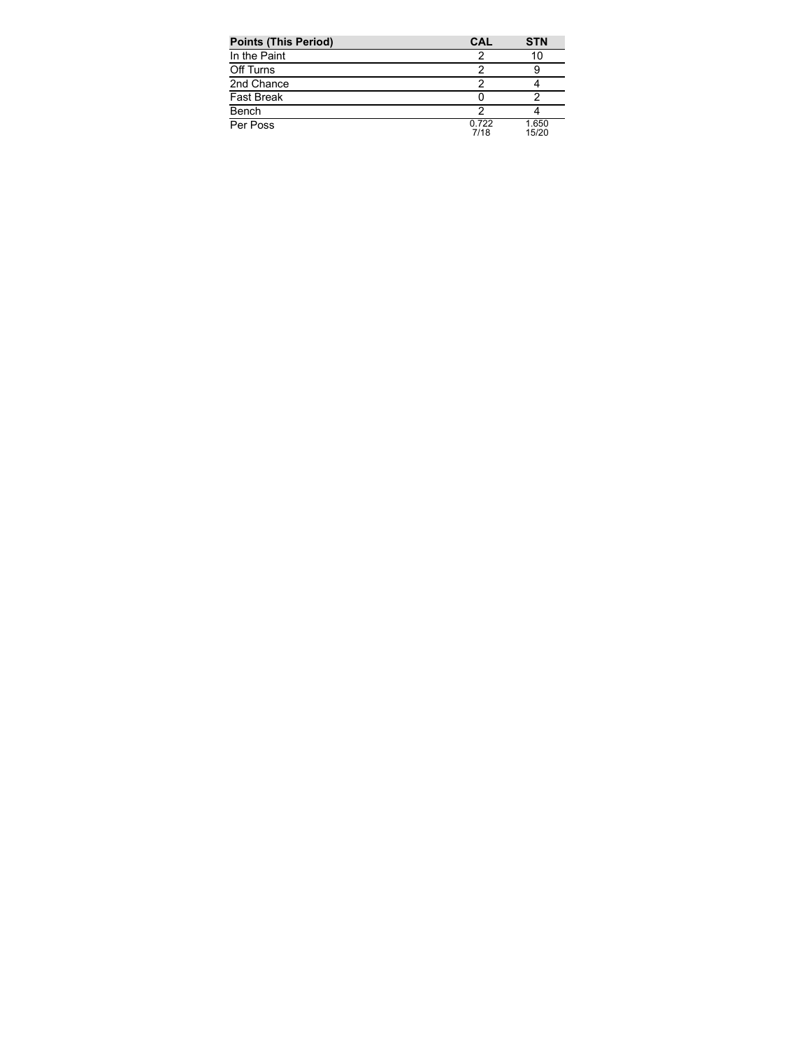| Points (This Period) | CAL | STN |
| --- | --- | --- |
| In the Paint | 2 | 10 |
| Off Turns | 2 | 9 |
| 2nd Chance | 2 | 4 |
| Fast Break | 0 | 2 |
| Bench | 2 | 4 |
| Per Poss | 0.722<br>7/18 | 1.650<br>15/20 |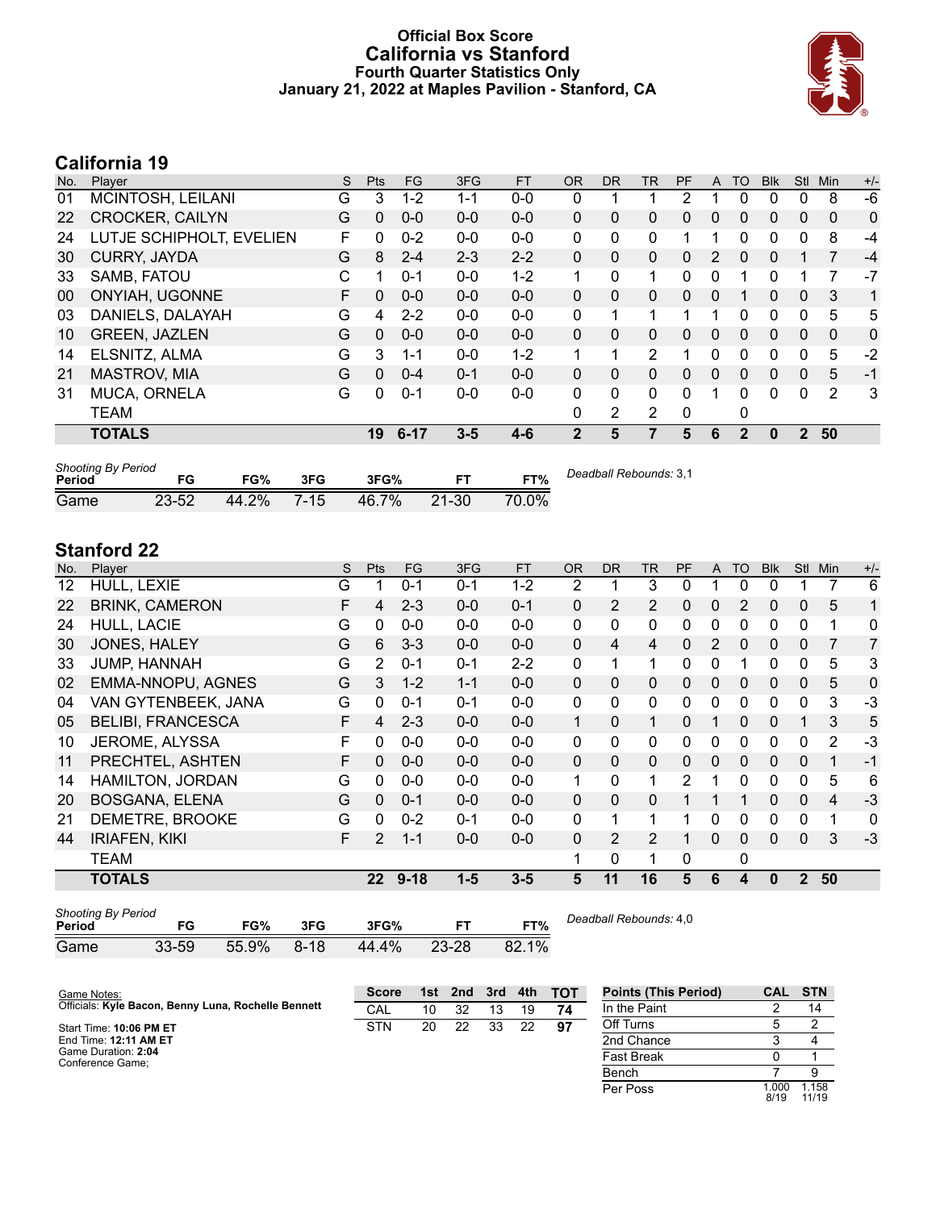# Official Box Score
## California vs Stanford
### Fourth Quarter Statistics Only
### January 21, 2022 at Maples Pavilion - Stanford, CA

## California 19

| No. | Player | S | Pts | FG | 3FG | FT | OR | DR | TR | PF | A | TO | Blk | Stl | Min | +/- |
|---|---|---|---|---|---|---|---|---|---|---|---|---|---|---|---|---|
| 01 | MCINTOSH, LEILANI | G | 3 | 1-2 | 1-1 | 0-0 | 0 | 1 | 1 | 2 | 1 | 0 | 0 | 0 | 8 | -6 |
| 22 | CROCKER, CAILYN | G | 0 | 0-0 | 0-0 | 0-0 | 0 | 0 | 0 | 0 | 0 | 0 | 0 | 0 | 0 | 0 |
| 24 | LUTJE SCHIPHOLT, EVELIEN | F | 0 | 0-2 | 0-0 | 0-0 | 0 | 0 | 0 | 1 | 1 | 0 | 0 | 0 | 8 | -4 |
| 30 | CURRY, JAYDA | G | 8 | 2-4 | 2-3 | 2-2 | 0 | 0 | 0 | 0 | 2 | 0 | 0 | 1 | 7 | -4 |
| 33 | SAMB, FATOU | C | 1 | 0-1 | 0-0 | 1-2 | 1 | 0 | 1 | 0 | 0 | 1 | 0 | 1 | 7 | -7 |
| 00 | ONYIAH, UGONNE | F | 0 | 0-0 | 0-0 | 0-0 | 0 | 0 | 0 | 0 | 0 | 1 | 0 | 0 | 3 | 1 |
| 03 | DANIELS, DALAYAH | G | 4 | 2-2 | 0-0 | 0-0 | 0 | 1 | 1 | 1 | 1 | 0 | 0 | 0 | 5 | 5 |
| 10 | GREEN, JAZLEN | G | 0 | 0-0 | 0-0 | 0-0 | 0 | 0 | 0 | 0 | 0 | 0 | 0 | 0 | 0 | 0 |
| 14 | ELSNITZ, ALMA | G | 3 | 1-1 | 0-0 | 1-2 | 1 | 1 | 2 | 1 | 0 | 0 | 0 | 0 | 5 | -2 |
| 21 | MASTROV, MIA | G | 0 | 0-4 | 0-1 | 0-0 | 0 | 0 | 0 | 0 | 0 | 0 | 0 | 0 | 5 | -1 |
| 31 | MUCA, ORNELA | G | 0 | 0-1 | 0-0 | 0-0 | 0 | 0 | 0 | 0 | 1 | 0 | 0 | 0 | 2 | 3 |
| | TEAM | | | | | | 0 | 2 | 2 | 0 | | 0 | | | | |
| | **TOTALS** | | **19** | **6-17** | **3-5** | **4-6** | **2** | **5** | **7** | **5** | **6** | **2** | **0** | **2** | **50** | |

| Shooting By Period Period | FG | FG% | 3FG | 3FG% | FT | FT% |
|---|---|---|---|---|---|---|
| Game | 23-52 | 44.2% | 7-15 | 46.7% | 21-30 | 70.0% |

Deadball Rebounds: 3,1

## Stanford 22

| No. | Player | S | Pts | FG | 3FG | FT | OR | DR | TR | PF | A | TO | Blk | Stl | Min | +/- |
|---|---|---|---|---|---|---|---|---|---|---|---|---|---|---|---|---|
| 12 | HULL, LEXIE | G | 1 | 0-1 | 0-1 | 1-2 | 2 | 1 | 3 | 0 | 1 | 0 | 0 | 1 | 7 | 6 |
| 22 | BRINK, CAMERON | F | 4 | 2-3 | 0-0 | 0-1 | 0 | 2 | 2 | 0 | 0 | 2 | 0 | 0 | 5 | 1 |
| 24 | HULL, LACIE | G | 0 | 0-0 | 0-0 | 0-0 | 0 | 0 | 0 | 0 | 0 | 0 | 0 | 0 | 1 | 0 |
| 30 | JONES, HALEY | G | 6 | 3-3 | 0-0 | 0-0 | 0 | 4 | 4 | 0 | 2 | 0 | 0 | 0 | 7 | 7 |
| 33 | JUMP, HANNAH | G | 2 | 0-1 | 0-1 | 2-2 | 0 | 1 | 1 | 0 | 0 | 1 | 0 | 0 | 5 | 3 |
| 02 | EMMA-NNOPU, AGNES | G | 3 | 1-2 | 1-1 | 0-0 | 0 | 0 | 0 | 0 | 0 | 0 | 0 | 0 | 5 | 0 |
| 04 | VAN GYTENBEEK, JANA | G | 0 | 0-1 | 0-1 | 0-0 | 0 | 0 | 0 | 0 | 0 | 0 | 0 | 0 | 3 | -3 |
| 05 | BELIBI, FRANCESCA | F | 4 | 2-3 | 0-0 | 0-0 | 1 | 0 | 1 | 0 | 1 | 0 | 0 | 1 | 3 | 5 |
| 10 | JEROME, ALYSSA | F | 0 | 0-0 | 0-0 | 0-0 | 0 | 0 | 0 | 0 | 0 | 0 | 0 | 0 | 2 | -3 |
| 11 | PRECHTEL, ASHTEN | F | 0 | 0-0 | 0-0 | 0-0 | 0 | 0 | 0 | 0 | 0 | 0 | 0 | 0 | 1 | -1 |
| 14 | HAMILTON, JORDAN | G | 0 | 0-0 | 0-0 | 0-0 | 1 | 0 | 1 | 2 | 1 | 0 | 0 | 0 | 5 | 6 |
| 20 | BOSGANA, ELENA | G | 0 | 0-1 | 0-0 | 0-0 | 0 | 0 | 0 | 1 | 1 | 1 | 0 | 0 | 4 | -3 |
| 21 | DEMETRE, BROOKE | G | 0 | 0-2 | 0-1 | 0-0 | 0 | 1 | 1 | 1 | 0 | 0 | 0 | 0 | 1 | 0 |
| 44 | IRIAFEN, KIKI | F | 2 | 1-1 | 0-0 | 0-0 | 0 | 2 | 2 | 1 | 0 | 0 | 0 | 0 | 3 | -3 |
| | TEAM | | | | | | 1 | 0 | 1 | 0 | | 0 | | | | |
| | **TOTALS** | | **22** | **9-18** | **1-5** | **3-5** | **5** | **11** | **16** | **5** | **6** | **4** | **0** | **2** | **50** | |

| Shooting By Period Period | FG | FG% | 3FG | 3FG% | FT | FT% |
|---|---|---|---|---|---|---|
| Game | 33-59 | 55.9% | 8-18 | 44.4% | 23-28 | 82.1% |

Deadball Rebounds: 4,0

Game Notes:
Officials: **Kyle Bacon, Benny Luna, Rochelle Bennett**

Start Time: **10:06 PM ET**
End Time: **12:11 AM ET**
Game Duration: **2:04**
Conference Game;

| Score | 1st | 2nd | 3rd | 4th | TOT |
|---|---|---|---|---|---|
| CAL | 10 | 32 | 13 | 19 | **74** |
| STN | 20 | 22 | 33 | 22 | **97** |

| Points (This Period) | CAL | STN |
|---|---|---|
| In the Paint | 2 | 14 |
| Off Turns | 5 | 2 |
| 2nd Chance | 3 | 4 |
| Fast Break | 0 | 1 |
| Bench | 7 | 9 |
| Per Poss | 1.000 8/19 | 1.158 11/19 |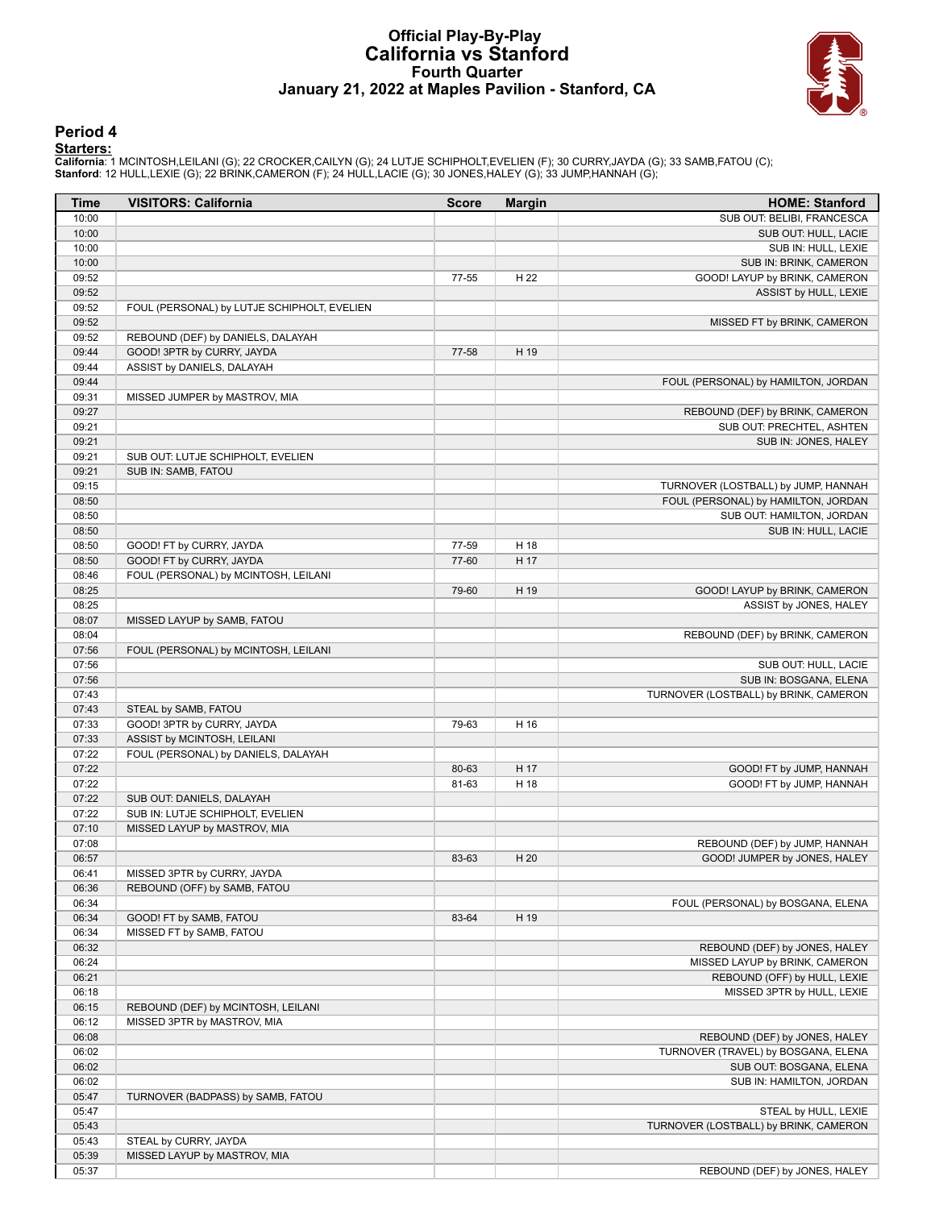# Official Play-By-Play
# California vs Stanford
## Fourth Quarter
## January 21, 2022 at Maples Pavilion - Stanford, CA

### Period 4

**Starters:**

**California**: 1 MCINTOSH,LEILANI (G); 22 CROCKER,CAILYN (G); 24 LUTJE SCHIPHOLT,EVELIEN (F); 30 CURRY,JAYDA (G); 33 SAMB,FATOU (C);
**Stanford**: 12 HULL,LEXIE (G); 22 BRINK,CAMERON (F); 24 HULL,LACIE (G); 30 JONES,HALEY (G); 33 JUMP,HANNAH (G);

| Time | VISITORS: California | Score | Margin | HOME: Stanford |
|---|---|---|---|---|
| 10:00 | | | | SUB OUT: BELIBI, FRANCESCA |
| 10:00 | | | | SUB OUT: HULL, LACIE |
| 10:00 | | | | SUB IN: HULL, LEXIE |
| 10:00 | | | | SUB IN: BRINK, CAMERON |
| 09:52 | | 77-55 | H 22 | GOOD! LAYUP by BRINK, CAMERON |
| 09:52 | | | | ASSIST by HULL, LEXIE |
| 09:52 | FOUL (PERSONAL) by LUTJE SCHIPHOLT, EVELIEN | | | |
| 09:52 | | | | MISSED FT by BRINK, CAMERON |
| 09:52 | REBOUND (DEF) by DANIELS, DALAYAH | | | |
| 09:44 | GOOD! 3PTR by CURRY, JAYDA | 77-58 | H 19 | |
| 09:44 | ASSIST by DANIELS, DALAYAH | | | |
| 09:44 | | | | FOUL (PERSONAL) by HAMILTON, JORDAN |
| 09:31 | MISSED JUMPER by MASTROV, MIA | | | |
| 09:27 | | | | REBOUND (DEF) by BRINK, CAMERON |
| 09:21 | | | | SUB OUT: PRECHTEL, ASHTEN |
| 09:21 | | | | SUB IN: JONES, HALEY |
| 09:21 | SUB OUT: LUTJE SCHIPHOLT, EVELIEN | | | |
| 09:21 | SUB IN: SAMB, FATOU | | | |
| 09:15 | | | | TURNOVER (LOSTBALL) by JUMP, HANNAH |
| 08:50 | | | | FOUL (PERSONAL) by HAMILTON, JORDAN |
| 08:50 | | | | SUB OUT: HAMILTON, JORDAN |
| 08:50 | | | | SUB IN: HULL, LACIE |
| 08:50 | GOOD! FT by CURRY, JAYDA | 77-59 | H 18 | |
| 08:50 | GOOD! FT by CURRY, JAYDA | 77-60 | H 17 | |
| 08:46 | FOUL (PERSONAL) by MCINTOSH, LEILANI | | | |
| 08:25 | | 79-60 | H 19 | GOOD! LAYUP by BRINK, CAMERON |
| 08:25 | | | | ASSIST by JONES, HALEY |
| 08:07 | MISSED LAYUP by SAMB, FATOU | | | |
| 08:04 | | | | REBOUND (DEF) by BRINK, CAMERON |
| 07:56 | FOUL (PERSONAL) by MCINTOSH, LEILANI | | | |
| 07:56 | | | | SUB OUT: HULL, LACIE |
| 07:56 | | | | SUB IN: BOSGANA, ELENA |
| 07:43 | | | | TURNOVER (LOSTBALL) by BRINK, CAMERON |
| 07:43 | STEAL by SAMB, FATOU | | | |
| 07:33 | GOOD! 3PTR by CURRY, JAYDA | 79-63 | H 16 | |
| 07:33 | ASSIST by MCINTOSH, LEILANI | | | |
| 07:22 | FOUL (PERSONAL) by DANIELS, DALAYAH | | | |
| 07:22 | | 80-63 | H 17 | GOOD! FT by JUMP, HANNAH |
| 07:22 | | 81-63 | H 18 | GOOD! FT by JUMP, HANNAH |
| 07:22 | SUB OUT: DANIELS, DALAYAH | | | |
| 07:22 | SUB IN: LUTJE SCHIPHOLT, EVELIEN | | | |
| 07:10 | MISSED LAYUP by MASTROV, MIA | | | |
| 07:08 | | | | REBOUND (DEF) by JUMP, HANNAH |
| 06:57 | | 83-63 | H 20 | GOOD! JUMPER by JONES, HALEY |
| 06:41 | MISSED 3PTR by CURRY, JAYDA | | | |
| 06:36 | REBOUND (OFF) by SAMB, FATOU | | | |
| 06:34 | | | | FOUL (PERSONAL) by BOSGANA, ELENA |
| 06:34 | GOOD! FT by SAMB, FATOU | 83-64 | H 19 | |
| 06:34 | MISSED FT by SAMB, FATOU | | | |
| 06:32 | | | | REBOUND (DEF) by JONES, HALEY |
| 06:24 | | | | MISSED LAYUP by BRINK, CAMERON |
| 06:21 | | | | REBOUND (OFF) by HULL, LEXIE |
| 06:18 | | | | MISSED 3PTR by HULL, LEXIE |
| 06:15 | REBOUND (DEF) by MCINTOSH, LEILANI | | | |
| 06:12 | MISSED 3PTR by MASTROV, MIA | | | |
| 06:08 | | | | REBOUND (DEF) by JONES, HALEY |
| 06:02 | | | | TURNOVER (TRAVEL) by BOSGANA, ELENA |
| 06:02 | | | | SUB OUT: BOSGANA, ELENA |
| 06:02 | | | | SUB IN: HAMILTON, JORDAN |
| 05:47 | TURNOVER (BADPASS) by SAMB, FATOU | | | |
| 05:47 | | | | STEAL by HULL, LEXIE |
| 05:43 | | | | TURNOVER (LOSTBALL) by BRINK, CAMERON |
| 05:43 | STEAL by CURRY, JAYDA | | | |
| 05:39 | MISSED LAYUP by MASTROV, MIA | | | |
| 05:37 | | | | REBOUND (DEF) by JONES, HALEY |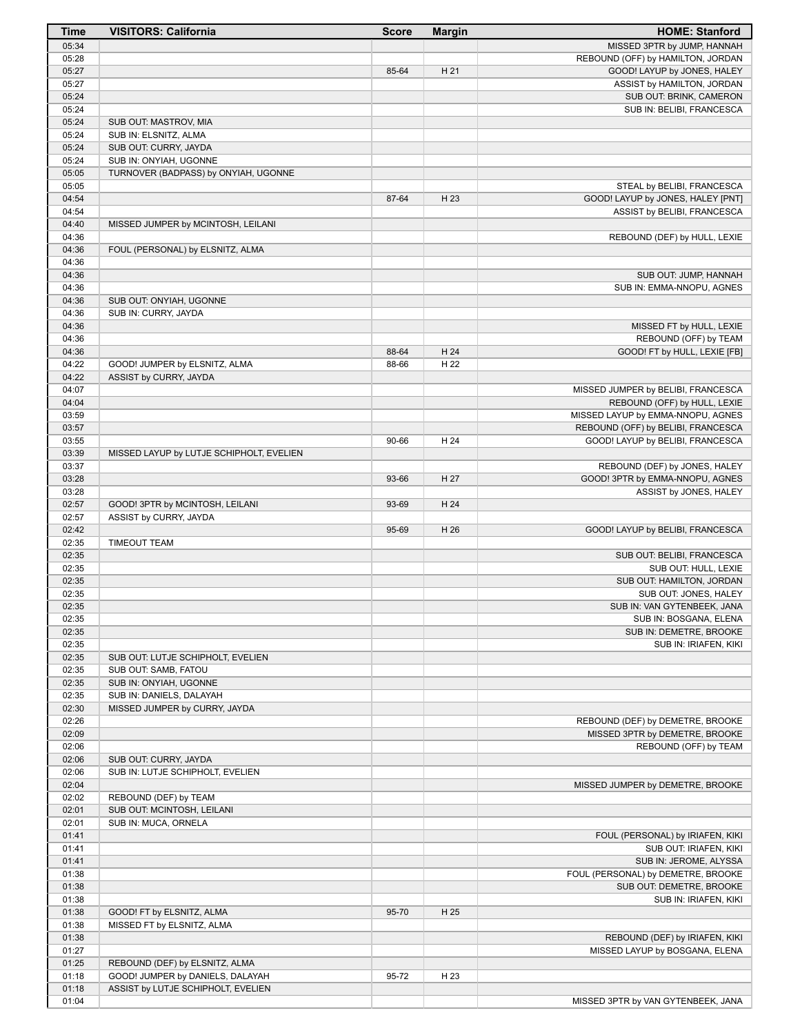| Time | VISITORS: California | Score | Margin | HOME: Stanford |
|---|---|---|---|---|
| 05:34 | | | | MISSED 3PTR by JUMP, HANNAH |
| 05:28 | | | | REBOUND (OFF) by HAMILTON, JORDAN |
| 05:27 | | 85-64 | H 21 | GOOD! LAYUP by JONES, HALEY |
| 05:27 | | | | ASSIST by HAMILTON, JORDAN |
| 05:24 | | | | SUB OUT: BRINK, CAMERON |
| 05:24 | | | | SUB IN: BELIBI, FRANCESCA |
| 05:24 | SUB OUT: MASTROV, MIA | | | |
| 05:24 | SUB IN: ELSNITZ, ALMA | | | |
| 05:24 | SUB OUT: CURRY, JAYDA | | | |
| 05:24 | SUB IN: ONYIAH, UGONNE | | | |
| 05:05 | TURNOVER (BADPASS) by ONYIAH, UGONNE | | | |
| 05:05 | | | | STEAL by BELIBI, FRANCESCA |
| 04:54 | | 87-64 | H 23 | GOOD! LAYUP by JONES, HALEY [PNT] |
| 04:54 | | | | ASSIST by BELIBI, FRANCESCA |
| 04:40 | MISSED JUMPER by MCINTOSH, LEILANI | | | |
| 04:36 | | | | REBOUND (DEF) by HULL, LEXIE |
| 04:36 | FOUL (PERSONAL) by ELSNITZ, ALMA | | | |
| 04:36 | | | | |
| 04:36 | | | | SUB OUT: JUMP, HANNAH |
| 04:36 | | | | SUB IN: EMMA-NNOPU, AGNES |
| 04:36 | SUB OUT: ONYIAH, UGONNE | | | |
| 04:36 | SUB IN: CURRY, JAYDA | | | |
| 04:36 | | | | MISSED FT by HULL, LEXIE |
| 04:36 | | | | REBOUND (OFF) by TEAM |
| 04:36 | | 88-64 | H 24 | GOOD! FT by HULL, LEXIE [FB] |
| 04:22 | GOOD! JUMPER by ELSNITZ, ALMA | 88-66 | H 22 | |
| 04:22 | ASSIST by CURRY, JAYDA | | | |
| 04:07 | | | | MISSED JUMPER by BELIBI, FRANCESCA |
| 04:04 | | | | REBOUND (OFF) by HULL, LEXIE |
| 03:59 | | | | MISSED LAYUP by EMMA-NNOPU, AGNES |
| 03:57 | | | | REBOUND (OFF) by BELIBI, FRANCESCA |
| 03:55 | | 90-66 | H 24 | GOOD! LAYUP by BELIBI, FRANCESCA |
| 03:39 | MISSED LAYUP by LUTJE SCHIPHOLT, EVELIEN | | | |
| 03:37 | | | | REBOUND (DEF) by JONES, HALEY |
| 03:28 | | 93-66 | H 27 | GOOD! 3PTR by EMMA-NNOPU, AGNES |
| 03:28 | | | | ASSIST by JONES, HALEY |
| 02:57 | GOOD! 3PTR by MCINTOSH, LEILANI | 93-69 | H 24 | |
| 02:57 | ASSIST by CURRY, JAYDA | | | |
| 02:42 | | 95-69 | H 26 | GOOD! LAYUP by BELIBI, FRANCESCA |
| 02:35 | TIMEOUT TEAM | | | |
| 02:35 | | | | SUB OUT: BELIBI, FRANCESCA |
| 02:35 | | | | SUB OUT: HULL, LEXIE |
| 02:35 | | | | SUB OUT: HAMILTON, JORDAN |
| 02:35 | | | | SUB OUT: JONES, HALEY |
| 02:35 | | | | SUB IN: VAN GYTENBEEK, JANA |
| 02:35 | | | | SUB IN: BOSGANA, ELENA |
| 02:35 | | | | SUB IN: DEMETRE, BROOKE |
| 02:35 | | | | SUB IN: IRIAFEN, KIKI |
| 02:35 | SUB OUT: LUTJE SCHIPHOLT, EVELIEN | | | |
| 02:35 | SUB OUT: SAMB, FATOU | | | |
| 02:35 | SUB IN: ONYIAH, UGONNE | | | |
| 02:35 | SUB IN: DANIELS, DALAYAH | | | |
| 02:30 | MISSED JUMPER by CURRY, JAYDA | | | |
| 02:26 | | | | REBOUND (DEF) by DEMETRE, BROOKE |
| 02:09 | | | | MISSED 3PTR by DEMETRE, BROOKE |
| 02:06 | | | | REBOUND (OFF) by TEAM |
| 02:06 | SUB OUT: CURRY, JAYDA | | | |
| 02:06 | SUB IN: LUTJE SCHIPHOLT, EVELIEN | | | |
| 02:04 | | | | MISSED JUMPER by DEMETRE, BROOKE |
| 02:02 | REBOUND (DEF) by TEAM | | | |
| 02:01 | SUB OUT: MCINTOSH, LEILANI | | | |
| 02:01 | SUB IN: MUCA, ORNELA | | | |
| 01:41 | | | | FOUL (PERSONAL) by IRIAFEN, KIKI |
| 01:41 | | | | SUB OUT: IRIAFEN, KIKI |
| 01:41 | | | | SUB IN: JEROME, ALYSSA |
| 01:38 | | | | FOUL (PERSONAL) by DEMETRE, BROOKE |
| 01:38 | | | | SUB OUT: DEMETRE, BROOKE |
| 01:38 | | | | SUB IN: IRIAFEN, KIKI |
| 01:38 | GOOD! FT by ELSNITZ, ALMA | 95-70 | H 25 | |
| 01:38 | MISSED FT by ELSNITZ, ALMA | | | |
| 01:38 | | | | REBOUND (DEF) by IRIAFEN, KIKI |
| 01:27 | | | | MISSED LAYUP by BOSGANA, ELENA |
| 01:25 | REBOUND (DEF) by ELSNITZ, ALMA | | | |
| 01:18 | GOOD! JUMPER by DANIELS, DALAYAH | 95-72 | H 23 | |
| 01:18 | ASSIST by LUTJE SCHIPHOLT, EVELIEN | | | |
| 01:04 | | | | MISSED 3PTR by VAN GYTENBEEK, JANA |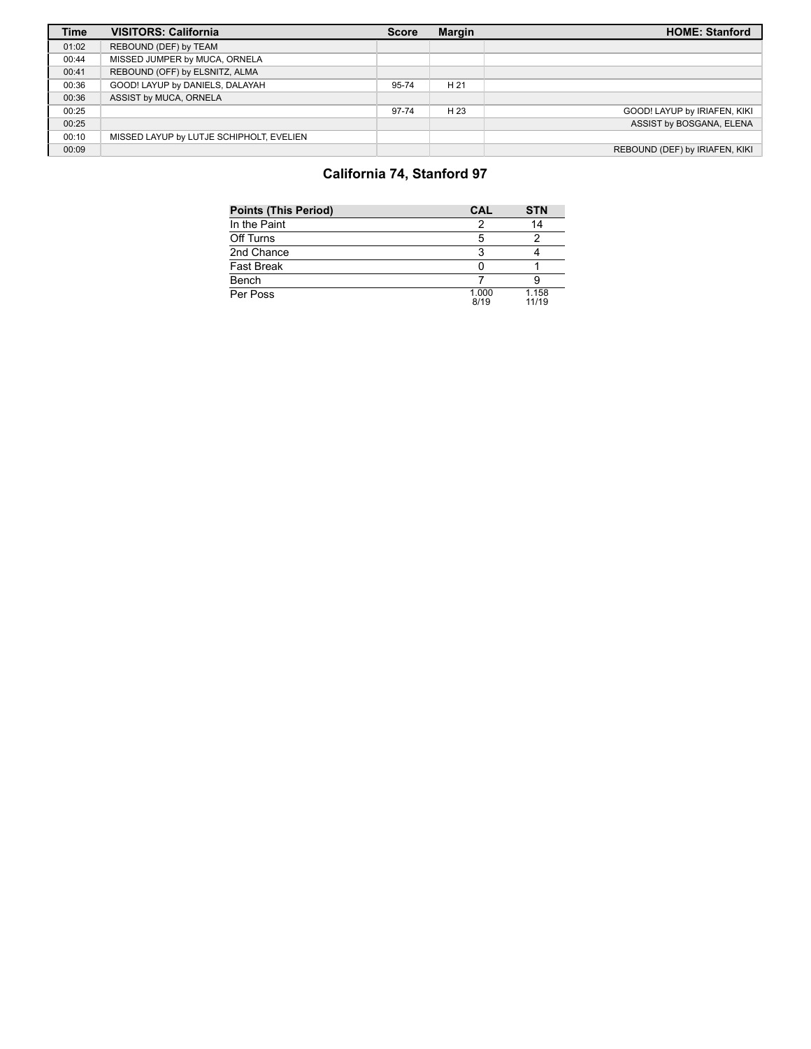| Time | VISITORS: California | Score | Margin | HOME: Stanford |
|---|---|---|---|---|
| 01:02 | REBOUND (DEF) by TEAM | | | |
| 00:44 | MISSED JUMPER by MUCA, ORNELA | | | |
| 00:41 | REBOUND (OFF) by ELSNITZ, ALMA | | | |
| 00:36 | GOOD! LAYUP by DANIELS, DALAYAH | 95-74 | H 21 | |
| 00:36 | ASSIST by MUCA, ORNELA | | | |
| 00:25 | | 97-74 | H 23 | GOOD! LAYUP by IRIAFEN, KIKI |
| 00:25 | | | | ASSIST by BOSGANA, ELENA |
| 00:10 | MISSED LAYUP by LUTJE SCHIPHOLT, EVELIEN | | | |
| 00:09 | | | | REBOUND (DEF) by IRIAFEN, KIKI |

## California 74, Stanford 97

| Points (This Period) | CAL | STN |
|---|---|---|
| In the Paint | 2 | 14 |
| Off Turns | 5 | 2 |
| 2nd Chance | 3 | 4 |
| Fast Break | 0 | 1 |
| Bench | 7 | 9 |
| Per Poss | 1.000 8/19 | 1.158 11/19 |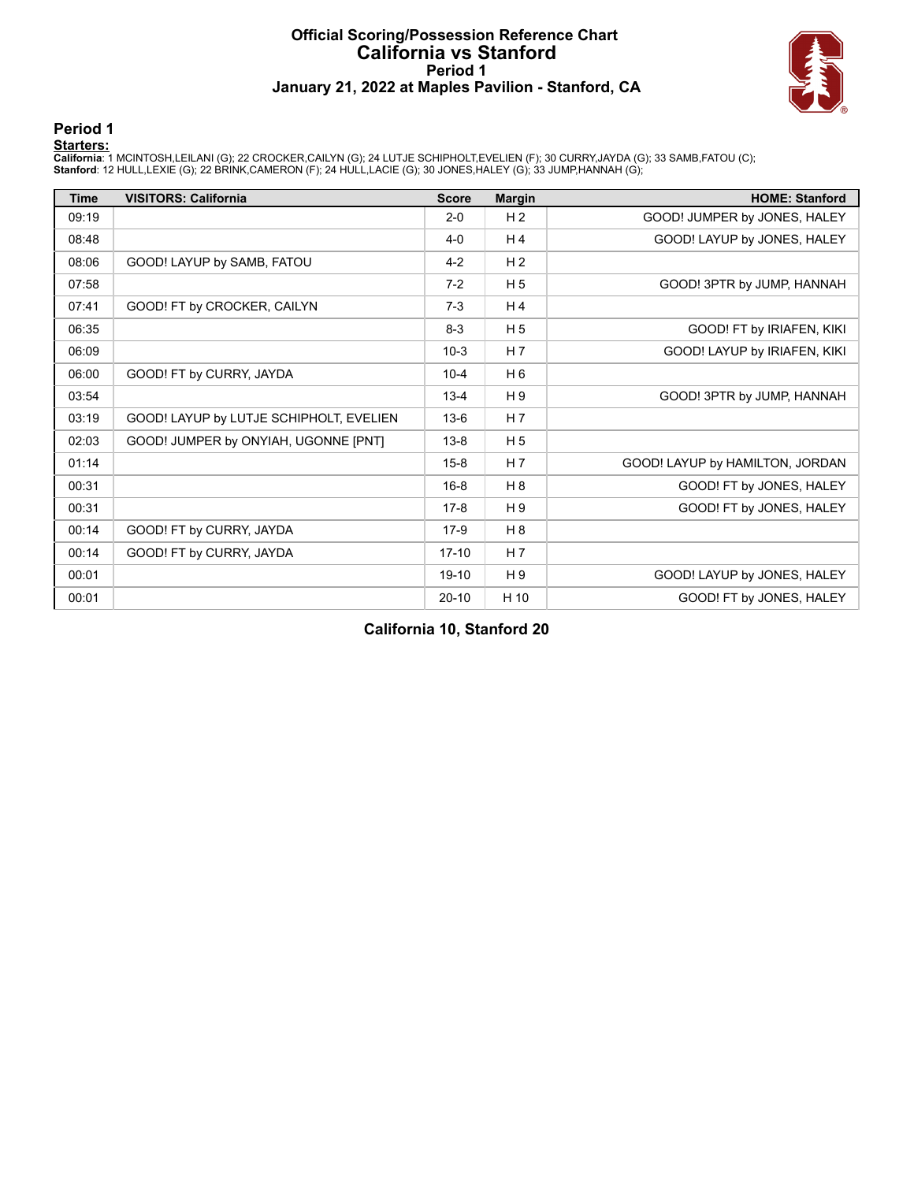# Official Scoring/Possession Reference Chart
## California vs Stanford
### Period 1
### January 21, 2022 at Maples Pavilion - Stanford, CA

## Period 1

**Starters:**

**California**: 1 MCINTOSH,LEILANI (G); 22 CROCKER,CAILYN (G); 24 LUTJE SCHIPHOLT,EVELIEN (F); 30 CURRY,JAYDA (G); 33 SAMB,FATOU (C);
**Stanford**: 12 HULL,LEXIE (G); 22 BRINK,CAMERON (F); 24 HULL,LACIE (G); 30 JONES,HALEY (G); 33 JUMP,HANNAH (G);

| Time | VISITORS: California | Score | Margin | HOME: Stanford |
|---|---|---|---|---|
| 09:19 | | 2-0 | H 2 | GOOD! JUMPER by JONES, HALEY |
| 08:48 | | 4-0 | H 4 | GOOD! LAYUP by JONES, HALEY |
| 08:06 | GOOD! LAYUP by SAMB, FATOU | 4-2 | H 2 | |
| 07:58 | | 7-2 | H 5 | GOOD! 3PTR by JUMP, HANNAH |
| 07:41 | GOOD! FT by CROCKER, CAILYN | 7-3 | H 4 | |
| 06:35 | | 8-3 | H 5 | GOOD! FT by IRIAFEN, KIKI |
| 06:09 | | 10-3 | H 7 | GOOD! LAYUP by IRIAFEN, KIKI |
| 06:00 | GOOD! FT by CURRY, JAYDA | 10-4 | H 6 | |
| 03:54 | | 13-4 | H 9 | GOOD! 3PTR by JUMP, HANNAH |
| 03:19 | GOOD! LAYUP by LUTJE SCHIPHOLT, EVELIEN | 13-6 | H 7 | |
| 02:03 | GOOD! JUMPER by ONYIAH, UGONNE [PNT] | 13-8 | H 5 | |
| 01:14 | | 15-8 | H 7 | GOOD! LAYUP by HAMILTON, JORDAN |
| 00:31 | | 16-8 | H 8 | GOOD! FT by JONES, HALEY |
| 00:31 | | 17-8 | H 9 | GOOD! FT by JONES, HALEY |
| 00:14 | GOOD! FT by CURRY, JAYDA | 17-9 | H 8 | |
| 00:14 | GOOD! FT by CURRY, JAYDA | 17-10 | H 7 | |
| 00:01 | | 19-10 | H 9 | GOOD! LAYUP by JONES, HALEY |
| 00:01 | | 20-10 | H 10 | GOOD! FT by JONES, HALEY |

**California 10, Stanford 20**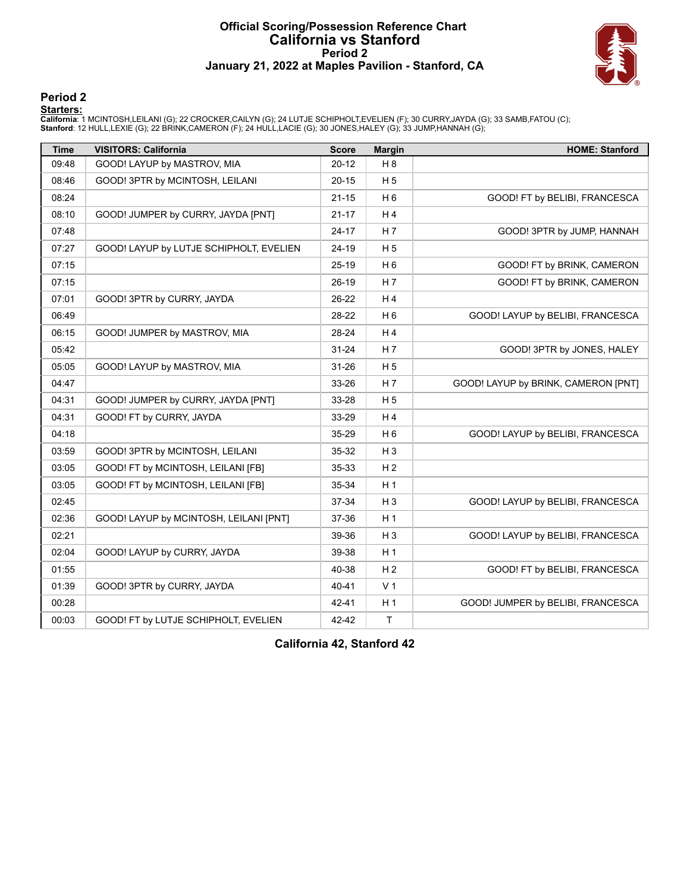# Official Scoring/Possession Reference Chart
# California vs Stanford
## Period 2
## January 21, 2022 at Maples Pavilion - Stanford, CA

### Period 2

**Starters:**

**California**: 1 MCINTOSH,LEILANI (G); 22 CROCKER,CAILYN (G); 24 LUTJE SCHIPHOLT,EVELIEN (F); 30 CURRY,JAYDA (G); 33 SAMB,FATOU (C);
**Stanford**: 12 HULL,LEXIE (G); 22 BRINK,CAMERON (F); 24 HULL,LACIE (G); 30 JONES,HALEY (G); 33 JUMP,HANNAH (G);

| Time | VISITORS: California | Score | Margin | HOME: Stanford |
|---|---|---|---|---|
| 09:48 | GOOD! LAYUP by MASTROV, MIA | 20-12 | H 8 | |
| 08:46 | GOOD! 3PTR by MCINTOSH, LEILANI | 20-15 | H 5 | |
| 08:24 | | 21-15 | H 6 | GOOD! FT by BELIBI, FRANCESCA |
| 08:10 | GOOD! JUMPER by CURRY, JAYDA [PNT] | 21-17 | H 4 | |
| 07:48 | | 24-17 | H 7 | GOOD! 3PTR by JUMP, HANNAH |
| 07:27 | GOOD! LAYUP by LUTJE SCHIPHOLT, EVELIEN | 24-19 | H 5 | |
| 07:15 | | 25-19 | H 6 | GOOD! FT by BRINK, CAMERON |
| 07:15 | | 26-19 | H 7 | GOOD! FT by BRINK, CAMERON |
| 07:01 | GOOD! 3PTR by CURRY, JAYDA | 26-22 | H 4 | |
| 06:49 | | 28-22 | H 6 | GOOD! LAYUP by BELIBI, FRANCESCA |
| 06:15 | GOOD! JUMPER by MASTROV, MIA | 28-24 | H 4 | |
| 05:42 | | 31-24 | H 7 | GOOD! 3PTR by JONES, HALEY |
| 05:05 | GOOD! LAYUP by MASTROV, MIA | 31-26 | H 5 | |
| 04:47 | | 33-26 | H 7 | GOOD! LAYUP by BRINK, CAMERON [PNT] |
| 04:31 | GOOD! JUMPER by CURRY, JAYDA [PNT] | 33-28 | H 5 | |
| 04:31 | GOOD! FT by CURRY, JAYDA | 33-29 | H 4 | |
| 04:18 | | 35-29 | H 6 | GOOD! LAYUP by BELIBI, FRANCESCA |
| 03:59 | GOOD! 3PTR by MCINTOSH, LEILANI | 35-32 | H 3 | |
| 03:05 | GOOD! FT by MCINTOSH, LEILANI [FB] | 35-33 | H 2 | |
| 03:05 | GOOD! FT by MCINTOSH, LEILANI [FB] | 35-34 | H 1 | |
| 02:45 | | 37-34 | H 3 | GOOD! LAYUP by BELIBI, FRANCESCA |
| 02:36 | GOOD! LAYUP by MCINTOSH, LEILANI [PNT] | 37-36 | H 1 | |
| 02:21 | | 39-36 | H 3 | GOOD! LAYUP by BELIBI, FRANCESCA |
| 02:04 | GOOD! LAYUP by CURRY, JAYDA | 39-38 | H 1 | |
| 01:55 | | 40-38 | H 2 | GOOD! FT by BELIBI, FRANCESCA |
| 01:39 | GOOD! 3PTR by CURRY, JAYDA | 40-41 | V 1 | |
| 00:28 | | 42-41 | H 1 | GOOD! JUMPER by BELIBI, FRANCESCA |
| 00:03 | GOOD! FT by LUTJE SCHIPHOLT, EVELIEN | 42-42 | T | |

**California 42, Stanford 42**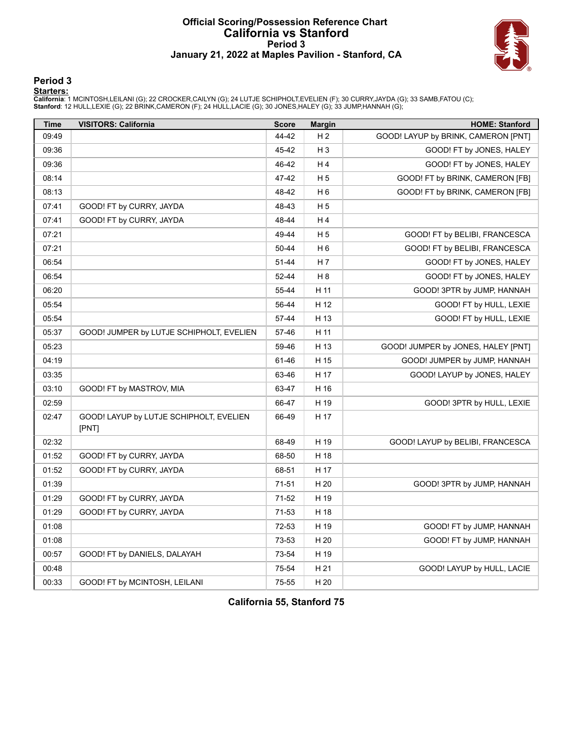# Official Scoring/Possession Reference Chart
## California vs Stanford
### Period 3
### January 21, 2022 at Maples Pavilion - Stanford, CA

## Period 3

**Starters:**

**California**: 1 MCINTOSH,LEILANI (G); 22 CROCKER,CAILYN (G); 24 LUTJE SCHIPHOLT,EVELIEN (F); 30 CURRY,JAYDA (G); 33 SAMB,FATOU (C);
**Stanford**: 12 HULL,LEXIE (G); 22 BRINK,CAMERON (F); 24 HULL,LACIE (G); 30 JONES,HALEY (G); 33 JUMP,HANNAH (G);

| Time | VISITORS: California | Score | Margin | HOME: Stanford |
|---|---|---|---|---|
| 09:49 | | 44-42 | H 2 | GOOD! LAYUP by BRINK, CAMERON [PNT] |
| 09:36 | | 45-42 | H 3 | GOOD! FT by JONES, HALEY |
| 09:36 | | 46-42 | H 4 | GOOD! FT by JONES, HALEY |
| 08:14 | | 47-42 | H 5 | GOOD! FT by BRINK, CAMERON [FB] |
| 08:13 | | 48-42 | H 6 | GOOD! FT by BRINK, CAMERON [FB] |
| 07:41 | GOOD! FT by CURRY, JAYDA | 48-43 | H 5 | |
| 07:41 | GOOD! FT by CURRY, JAYDA | 48-44 | H 4 | |
| 07:21 | | 49-44 | H 5 | GOOD! FT by BELIBI, FRANCESCA |
| 07:21 | | 50-44 | H 6 | GOOD! FT by BELIBI, FRANCESCA |
| 06:54 | | 51-44 | H 7 | GOOD! FT by JONES, HALEY |
| 06:54 | | 52-44 | H 8 | GOOD! FT by JONES, HALEY |
| 06:20 | | 55-44 | H 11 | GOOD! 3PTR by JUMP, HANNAH |
| 05:54 | | 56-44 | H 12 | GOOD! FT by HULL, LEXIE |
| 05:54 | | 57-44 | H 13 | GOOD! FT by HULL, LEXIE |
| 05:37 | GOOD! JUMPER by LUTJE SCHIPHOLT, EVELIEN | 57-46 | H 11 | |
| 05:23 | | 59-46 | H 13 | GOOD! JUMPER by JONES, HALEY [PNT] |
| 04:19 | | 61-46 | H 15 | GOOD! JUMPER by JUMP, HANNAH |
| 03:35 | | 63-46 | H 17 | GOOD! LAYUP by JONES, HALEY |
| 03:10 | GOOD! FT by MASTROV, MIA | 63-47 | H 16 | |
| 02:59 | | 66-47 | H 19 | GOOD! 3PTR by HULL, LEXIE |
| 02:47 | GOOD! LAYUP by LUTJE SCHIPHOLT, EVELIEN [PNT] | 66-49 | H 17 | |
| 02:32 | | 68-49 | H 19 | GOOD! LAYUP by BELIBI, FRANCESCA |
| 01:52 | GOOD! FT by CURRY, JAYDA | 68-50 | H 18 | |
| 01:52 | GOOD! FT by CURRY, JAYDA | 68-51 | H 17 | |
| 01:39 | | 71-51 | H 20 | GOOD! 3PTR by JUMP, HANNAH |
| 01:29 | GOOD! FT by CURRY, JAYDA | 71-52 | H 19 | |
| 01:29 | GOOD! FT by CURRY, JAYDA | 71-53 | H 18 | |
| 01:08 | | 72-53 | H 19 | GOOD! FT by JUMP, HANNAH |
| 01:08 | | 73-53 | H 20 | GOOD! FT by JUMP, HANNAH |
| 00:57 | GOOD! FT by DANIELS, DALAYAH | 73-54 | H 19 | |
| 00:48 | | 75-54 | H 21 | GOOD! LAYUP by HULL, LACIE |
| 00:33 | GOOD! FT by MCINTOSH, LEILANI | 75-55 | H 20 | |

**California 55, Stanford 75**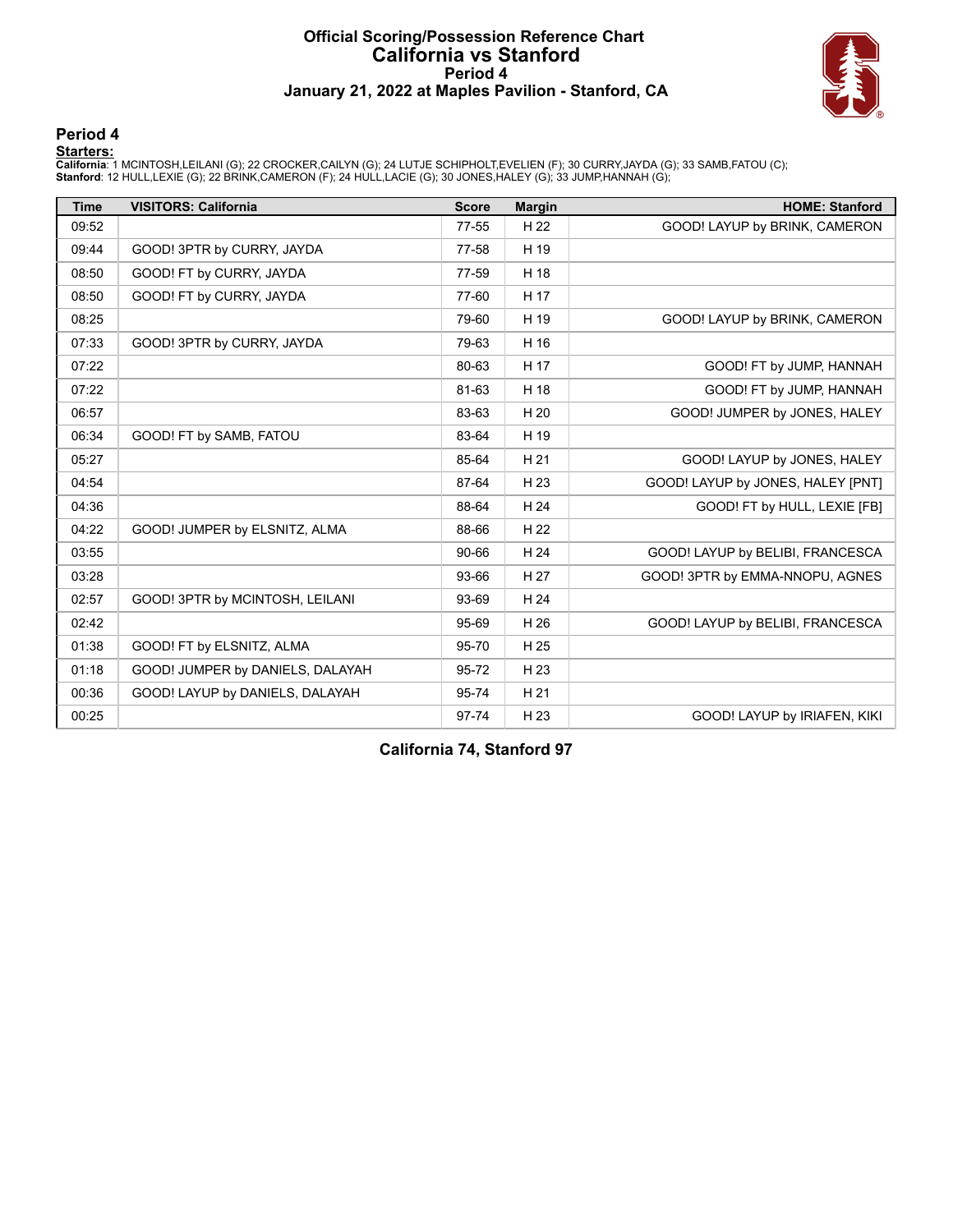# Official Scoring/Possession Reference Chart
# California vs Stanford
## Period 4
## January 21, 2022 at Maples Pavilion - Stanford, CA

### Period 4

**Starters:**

**California**: 1 MCINTOSH,LEILANI (G); 22 CROCKER,CAILYN (G); 24 LUTJE SCHIPHOLT,EVELIEN (F); 30 CURRY,JAYDA (G); 33 SAMB,FATOU (C);
**Stanford**: 12 HULL,LEXIE (G); 22 BRINK,CAMERON (F); 24 HULL,LACIE (G); 30 JONES,HALEY (G); 33 JUMP,HANNAH (G);

| Time | VISITORS: California | Score | Margin | HOME: Stanford |
|---|---|---|---|---|
| 09:52 | | 77-55 | H 22 | GOOD! LAYUP by BRINK, CAMERON |
| 09:44 | GOOD! 3PTR by CURRY, JAYDA | 77-58 | H 19 | |
| 08:50 | GOOD! FT by CURRY, JAYDA | 77-59 | H 18 | |
| 08:50 | GOOD! FT by CURRY, JAYDA | 77-60 | H 17 | |
| 08:25 | | 79-60 | H 19 | GOOD! LAYUP by BRINK, CAMERON |
| 07:33 | GOOD! 3PTR by CURRY, JAYDA | 79-63 | H 16 | |
| 07:22 | | 80-63 | H 17 | GOOD! FT by JUMP, HANNAH |
| 07:22 | | 81-63 | H 18 | GOOD! FT by JUMP, HANNAH |
| 06:57 | | 83-63 | H 20 | GOOD! JUMPER by JONES, HALEY |
| 06:34 | GOOD! FT by SAMB, FATOU | 83-64 | H 19 | |
| 05:27 | | 85-64 | H 21 | GOOD! LAYUP by JONES, HALEY |
| 04:54 | | 87-64 | H 23 | GOOD! LAYUP by JONES, HALEY [PNT] |
| 04:36 | | 88-64 | H 24 | GOOD! FT by HULL, LEXIE [FB] |
| 04:22 | GOOD! JUMPER by ELSNITZ, ALMA | 88-66 | H 22 | |
| 03:55 | | 90-66 | H 24 | GOOD! LAYUP by BELIBI, FRANCESCA |
| 03:28 | | 93-66 | H 27 | GOOD! 3PTR by EMMA-NNOPU, AGNES |
| 02:57 | GOOD! 3PTR by MCINTOSH, LEILANI | 93-69 | H 24 | |
| 02:42 | | 95-69 | H 26 | GOOD! LAYUP by BELIBI, FRANCESCA |
| 01:38 | GOOD! FT by ELSNITZ, ALMA | 95-70 | H 25 | |
| 01:18 | GOOD! JUMPER by DANIELS, DALAYAH | 95-72 | H 23 | |
| 00:36 | GOOD! LAYUP by DANIELS, DALAYAH | 95-74 | H 21 | |
| 00:25 | | 97-74 | H 23 | GOOD! LAYUP by IRIAFEN, KIKI |

**California 74, Stanford 97**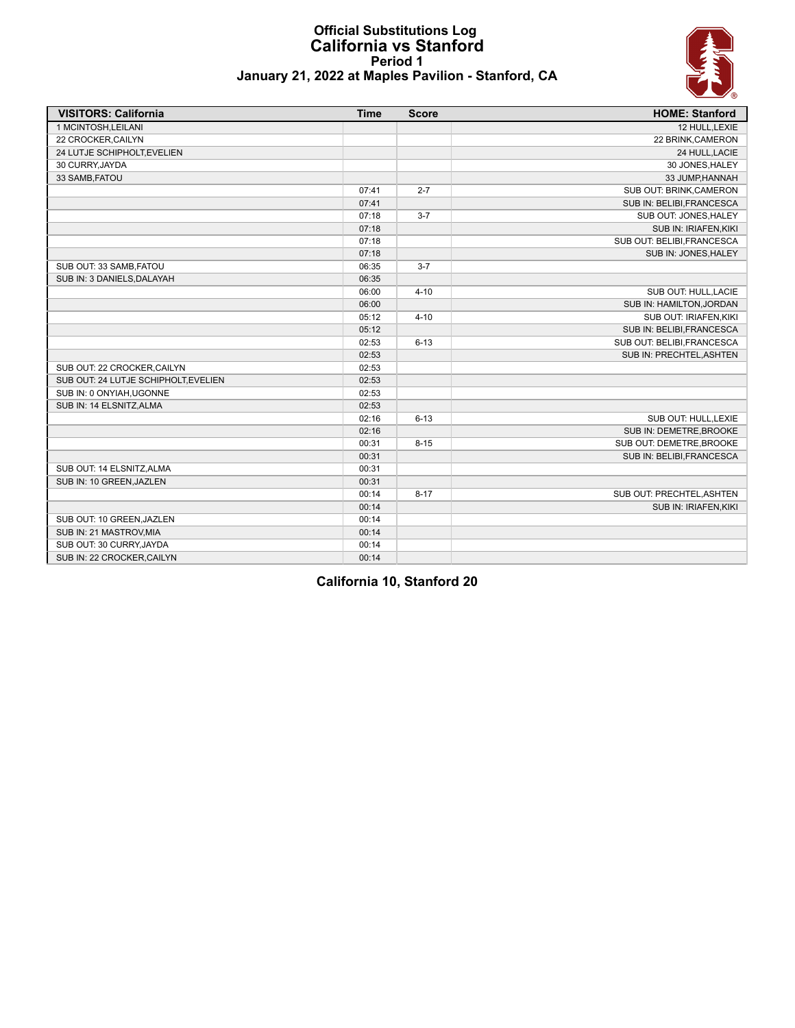# Official Substitutions Log
## California vs Stanford
### Period 1
### January 21, 2022 at Maples Pavilion - Stanford, CA

| VISITORS: California | Time | Score | HOME: Stanford |
|---|---|---|---|
| 1 MCINTOSH,LEILANI | | | 12 HULL,LEXIE |
| 22 CROCKER,CAILYN | | | 22 BRINK,CAMERON |
| 24 LUTJE SCHIPHOLT,EVELIEN | | | 24 HULL,LACIE |
| 30 CURRY,JAYDA | | | 30 JONES,HALEY |
| 33 SAMB,FATOU | | | 33 JUMP,HANNAH |
| | 07:41 | 2-7 | SUB OUT: BRINK,CAMERON |
| | 07:41 | | SUB IN: BELIBI,FRANCESCA |
| | 07:18 | 3-7 | SUB OUT: JONES,HALEY |
| | 07:18 | | SUB IN: IRIAFEN,KIKI |
| | 07:18 | | SUB OUT: BELIBI,FRANCESCA |
| | 07:18 | | SUB IN: JONES,HALEY |
| SUB OUT: 33 SAMB,FATOU | 06:35 | 3-7 | |
| SUB IN: 3 DANIELS,DALAYAH | 06:35 | | |
| | 06:00 | 4-10 | SUB OUT: HULL,LACIE |
| | 06:00 | | SUB IN: HAMILTON,JORDAN |
| | 05:12 | 4-10 | SUB OUT: IRIAFEN,KIKI |
| | 05:12 | | SUB IN: BELIBI,FRANCESCA |
| | 02:53 | 6-13 | SUB OUT: BELIBI,FRANCESCA |
| | 02:53 | | SUB IN: PRECHTEL,ASHTEN |
| SUB OUT: 22 CROCKER,CAILYN | 02:53 | | |
| SUB OUT: 24 LUTJE SCHIPHOLT,EVELIEN | 02:53 | | |
| SUB IN: 0 ONYIAH,UGONNE | 02:53 | | |
| SUB IN: 14 ELSNITZ,ALMA | 02:53 | | |
| | 02:16 | 6-13 | SUB OUT: HULL,LEXIE |
| | 02:16 | | SUB IN: DEMETRE,BROOKE |
| | 00:31 | 8-15 | SUB OUT: DEMETRE,BROOKE |
| | 00:31 | | SUB IN: BELIBI,FRANCESCA |
| SUB OUT: 14 ELSNITZ,ALMA | 00:31 | | |
| SUB IN: 10 GREEN,JAZLEN | 00:31 | | |
| | 00:14 | 8-17 | SUB OUT: PRECHTEL,ASHTEN |
| | 00:14 | | SUB IN: IRIAFEN,KIKI |
| SUB OUT: 10 GREEN,JAZLEN | 00:14 | | |
| SUB IN: 21 MASTROV,MIA | 00:14 | | |
| SUB OUT: 30 CURRY,JAYDA | 00:14 | | |
| SUB IN: 22 CROCKER,CAILYN | 00:14 | | |

**California 10, Stanford 20**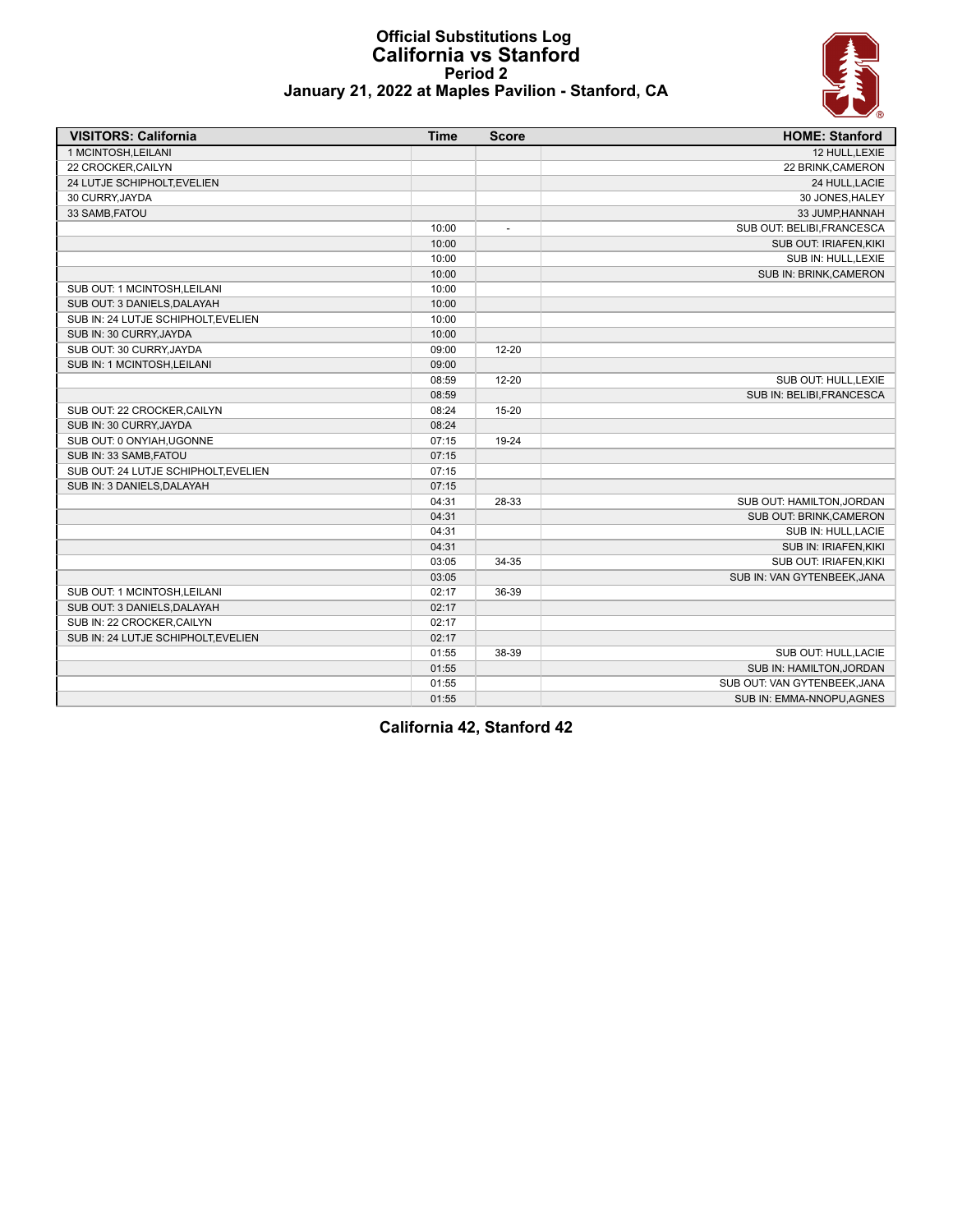# Official Substitutions Log
## California vs Stanford
### Period 2
### January 21, 2022 at Maples Pavilion - Stanford, CA

| VISITORS: California | Time | Score | HOME: Stanford |
|---|---|---|---|
| 1 MCINTOSH,LEILANI | | | 12 HULL,LEXIE |
| 22 CROCKER,CAILYN | | | 22 BRINK,CAMERON |
| 24 LUTJE SCHIPHOLT,EVELIEN | | | 24 HULL,LACIE |
| 30 CURRY,JAYDA | | | 30 JONES,HALEY |
| 33 SAMB,FATOU | | | 33 JUMP,HANNAH |
| | 10:00 | - | SUB OUT: BELIBI,FRANCESCA |
| | 10:00 | | SUB OUT: IRIAFEN,KIKI |
| | 10:00 | | SUB IN: HULL,LEXIE |
| | 10:00 | | SUB IN: BRINK,CAMERON |
| SUB OUT: 1 MCINTOSH,LEILANI | 10:00 | | |
| SUB OUT: 3 DANIELS,DALAYAH | 10:00 | | |
| SUB IN: 24 LUTJE SCHIPHOLT,EVELIEN | 10:00 | | |
| SUB IN: 30 CURRY,JAYDA | 10:00 | | |
| SUB OUT: 30 CURRY,JAYDA | 09:00 | 12-20 | |
| SUB IN: 1 MCINTOSH,LEILANI | 09:00 | | |
| | 08:59 | 12-20 | SUB OUT: HULL,LEXIE |
| | 08:59 | | SUB IN: BELIBI,FRANCESCA |
| SUB OUT: 22 CROCKER,CAILYN | 08:24 | 15-20 | |
| SUB IN: 30 CURRY,JAYDA | 08:24 | | |
| SUB OUT: 0 ONYIAH,UGONNE | 07:15 | 19-24 | |
| SUB IN: 33 SAMB,FATOU | 07:15 | | |
| SUB OUT: 24 LUTJE SCHIPHOLT,EVELIEN | 07:15 | | |
| SUB IN: 3 DANIELS,DALAYAH | 07:15 | | |
| | 04:31 | 28-33 | SUB OUT: HAMILTON,JORDAN |
| | 04:31 | | SUB OUT: BRINK,CAMERON |
| | 04:31 | | SUB IN: HULL,LACIE |
| | 04:31 | | SUB IN: IRIAFEN,KIKI |
| | 03:05 | 34-35 | SUB OUT: IRIAFEN,KIKI |
| | 03:05 | | SUB IN: VAN GYTENBEEK,JANA |
| SUB OUT: 1 MCINTOSH,LEILANI | 02:17 | 36-39 | |
| SUB OUT: 3 DANIELS,DALAYAH | 02:17 | | |
| SUB IN: 22 CROCKER,CAILYN | 02:17 | | |
| SUB IN: 24 LUTJE SCHIPHOLT,EVELIEN | 02:17 | | |
| | 01:55 | 38-39 | SUB OUT: HULL,LACIE |
| | 01:55 | | SUB IN: HAMILTON,JORDAN |
| | 01:55 | | SUB OUT: VAN GYTENBEEK,JANA |
| | 01:55 | | SUB IN: EMMA-NNOPU,AGNES |

**California 42, Stanford 42**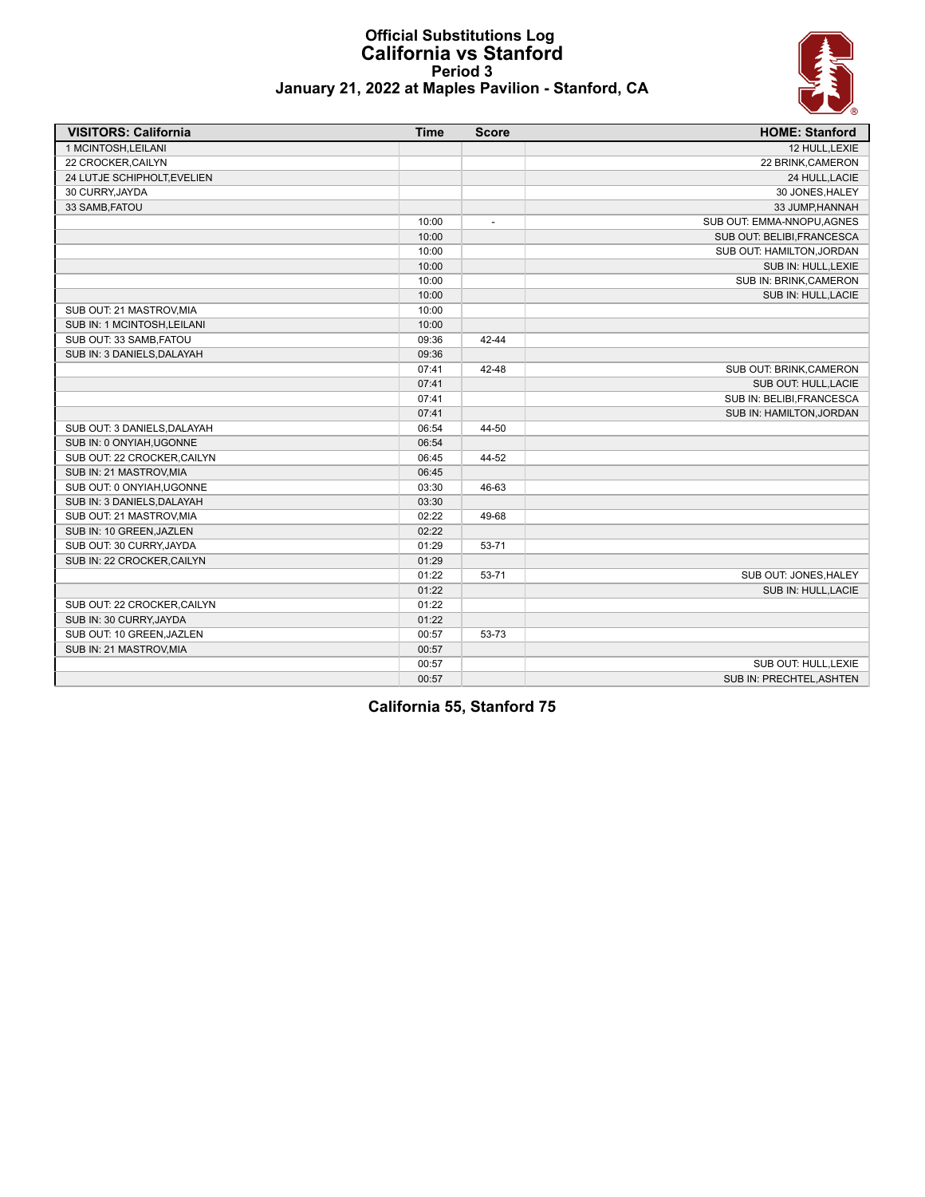# Official Substitutions Log
## California vs Stanford
### Period 3
### January 21, 2022 at Maples Pavilion - Stanford, CA

| VISITORS: California | Time | Score | HOME: Stanford |
|---|---|---|---|
| 1 MCINTOSH,LEILANI | | | 12 HULL,LEXIE |
| 22 CROCKER,CAILYN | | | 22 BRINK,CAMERON |
| 24 LUTJE SCHIPHOLT,EVELIEN | | | 24 HULL,LACIE |
| 30 CURRY,JAYDA | | | 30 JONES,HALEY |
| 33 SAMB,FATOU | | | 33 JUMP,HANNAH |
| | 10:00 | - | SUB OUT: EMMA-NNOPU,AGNES |
| | 10:00 | | SUB OUT: BELIBI,FRANCESCA |
| | 10:00 | | SUB OUT: HAMILTON,JORDAN |
| | 10:00 | | SUB IN: HULL,LEXIE |
| | 10:00 | | SUB IN: BRINK,CAMERON |
| | 10:00 | | SUB IN: HULL,LACIE |
| SUB OUT: 21 MASTROV,MIA | 10:00 | | |
| SUB IN: 1 MCINTOSH,LEILANI | 10:00 | | |
| SUB OUT: 33 SAMB,FATOU | 09:36 | 42-44 | |
| SUB IN: 3 DANIELS,DALAYAH | 09:36 | | |
| | 07:41 | 42-48 | SUB OUT: BRINK,CAMERON |
| | 07:41 | | SUB OUT: HULL,LACIE |
| | 07:41 | | SUB IN: BELIBI,FRANCESCA |
| | 07:41 | | SUB IN: HAMILTON,JORDAN |
| SUB OUT: 3 DANIELS,DALAYAH | 06:54 | 44-50 | |
| SUB IN: 0 ONYIAH,UGONNE | 06:54 | | |
| SUB OUT: 22 CROCKER,CAILYN | 06:45 | 44-52 | |
| SUB IN: 21 MASTROV,MIA | 06:45 | | |
| SUB OUT: 0 ONYIAH,UGONNE | 03:30 | 46-63 | |
| SUB IN: 3 DANIELS,DALAYAH | 03:30 | | |
| SUB OUT: 21 MASTROV,MIA | 02:22 | 49-68 | |
| SUB IN: 10 GREEN,JAZLEN | 02:22 | | |
| SUB OUT: 30 CURRY,JAYDA | 01:29 | 53-71 | |
| SUB IN: 22 CROCKER,CAILYN | 01:29 | | |
| | 01:22 | 53-71 | SUB OUT: JONES,HALEY |
| | 01:22 | | SUB IN: HULL,LACIE |
| SUB OUT: 22 CROCKER,CAILYN | 01:22 | | |
| SUB IN: 30 CURRY,JAYDA | 01:22 | | |
| SUB OUT: 10 GREEN,JAZLEN | 00:57 | 53-73 | |
| SUB IN: 21 MASTROV,MIA | 00:57 | | |
| | 00:57 | | SUB OUT: HULL,LEXIE |
| | 00:57 | | SUB IN: PRECHTEL,ASHTEN |

**California 55, Stanford 75**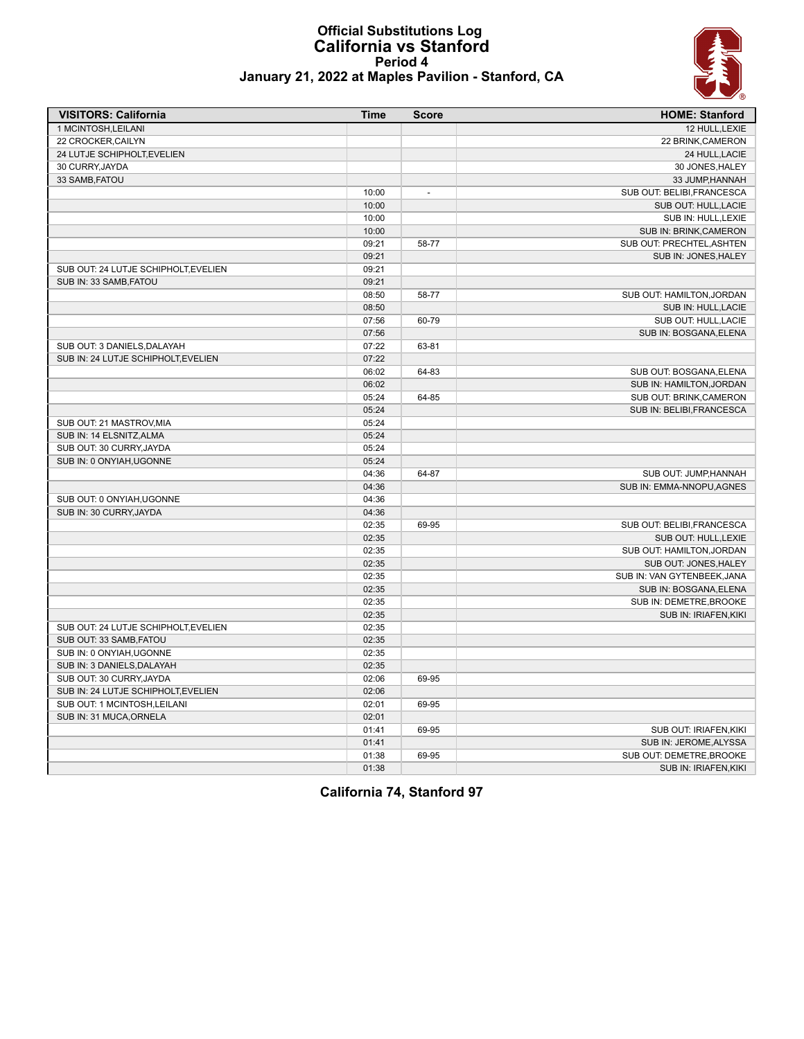# Official Substitutions Log
## California vs Stanford
### Period 4
### January 21, 2022 at Maples Pavilion - Stanford, CA

| VISITORS: California | Time | Score | HOME: Stanford |
|---|---|---|---|
| 1 MCINTOSH,LEILANI | | | 12 HULL,LEXIE |
| 22 CROCKER,CAILYN | | | 22 BRINK,CAMERON |
| 24 LUTJE SCHIPHOLT,EVELIEN | | | 24 HULL,LACIE |
| 30 CURRY,JAYDA | | | 30 JONES,HALEY |
| 33 SAMB,FATOU | | | 33 JUMP,HANNAH |
| | 10:00 | - | SUB OUT: BELIBI,FRANCESCA |
| | 10:00 | | SUB OUT: HULL,LACIE |
| | 10:00 | | SUB IN: HULL,LEXIE |
| | 10:00 | | SUB IN: BRINK,CAMERON |
| | 09:21 | 58-77 | SUB OUT: PRECHTEL,ASHTEN |
| | 09:21 | | SUB IN: JONES,HALEY |
| SUB OUT: 24 LUTJE SCHIPHOLT,EVELIEN | 09:21 | | |
| SUB IN: 33 SAMB,FATOU | 09:21 | | |
| | 08:50 | 58-77 | SUB OUT: HAMILTON,JORDAN |
| | 08:50 | | SUB IN: HULL,LACIE |
| | 07:56 | 60-79 | SUB OUT: HULL,LACIE |
| | 07:56 | | SUB IN: BOSGANA,ELENA |
| SUB OUT: 3 DANIELS,DALAYAH | 07:22 | 63-81 | |
| SUB IN: 24 LUTJE SCHIPHOLT,EVELIEN | 07:22 | | |
| | 06:02 | 64-83 | SUB OUT: BOSGANA,ELENA |
| | 06:02 | | SUB IN: HAMILTON,JORDAN |
| | 05:24 | 64-85 | SUB OUT: BRINK,CAMERON |
| | 05:24 | | SUB IN: BELIBI,FRANCESCA |
| SUB OUT: 21 MASTROV,MIA | 05:24 | | |
| SUB IN: 14 ELSNITZ,ALMA | 05:24 | | |
| SUB OUT: 30 CURRY,JAYDA | 05:24 | | |
| SUB IN: 0 ONYIAH,UGONNE | 05:24 | | |
| | 04:36 | 64-87 | SUB OUT: JUMP,HANNAH |
| | 04:36 | | SUB IN: EMMA-NNOPU,AGNES |
| SUB OUT: 0 ONYIAH,UGONNE | 04:36 | | |
| SUB IN: 30 CURRY,JAYDA | 04:36 | | |
| | 02:35 | 69-95 | SUB OUT: BELIBI,FRANCESCA |
| | 02:35 | | SUB OUT: HULL,LEXIE |
| | 02:35 | | SUB OUT: HAMILTON,JORDAN |
| | 02:35 | | SUB OUT: JONES,HALEY |
| | 02:35 | | SUB IN: VAN GYTENBEEK,JANA |
| | 02:35 | | SUB IN: BOSGANA,ELENA |
| | 02:35 | | SUB IN: DEMETRE,BROOKE |
| | 02:35 | | SUB IN: IRIAFEN,KIKI |
| SUB OUT: 24 LUTJE SCHIPHOLT,EVELIEN | 02:35 | | |
| SUB OUT: 33 SAMB,FATOU | 02:35 | | |
| SUB IN: 0 ONYIAH,UGONNE | 02:35 | | |
| SUB IN: 3 DANIELS,DALAYAH | 02:35 | | |
| SUB OUT: 30 CURRY,JAYDA | 02:06 | 69-95 | |
| SUB IN: 24 LUTJE SCHIPHOLT,EVELIEN | 02:06 | | |
| SUB OUT: 1 MCINTOSH,LEILANI | 02:01 | 69-95 | |
| SUB IN: 31 MUCA,ORNELA | 02:01 | | |
| | 01:41 | 69-95 | SUB OUT: IRIAFEN,KIKI |
| | 01:41 | | SUB IN: JEROME,ALYSSA |
| | 01:38 | 69-95 | SUB OUT: DEMETRE,BROOKE |
| | 01:38 | | SUB IN: IRIAFEN,KIKI |

**California 74, Stanford 97**